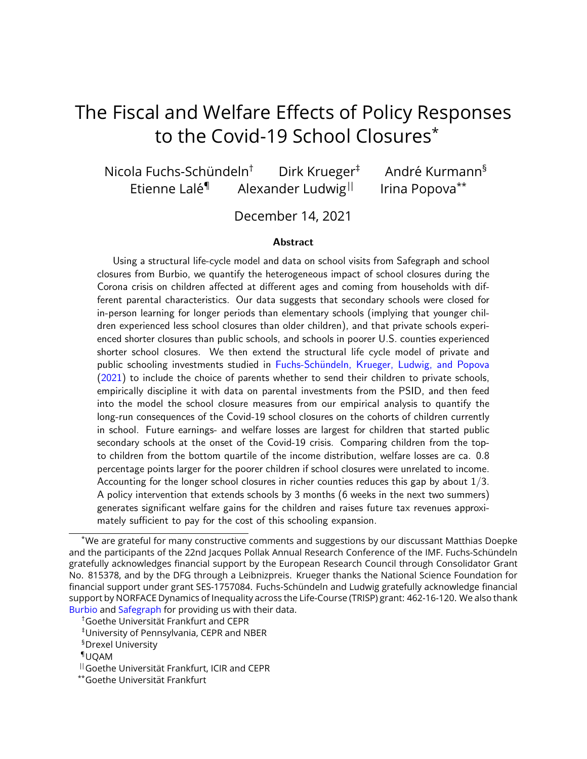# The Fiscal and Welfare Effects of Policy Responses to the Covid-19 School Closures[*]

Nicola Fuchs-Schündeln[†] Dirk Krueger[‡] André Kurmann[§]
Etienne Lalé[¶] Alexander Ludwig[||] Irina Popova[**]

December 14, 2021

### Abstract

Using a structural life-cycle model and data on school visits from Safegraph and school closures from Burbio, we quantify the heterogeneous impact of school closures during the Corona crisis on children affected at different ages and coming from households with different parental characteristics. Our data suggests that secondary schools were closed for in-person learning for longer periods than elementary schools (implying that younger children experienced less school closures than older children), and that private schools experienced shorter closures than public schools, and schools in poorer U.S. counties experienced shorter school closures. We then extend the structural life cycle model of private and public schooling investments studied in Fuchs-Schündeln, Krueger, Ludwig, and Popova (2021) to include the choice of parents whether to send their children to private schools, empirically discipline it with data on parental investments from the PSID, and then feed into the model the school closure measures from our empirical analysis to quantify the long-run consequences of the Covid-19 school closures on the cohorts of children currently in school. Future earnings- and welfare losses are largest for children that started public secondary schools at the onset of the Covid-19 crisis. Comparing children from the top- to children from the bottom quartile of the income distribution, welfare losses are ca. 0.8 percentage points larger for the poorer children if school closures were unrelated to income. Accounting for the longer school closures in richer counties reduces this gap by about $1/3$. A policy intervention that extends schools by 3 months (6 weeks in the next two summers) generates significant welfare gains for the children and raises future tax revenues approximately sufficient to pay for the cost of this schooling expansion.

---

[*]We are grateful for many constructive comments and suggestions by our discussant Matthias Doepke and the participants of the 22nd Jacques Pollak Annual Research Conference of the IMF. Fuchs-Schündeln gratefully acknowledges financial support by the European Research Council through Consolidator Grant No. 815378, and by the DFG through a Leibnizpreis. Krueger thanks the National Science Foundation for financial support under grant SES-1757084. Fuchs-Schündeln and Ludwig gratefully acknowledge financial support by NORFACE Dynamics of Inequality across the Life-Course (TRISP) grant: 462-16-120. We also thank Burbio and Safegraph for providing us with their data.

[†]Goethe Universität Frankfurt and CEPR

[‡]University of Pennsylvania, CEPR and NBER

[§]Drexel University

[¶]UQAM

[||]Goethe Universität Frankfurt, ICIR and CEPR

[**]Goethe Universität Frankfurt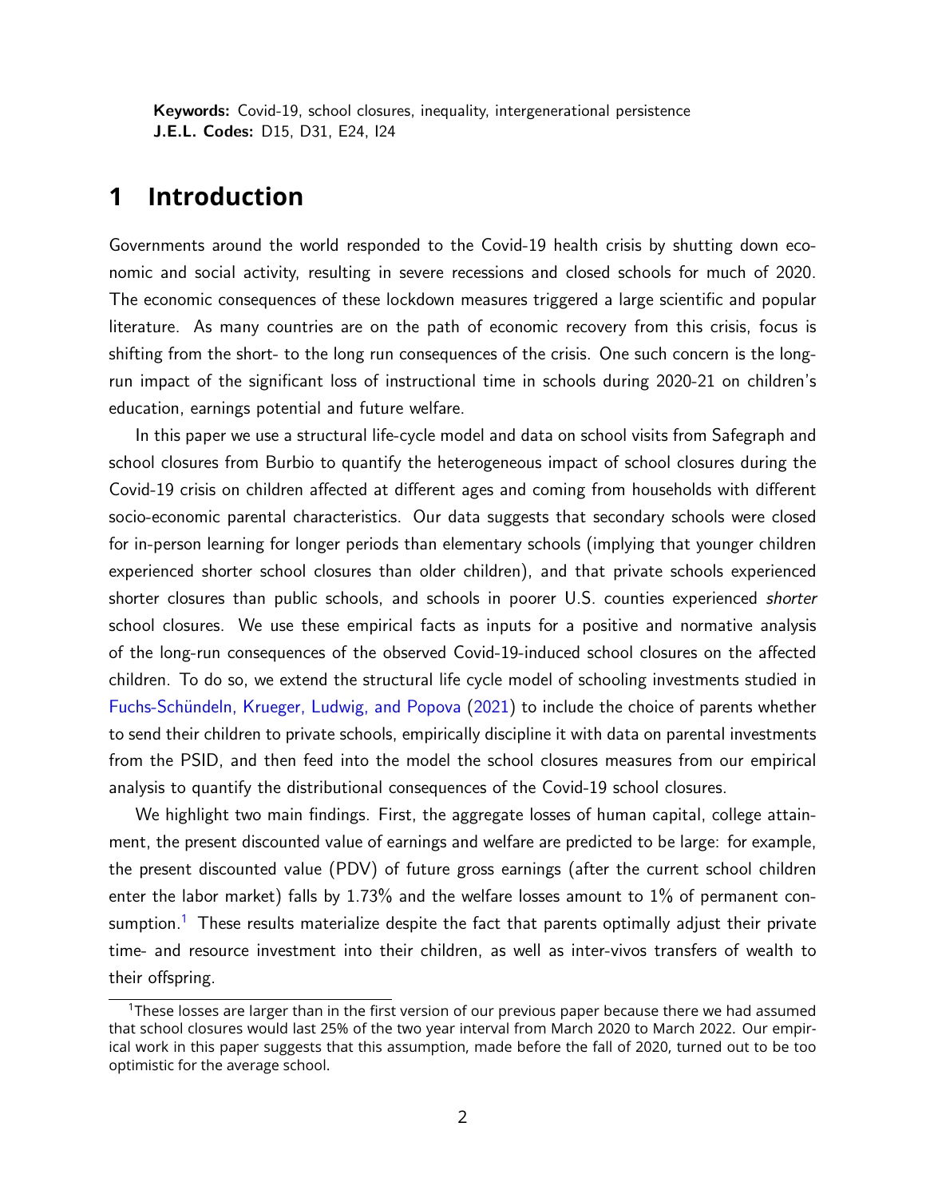**Keywords:** Covid-19, school closures, inequality, intergenerational persistence
**J.E.L. Codes:** D15, D31, E24, I24

# 1 Introduction

Governments around the world responded to the Covid-19 health crisis by shutting down economic and social activity, resulting in severe recessions and closed schools for much of 2020. The economic consequences of these lockdown measures triggered a large scientific and popular literature. As many countries are on the path of economic recovery from this crisis, focus is shifting from the short- to the long run consequences of the crisis. One such concern is the long-run impact of the significant loss of instructional time in schools during 2020-21 on children's education, earnings potential and future welfare.

In this paper we use a structural life-cycle model and data on school visits from Safegraph and school closures from Burbio to quantify the heterogeneous impact of school closures during the Covid-19 crisis on children affected at different ages and coming from households with different socio-economic parental characteristics. Our data suggests that secondary schools were closed for in-person learning for longer periods than elementary schools (implying that younger children experienced shorter school closures than older children), and that private schools experienced shorter closures than public schools, and schools in poorer U.S. counties experienced *shorter* school closures. We use these empirical facts as inputs for a positive and normative analysis of the long-run consequences of the observed Covid-19-induced school closures on the affected children. To do so, we extend the structural life cycle model of schooling investments studied in Fuchs-Schündeln, Krueger, Ludwig, and Popova (2021) to include the choice of parents whether to send their children to private schools, empirically discipline it with data on parental investments from the PSID, and then feed into the model the school closures measures from our empirical analysis to quantify the distributional consequences of the Covid-19 school closures.

We highlight two main findings. First, the aggregate losses of human capital, college attainment, the present discounted value of earnings and welfare are predicted to be large: for example, the present discounted value (PDV) of future gross earnings (after the current school children enter the labor market) falls by 1.73% and the welfare losses amount to 1% of permanent consumption.[1] These results materialize despite the fact that parents optimally adjust their private time- and resource investment into their children, as well as inter-vivos transfers of wealth to their offspring.

[1] These losses are larger than in the first version of our previous paper because there we had assumed that school closures would last 25% of the two year interval from March 2020 to March 2022. Our empirical work in this paper suggests that this assumption, made before the fall of 2020, turned out to be too optimistic for the average school.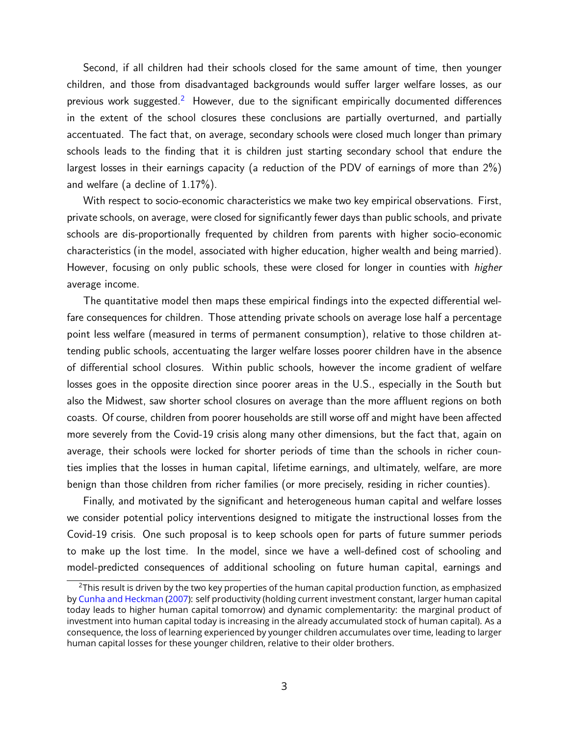Second, if all children had their schools closed for the same amount of time, then younger children, and those from disadvantaged backgrounds would suffer larger welfare losses, as our previous work suggested.[2] However, due to the significant empirically documented differences in the extent of the school closures these conclusions are partially overturned, and partially accentuated. The fact that, on average, secondary schools were closed much longer than primary schools leads to the finding that it is children just starting secondary school that endure the largest losses in their earnings capacity (a reduction of the PDV of earnings of more than 2%) and welfare (a decline of 1.17%).

With respect to socio-economic characteristics we make two key empirical observations. First, private schools, on average, were closed for significantly fewer days than public schools, and private schools are dis-proportionally frequented by children from parents with higher socio-economic characteristics (in the model, associated with higher education, higher wealth and being married). However, focusing on only public schools, these were closed for longer in counties with *higher* average income.

The quantitative model then maps these empirical findings into the expected differential welfare consequences for children. Those attending private schools on average lose half a percentage point less welfare (measured in terms of permanent consumption), relative to those children attending public schools, accentuating the larger welfare losses poorer children have in the absence of differential school closures. Within public schools, however the income gradient of welfare losses goes in the opposite direction since poorer areas in the U.S., especially in the South but also the Midwest, saw shorter school closures on average than the more affluent regions on both coasts. Of course, children from poorer households are still worse off and might have been affected more severely from the Covid-19 crisis along many other dimensions, but the fact that, again on average, their schools were locked for shorter periods of time than the schools in richer counties implies that the losses in human capital, lifetime earnings, and ultimately, welfare, are more benign than those children from richer families (or more precisely, residing in richer counties).

Finally, and motivated by the significant and heterogeneous human capital and welfare losses we consider potential policy interventions designed to mitigate the instructional losses from the Covid-19 crisis. One such proposal is to keep schools open for parts of future summer periods to make up the lost time. In the model, since we have a well-defined cost of schooling and model-predicted consequences of additional schooling on future human capital, earnings and

[2] This result is driven by the two key properties of the human capital production function, as emphasized by Cunha and Heckman (2007): self productivity (holding current investment constant, larger human capital today leads to higher human capital tomorrow) and dynamic complementarity: the marginal product of investment into human capital today is increasing in the already accumulated stock of human capital). As a consequence, the loss of learning experienced by younger children accumulates over time, leading to larger human capital losses for these younger children, relative to their older brothers.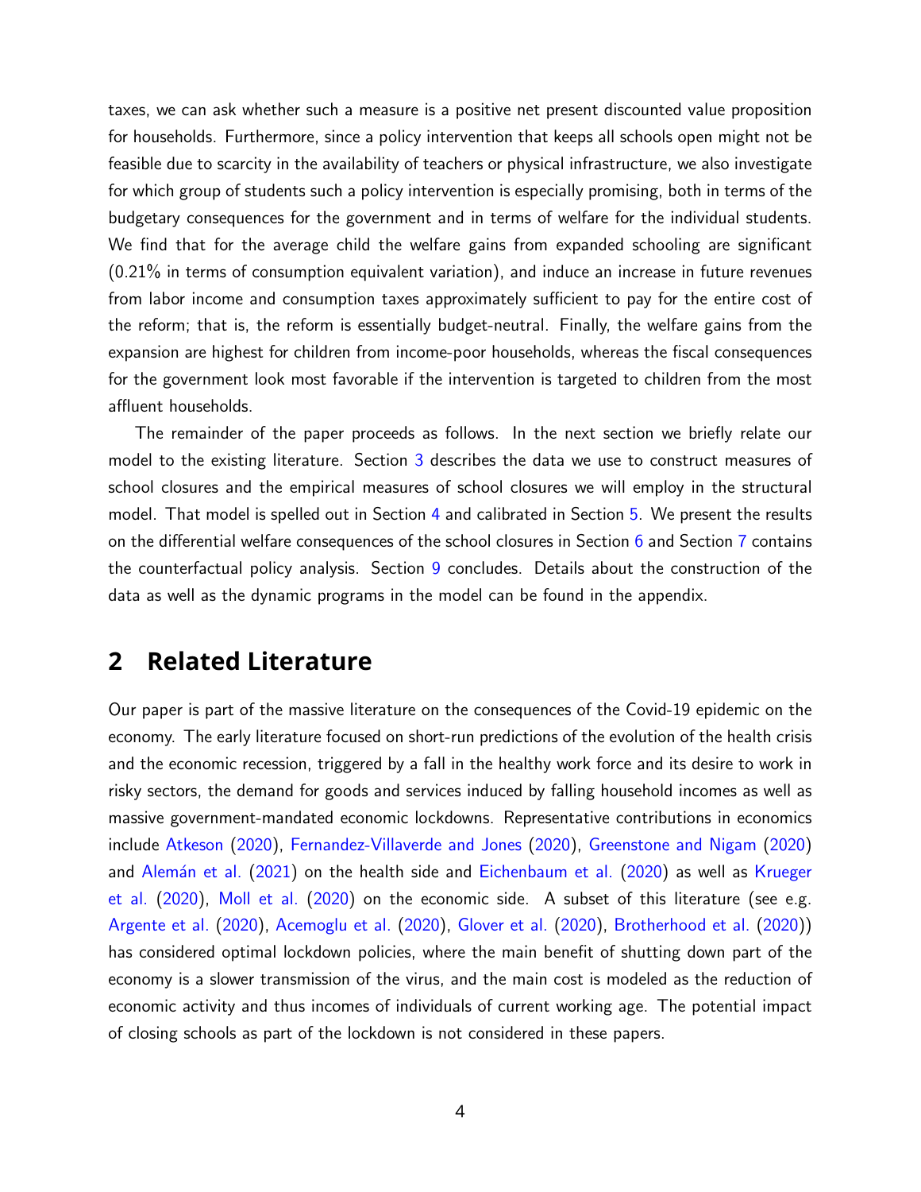taxes, we can ask whether such a measure is a positive net present discounted value proposition for households. Furthermore, since a policy intervention that keeps all schools open might not be feasible due to scarcity in the availability of teachers or physical infrastructure, we also investigate for which group of students such a policy intervention is especially promising, both in terms of the budgetary consequences for the government and in terms of welfare for the individual students. We find that for the average child the welfare gains from expanded schooling are significant (0.21% in terms of consumption equivalent variation), and induce an increase in future revenues from labor income and consumption taxes approximately sufficient to pay for the entire cost of the reform; that is, the reform is essentially budget-neutral. Finally, the welfare gains from the expansion are highest for children from income-poor households, whereas the fiscal consequences for the government look most favorable if the intervention is targeted to children from the most affluent households.

The remainder of the paper proceeds as follows. In the next section we briefly relate our model to the existing literature. Section 3 describes the data we use to construct measures of school closures and the empirical measures of school closures we will employ in the structural model. That model is spelled out in Section 4 and calibrated in Section 5. We present the results on the differential welfare consequences of the school closures in Section 6 and Section 7 contains the counterfactual policy analysis. Section 9 concludes. Details about the construction of the data as well as the dynamic programs in the model can be found in the appendix.

## 2 Related Literature

Our paper is part of the massive literature on the consequences of the Covid-19 epidemic on the economy. The early literature focused on short-run predictions of the evolution of the health crisis and the economic recession, triggered by a fall in the healthy work force and its desire to work in risky sectors, the demand for goods and services induced by falling household incomes as well as massive government-mandated economic lockdowns. Representative contributions in economics include Atkeson (2020), Fernandez-Villaverde and Jones (2020), Greenstone and Nigam (2020) and Alemán et al. (2021) on the health side and Eichenbaum et al. (2020) as well as Krueger et al. (2020), Moll et al. (2020) on the economic side. A subset of this literature (see e.g. Argente et al. (2020), Acemoglu et al. (2020), Glover et al. (2020), Brotherhood et al. (2020)) has considered optimal lockdown policies, where the main benefit of shutting down part of the economy is a slower transmission of the virus, and the main cost is modeled as the reduction of economic activity and thus incomes of individuals of current working age. The potential impact of closing schools as part of the lockdown is not considered in these papers.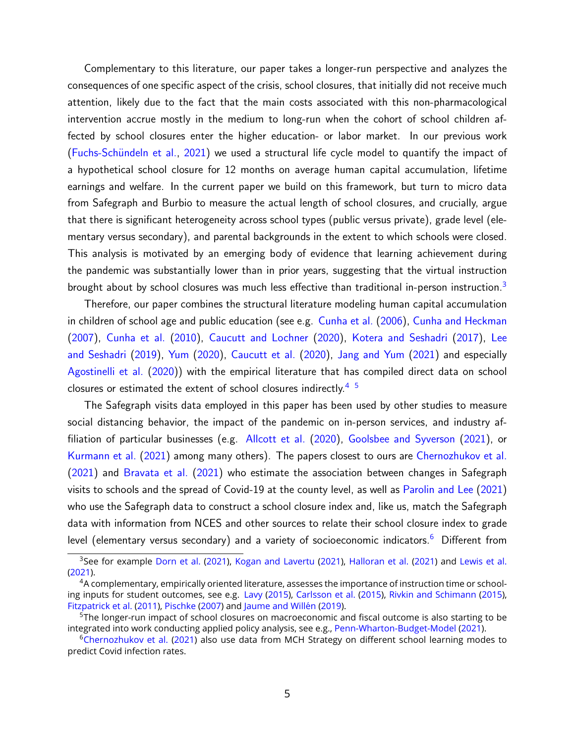Complementary to this literature, our paper takes a longer-run perspective and analyzes the consequences of one specific aspect of the crisis, school closures, that initially did not receive much attention, likely due to the fact that the main costs associated with this non-pharmacological intervention accrue mostly in the medium to long-run when the cohort of school children affected by school closures enter the higher education- or labor market. In our previous work (Fuchs-Schündeln et al., 2021) we used a structural life cycle model to quantify the impact of a hypothetical school closure for 12 months on average human capital accumulation, lifetime earnings and welfare. In the current paper we build on this framework, but turn to micro data from Safegraph and Burbio to measure the actual length of school closures, and crucially, argue that there is significant heterogeneity across school types (public versus private), grade level (elementary versus secondary), and parental backgrounds in the extent to which schools were closed. This analysis is motivated by an emerging body of evidence that learning achievement during the pandemic was substantially lower than in prior years, suggesting that the virtual instruction brought about by school closures was much less effective than traditional in-person instruction.[3]

Therefore, our paper combines the structural literature modeling human capital accumulation in children of school age and public education (see e.g. Cunha et al. (2006), Cunha and Heckman (2007), Cunha et al. (2010), Caucutt and Lochner (2020), Kotera and Seshadri (2017), Lee and Seshadri (2019), Yum (2020), Caucutt et al. (2020), Jang and Yum (2021) and especially Agostinelli et al. (2020)) with the empirical literature that has compiled direct data on school closures or estimated the extent of school closures indirectly.[4] [5]

The Safegraph visits data employed in this paper has been used by other studies to measure social distancing behavior, the impact of the pandemic on in-person services, and industry affiliation of particular businesses (e.g. Allcott et al. (2020), Goolsbee and Syverson (2021), or Kurmann et al. (2021) among many others). The papers closest to ours are Chernozhukov et al. (2021) and Bravata et al. (2021) who estimate the association between changes in Safegraph visits to schools and the spread of Covid-19 at the county level, as well as Parolin and Lee (2021) who use the Safegraph data to construct a school closure index and, like us, match the Safegraph data with information from NCES and other sources to relate their school closure index to grade level (elementary versus secondary) and a variety of socioeconomic indicators.[6] Different from

[3]See for example Dorn et al. (2021), Kogan and Lavertu (2021), Halloran et al. (2021) and Lewis et al. (2021).

[4]A complementary, empirically oriented literature, assesses the importance of instruction time or schooling inputs for student outcomes, see e.g. Lavy (2015), Carlsson et al. (2015), Rivkin and Schimann (2015), Fitzpatrick et al. (2011), Pischke (2007) and Jaume and Willén (2019).

[5]The longer-run impact of school closures on macroeconomic and fiscal outcome is also starting to be integrated into work conducting applied policy analysis, see e.g., Penn-Wharton-Budget-Model (2021).

[6]Chernozhukov et al. (2021) also use data from MCH Strategy on different school learning modes to predict Covid infection rates.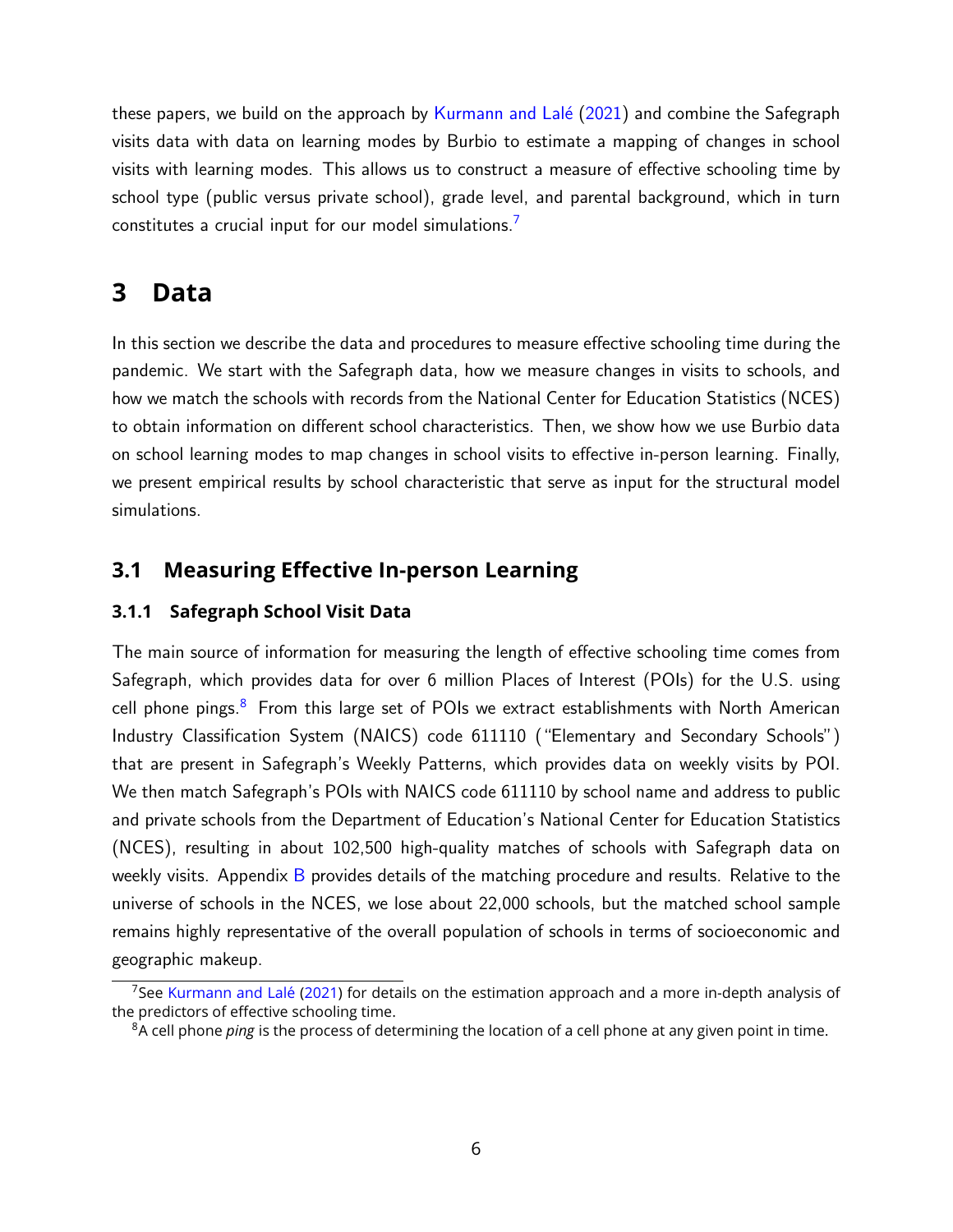these papers, we build on the approach by Kurmann and Lalé (2021) and combine the Safegraph visits data with data on learning modes by Burbio to estimate a mapping of changes in school visits with learning modes. This allows us to construct a measure of effective schooling time by school type (public versus private school), grade level, and parental background, which in turn constitutes a crucial input for our model simulations.[7]

# 3 Data

In this section we describe the data and procedures to measure effective schooling time during the pandemic. We start with the Safegraph data, how we measure changes in visits to schools, and how we match the schools with records from the National Center for Education Statistics (NCES) to obtain information on different school characteristics. Then, we show how we use Burbio data on school learning modes to map changes in school visits to effective in-person learning. Finally, we present empirical results by school characteristic that serve as input for the structural model simulations.

## 3.1 Measuring Effective In-person Learning

### 3.1.1 Safegraph School Visit Data

The main source of information for measuring the length of effective schooling time comes from Safegraph, which provides data for over 6 million Places of Interest (POIs) for the U.S. using cell phone pings.[8] From this large set of POIs we extract establishments with North American Industry Classification System (NAICS) code 611110 ("Elementary and Secondary Schools") that are present in Safegraph's Weekly Patterns, which provides data on weekly visits by POI. We then match Safegraph's POIs with NAICS code 611110 by school name and address to public and private schools from the Department of Education's National Center for Education Statistics (NCES), resulting in about 102,500 high-quality matches of schools with Safegraph data on weekly visits. Appendix B provides details of the matching procedure and results. Relative to the universe of schools in the NCES, we lose about 22,000 schools, but the matched school sample remains highly representative of the overall population of schools in terms of socioeconomic and geographic makeup.

[7] See Kurmann and Lalé (2021) for details on the estimation approach and a more in-depth analysis of the predictors of effective schooling time.

[8] A cell phone *ping* is the process of determining the location of a cell phone at any given point in time.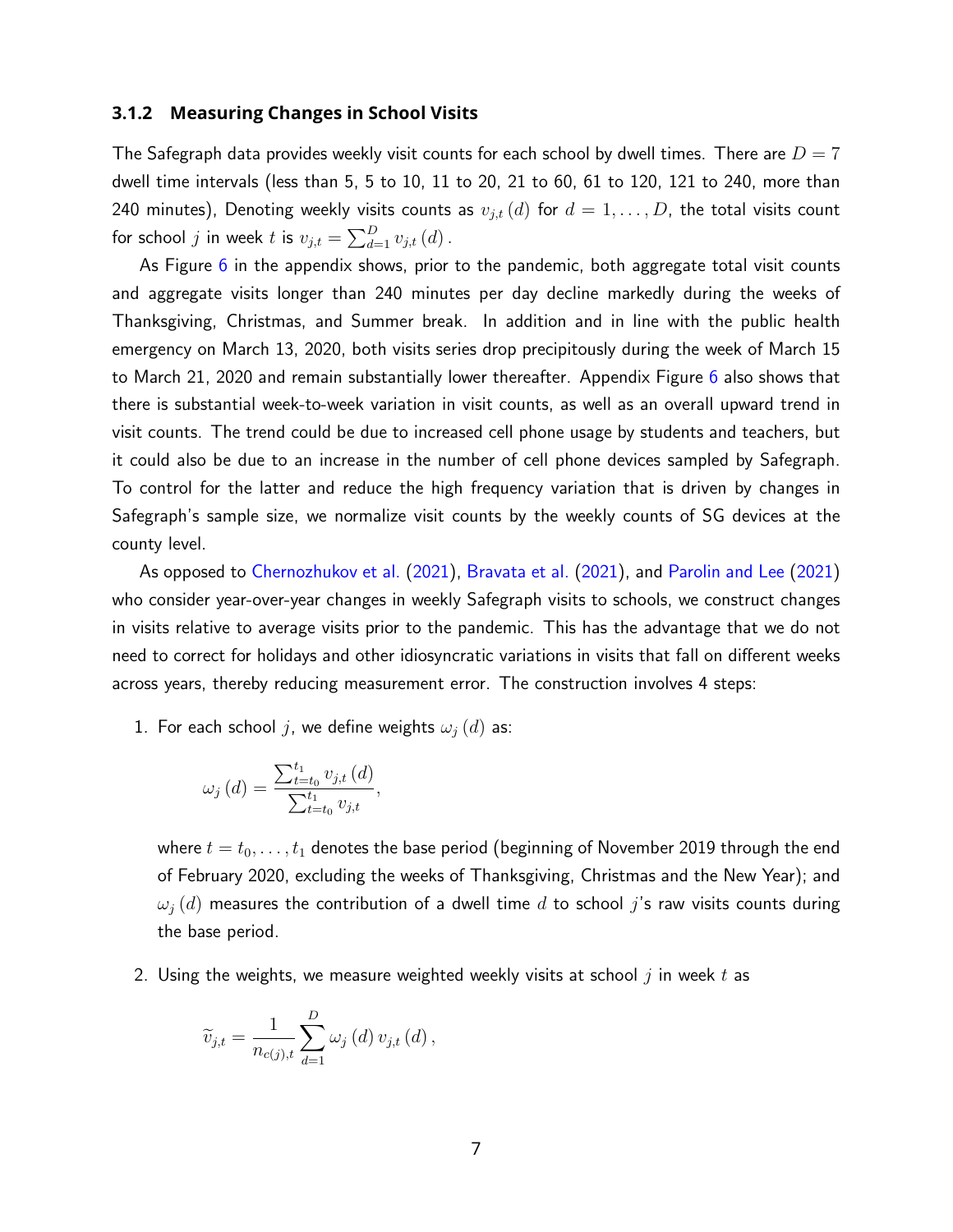### 3.1.2 Measuring Changes in School Visits

The Safegraph data provides weekly visit counts for each school by dwell times. There are $D = 7$ dwell time intervals (less than 5, 5 to 10, 11 to 20, 21 to 60, 61 to 120, 121 to 240, more than 240 minutes), Denoting weekly visits counts as $v_{j,t}(d)$ for $d = 1, \ldots, D$, the total visits count for school $j$ in week $t$ is $v_{j,t} = \sum_{d=1}^{D} v_{j,t}(d)$.

As Figure 6 in the appendix shows, prior to the pandemic, both aggregate total visit counts and aggregate visits longer than 240 minutes per day decline markedly during the weeks of Thanksgiving, Christmas, and Summer break. In addition and in line with the public health emergency on March 13, 2020, both visits series drop precipitously during the week of March 15 to March 21, 2020 and remain substantially lower thereafter. Appendix Figure 6 also shows that there is substantial week-to-week variation in visit counts, as well as an overall upward trend in visit counts. The trend could be due to increased cell phone usage by students and teachers, but it could also be due to an increase in the number of cell phone devices sampled by Safegraph. To control for the latter and reduce the high frequency variation that is driven by changes in Safegraph's sample size, we normalize visit counts by the weekly counts of SG devices at the county level.

As opposed to Chernozhukov et al. (2021), Bravata et al. (2021), and Parolin and Lee (2021) who consider year-over-year changes in weekly Safegraph visits to schools, we construct changes in visits relative to average visits prior to the pandemic. This has the advantage that we do not need to correct for holidays and other idiosyncratic variations in visits that fall on different weeks across years, thereby reducing measurement error. The construction involves 4 steps:

1. For each school $j$, we define weights $\omega_j(d)$ as:

$$\omega_j(d) = \frac{\sum_{t=t_0}^{t_1} v_{j,t}(d)}{\sum_{t=t_0}^{t_1} v_{j,t}},$$

   where $t = t_0, \ldots, t_1$ denotes the base period (beginning of November 2019 through the end of February 2020, excluding the weeks of Thanksgiving, Christmas and the New Year); and $\omega_j(d)$ measures the contribution of a dwell time $d$ to school $j$'s raw visits counts during the base period.

2. Using the weights, we measure weighted weekly visits at school $j$ in week $t$ as

$$\widetilde{v}_{j,t} = \frac{1}{n_{c(j),t}} \sum_{d=1}^{D} \omega_j(d) \, v_{j,t}(d),$$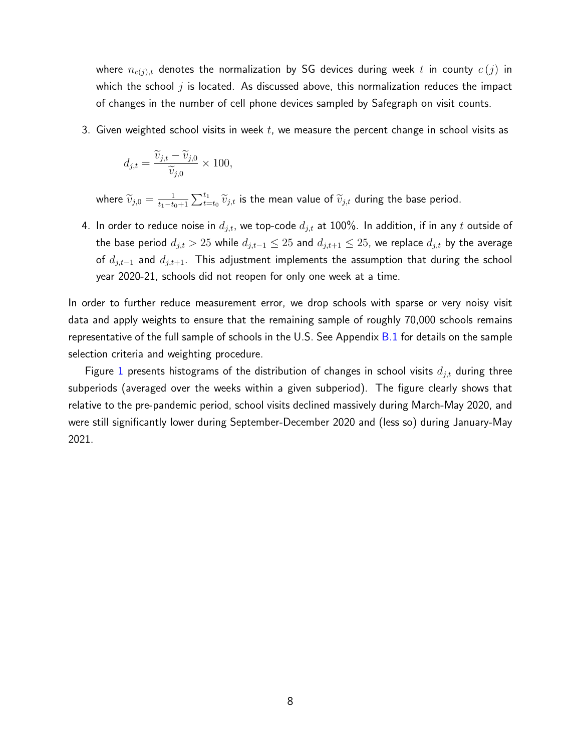where $n_{c(j),t}$ denotes the normalization by SG devices during week $t$ in county $c(j)$ in which the school $j$ is located. As discussed above, this normalization reduces the impact of changes in the number of cell phone devices sampled by Safegraph on visit counts.

3. Given weighted school visits in week $t$, we measure the percent change in school visits as

$$d_{j,t} = \frac{\widetilde{v}_{j,t} - \widetilde{v}_{j,0}}{\widetilde{v}_{j,0}} \times 100,$$

where $\widetilde{v}_{j,0} = \frac{1}{t_1 - t_0 + 1} \sum_{t=t_0}^{t_1} \widetilde{v}_{j,t}$ is the mean value of $\widetilde{v}_{j,t}$ during the base period.

4. In order to reduce noise in $d_{j,t}$, we top-code $d_{j,t}$ at 100%. In addition, if in any $t$ outside of the base period $d_{j,t} > 25$ while $d_{j,t-1} \leq 25$ and $d_{j,t+1} \leq 25$, we replace $d_{j,t}$ by the average of $d_{j,t-1}$ and $d_{j,t+1}$. This adjustment implements the assumption that during the school year 2020-21, schools did not reopen for only one week at a time.

In order to further reduce measurement error, we drop schools with sparse or very noisy visit data and apply weights to ensure that the remaining sample of roughly 70,000 schools remains representative of the full sample of schools in the U.S. See Appendix B.1 for details on the sample selection criteria and weighting procedure.

Figure 1 presents histograms of the distribution of changes in school visits $d_{j,t}$ during three subperiods (averaged over the weeks within a given subperiod). The figure clearly shows that relative to the pre-pandemic period, school visits declined massively during March-May 2020, and were still significantly lower during September-December 2020 and (less so) during January-May 2021.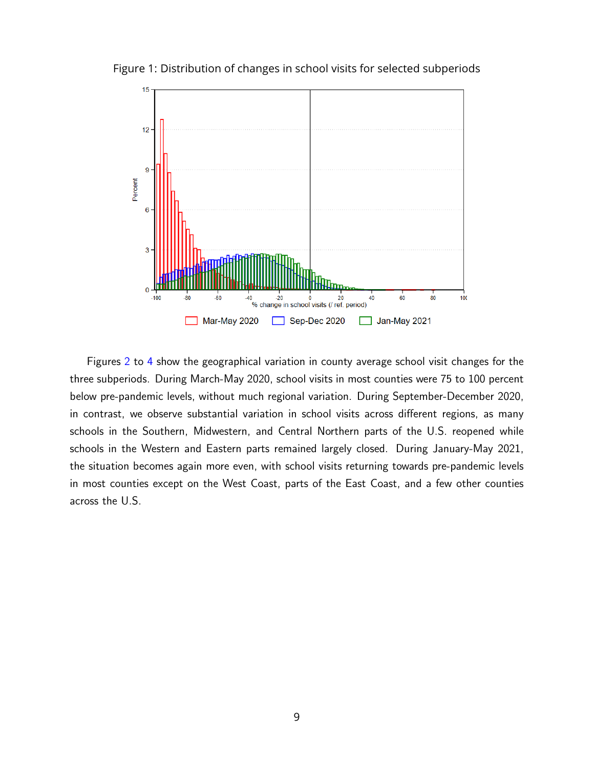Figure 1: Distribution of changes in school visits for selected subperiods

Figures 2 to 4 show the geographical variation in county average school visit changes for the three subperiods. During March-May 2020, school visits in most counties were 75 to 100 percent below pre-pandemic levels, without much regional variation. During September-December 2020, in contrast, we observe substantial variation in school visits across different regions, as many schools in the Southern, Midwestern, and Central Northern parts of the U.S. reopened while schools in the Western and Eastern parts remained largely closed. During January-May 2021, the situation becomes again more even, with school visits returning towards pre-pandemic levels in most counties except on the West Coast, parts of the East Coast, and a few other counties across the U.S.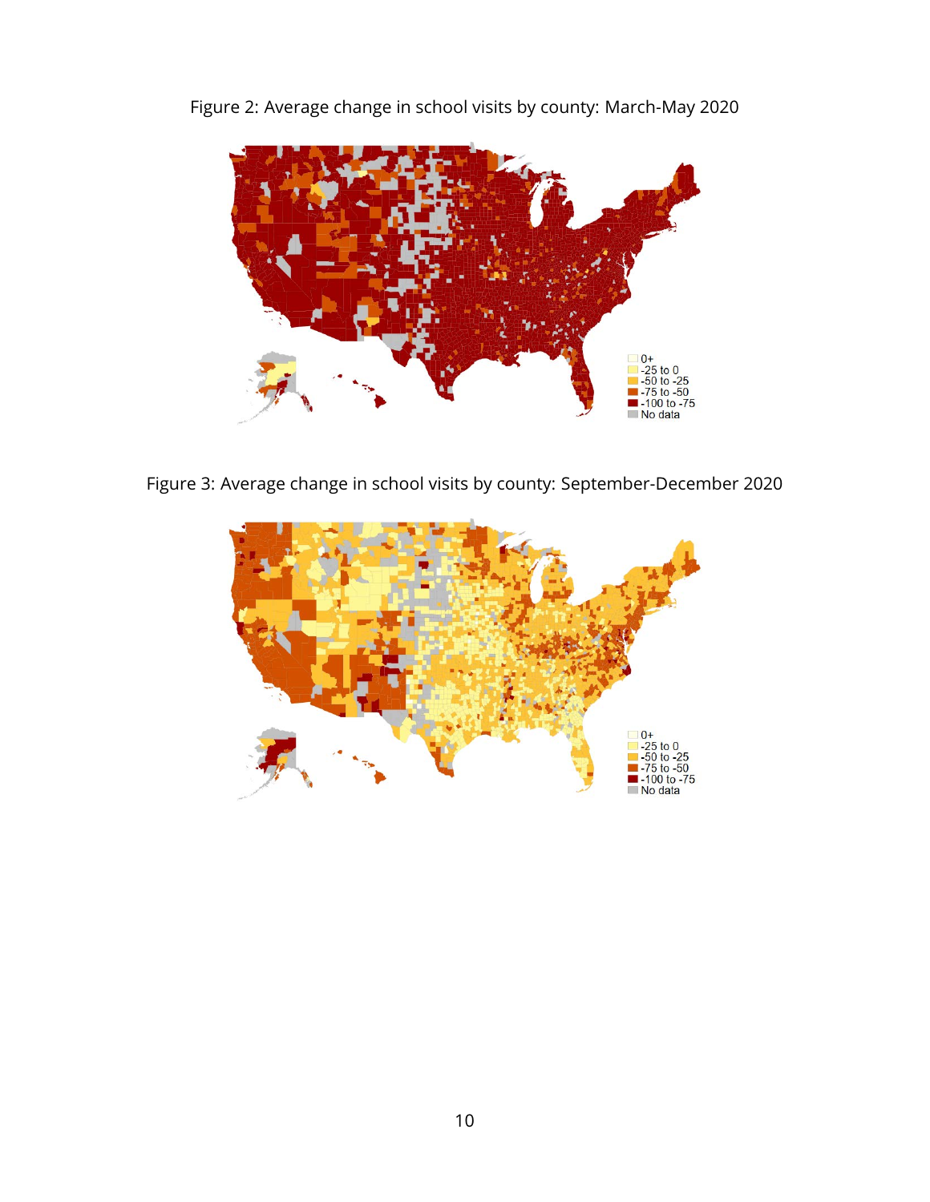Figure 2: Average change in school visits by county: March-May 2020

Figure 3: Average change in school visits by county: September-December 2020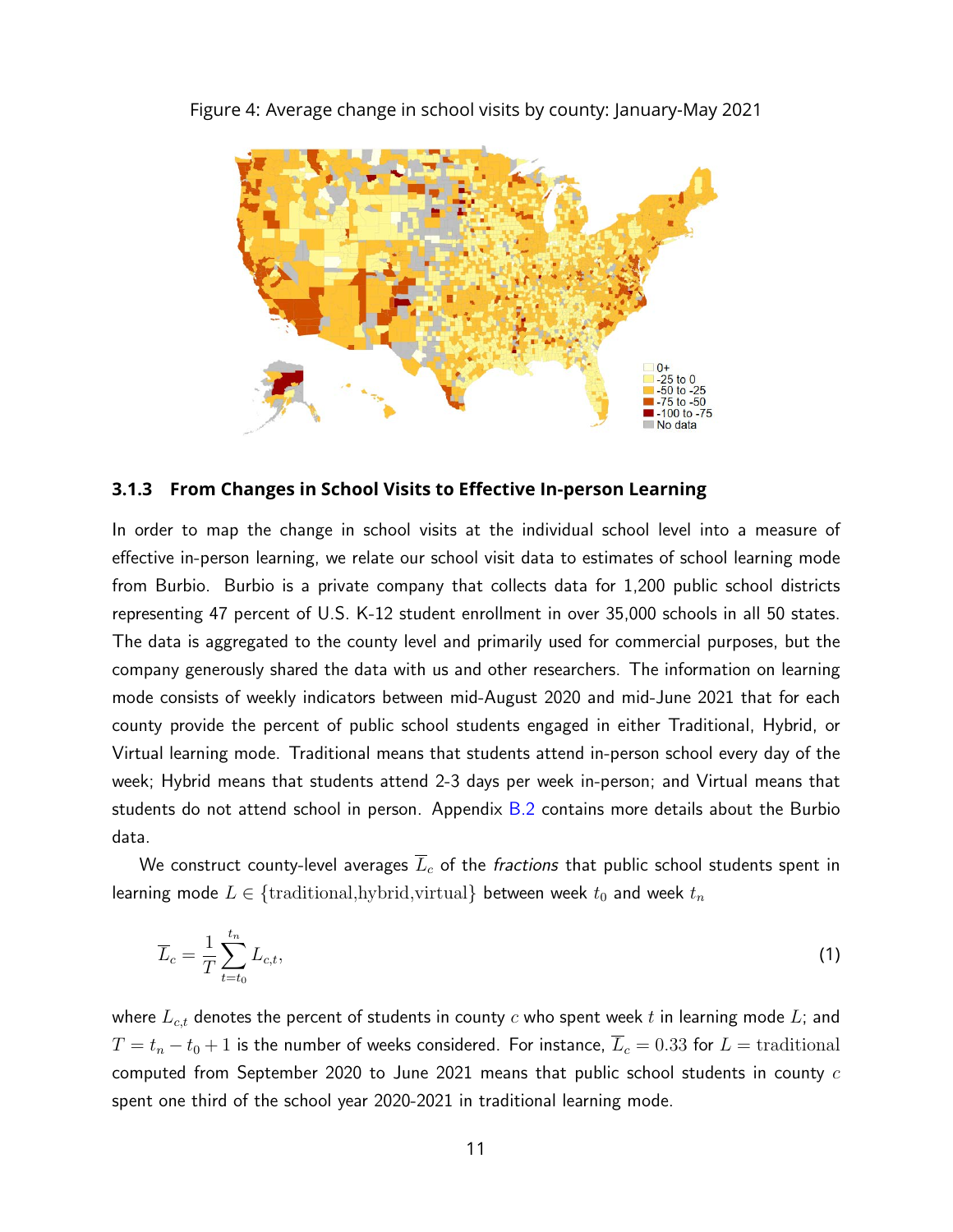Figure 4: Average change in school visits by county: January-May 2021

### 3.1.3 From Changes in School Visits to Effective In-person Learning

In order to map the change in school visits at the individual school level into a measure of effective in-person learning, we relate our school visit data to estimates of school learning mode from Burbio. Burbio is a private company that collects data for 1,200 public school districts representing 47 percent of U.S. K-12 student enrollment in over 35,000 schools in all 50 states. The data is aggregated to the county level and primarily used for commercial purposes, but the company generously shared the data with us and other researchers. The information on learning mode consists of weekly indicators between mid-August 2020 and mid-June 2021 that for each county provide the percent of public school students engaged in either Traditional, Hybrid, or Virtual learning mode. Traditional means that students attend in-person school every day of the week; Hybrid means that students attend 2-3 days per week in-person; and Virtual means that students do not attend school in person. Appendix B.2 contains more details about the Burbio data.

We construct county-level averages $\overline{L}_c$ of the *fractions* that public school students spent in learning mode $L \in \{\text{traditional,hybrid,virtual}\}$ between week $t_0$ and week $t_n$

$$\overline{L}_c = \frac{1}{T} \sum_{t=t_0}^{t_n} L_{c,t}, \tag{1}$$

where $L_{c,t}$ denotes the percent of students in county $c$ who spent week $t$ in learning mode $L$; and $T = t_n - t_0 + 1$ is the number of weeks considered. For instance, $\overline{L}_c = 0.33$ for $L = \text{traditional}$ computed from September 2020 to June 2021 means that public school students in county $c$ spent one third of the school year 2020-2021 in traditional learning mode.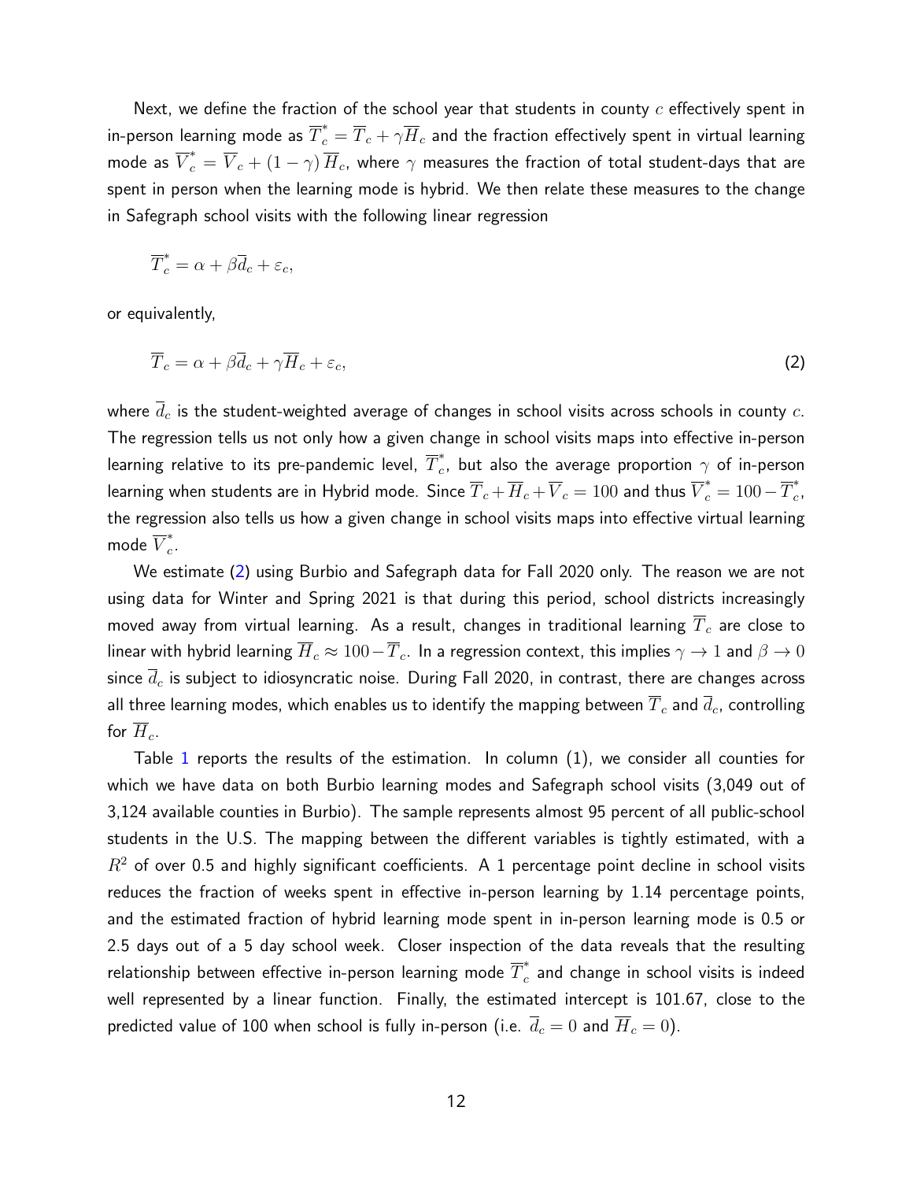Next, we define the fraction of the school year that students in county $c$ effectively spent in in-person learning mode as $\overline{T}^*_c = \overline{T}_c + \gamma \overline{H}_c$ and the fraction effectively spent in virtual learning mode as $\overline{V}^*_c = \overline{V}_c + (1-\gamma)\,\overline{H}_c$, where $\gamma$ measures the fraction of total student-days that are spent in person when the learning mode is hybrid. We then relate these measures to the change in Safegraph school visits with the following linear regression

$$\overline{T}^*_c = \alpha + \beta \overline{d}_c + \varepsilon_c,$$

or equivalently,

$$\overline{T}_c = \alpha + \beta \overline{d}_c + \gamma \overline{H}_c + \varepsilon_c, \tag{2}$$

where $\overline{d}_c$ is the student-weighted average of changes in school visits across schools in county $c$. The regression tells us not only how a given change in school visits maps into effective in-person learning relative to its pre-pandemic level, $\overline{T}^*_c$, but also the average proportion $\gamma$ of in-person learning when students are in Hybrid mode. Since $\overline{T}_c + \overline{H}_c + \overline{V}_c = 100$ and thus $\overline{V}^*_c = 100 - \overline{T}^*_c$, the regression also tells us how a given change in school visits maps into effective virtual learning mode $\overline{V}^*_c$.

We estimate (2) using Burbio and Safegraph data for Fall 2020 only. The reason we are not using data for Winter and Spring 2021 is that during this period, school districts increasingly moved away from virtual learning. As a result, changes in traditional learning $\overline{T}_c$ are close to linear with hybrid learning $\overline{H}_c \approx 100 - \overline{T}_c$. In a regression context, this implies $\gamma \to 1$ and $\beta \to 0$ since $\overline{d}_c$ is subject to idiosyncratic noise. During Fall 2020, in contrast, there are changes across all three learning modes, which enables us to identify the mapping between $\overline{T}_c$ and $\overline{d}_c$, controlling for $\overline{H}_c$.

Table 1 reports the results of the estimation. In column (1), we consider all counties for which we have data on both Burbio learning modes and Safegraph school visits (3,049 out of 3,124 available counties in Burbio). The sample represents almost 95 percent of all public-school students in the U.S. The mapping between the different variables is tightly estimated, with a $R^2$ of over 0.5 and highly significant coefficients. A 1 percentage point decline in school visits reduces the fraction of weeks spent in effective in-person learning by 1.14 percentage points, and the estimated fraction of hybrid learning mode spent in in-person learning mode is 0.5 or 2.5 days out of a 5 day school week. Closer inspection of the data reveals that the resulting relationship between effective in-person learning mode $\overline{T}^*_c$ and change in school visits is indeed well represented by a linear function. Finally, the estimated intercept is 101.67, close to the predicted value of 100 when school is fully in-person (i.e. $\overline{d}_c = 0$ and $\overline{H}_c = 0$).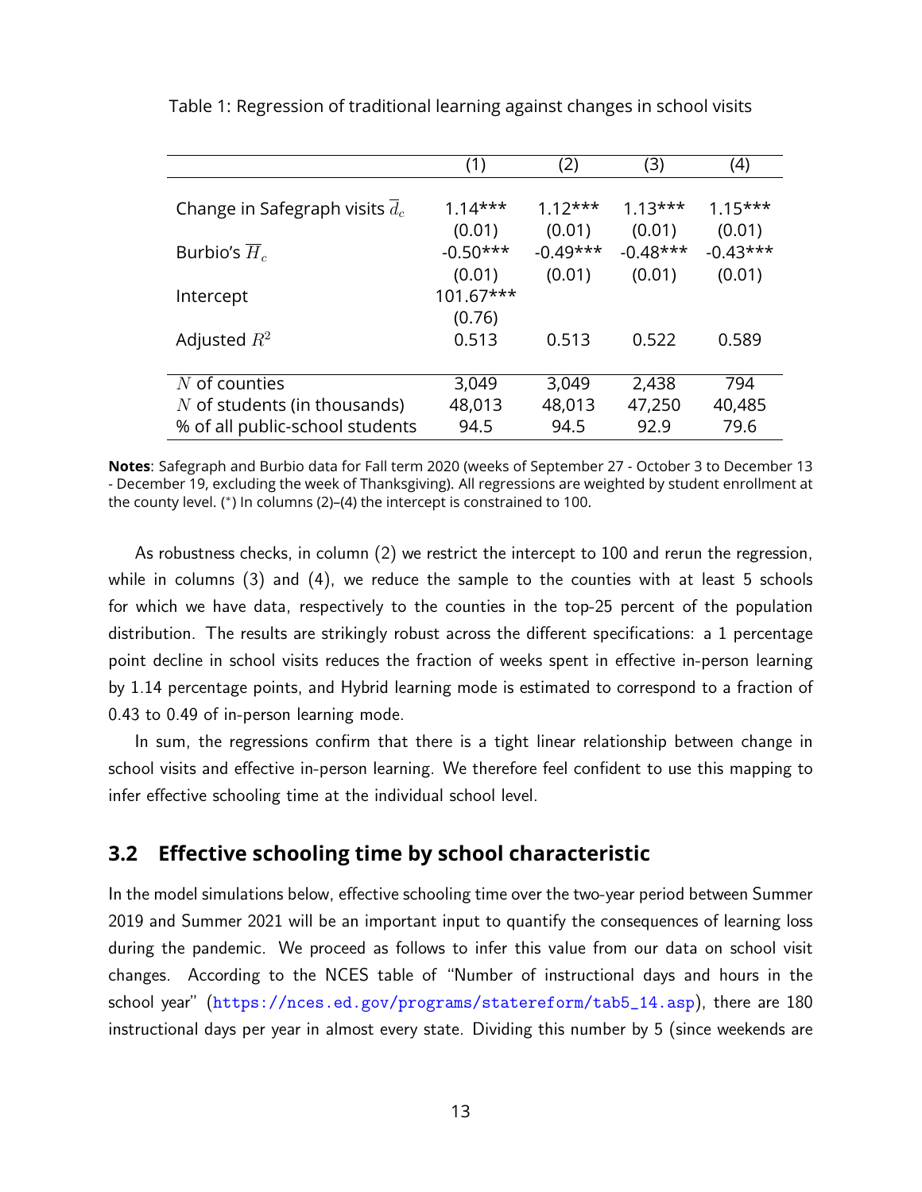Table 1: Regression of traditional learning against changes in school visits

| | (1) | (2) | (3) | (4) |
|---|---|---|---|---|
| Change in Safegraph visits $\overline{d}_c$ | 1.14*** | 1.12*** | 1.13*** | 1.15*** |
| | (0.01) | (0.01) | (0.01) | (0.01) |
| Burbio's $\overline{H}_c$ | -0.50*** | -0.49*** | -0.48*** | -0.43*** |
| | (0.01) | (0.01) | (0.01) | (0.01) |
| Intercept | 101.67*** | | | |
| | (0.76) | | | |
| Adjusted $R^2$ | 0.513 | 0.513 | 0.522 | 0.589 |
| $N$ of counties | 3,049 | 3,049 | 2,438 | 794 |
| $N$ of students (in thousands) | 48,013 | 48,013 | 47,250 | 40,485 |
| % of all public-school students | 94.5 | 94.5 | 92.9 | 79.6 |

**Notes**: Safegraph and Burbio data for Fall term 2020 (weeks of September 27 - October 3 to December 13 - December 19, excluding the week of Thanksgiving). All regressions are weighted by student enrollment at the county level. (*) In columns (2)–(4) the intercept is constrained to 100.

As robustness checks, in column (2) we restrict the intercept to 100 and rerun the regression, while in columns (3) and (4), we reduce the sample to the counties with at least 5 schools for which we have data, respectively to the counties in the top-25 percent of the population distribution. The results are strikingly robust across the different specifications: a 1 percentage point decline in school visits reduces the fraction of weeks spent in effective in-person learning by 1.14 percentage points, and Hybrid learning mode is estimated to correspond to a fraction of 0.43 to 0.49 of in-person learning mode.

In sum, the regressions confirm that there is a tight linear relationship between change in school visits and effective in-person learning. We therefore feel confident to use this mapping to infer effective schooling time at the individual school level.

## 3.2 Effective schooling time by school characteristic

In the model simulations below, effective schooling time over the two-year period between Summer 2019 and Summer 2021 will be an important input to quantify the consequences of learning loss during the pandemic. We proceed as follows to infer this value from our data on school visit changes. According to the NCES table of "Number of instructional days and hours in the school year" (https://nces.ed.gov/programs/statereform/tab5_14.asp), there are 180 instructional days per year in almost every state. Dividing this number by 5 (since weekends are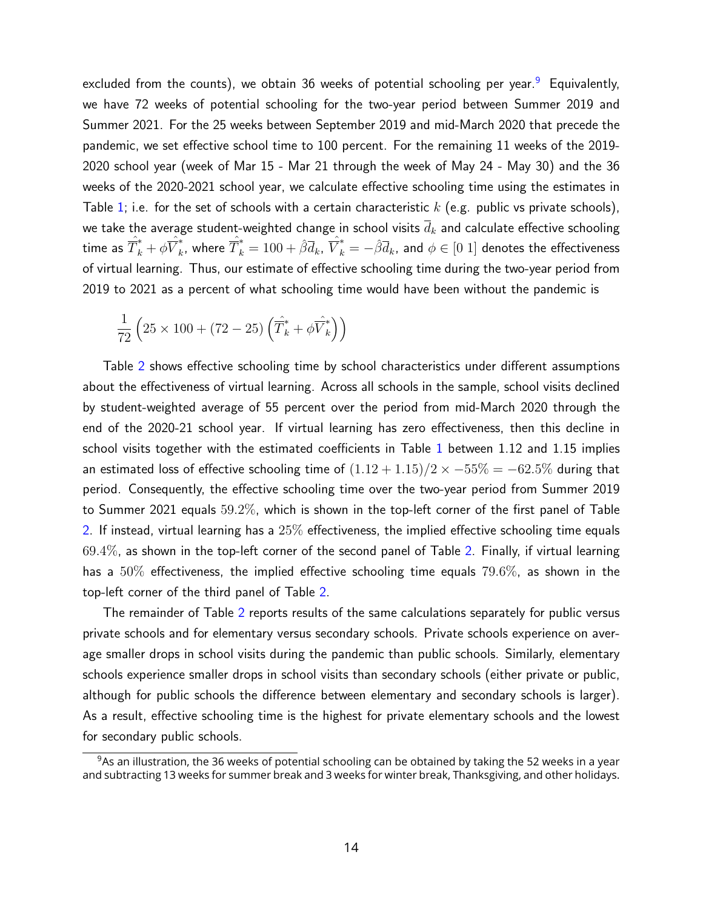excluded from the counts), we obtain 36 weeks of potential schooling per year.[9] Equivalently, we have 72 weeks of potential schooling for the two-year period between Summer 2019 and Summer 2021. For the 25 weeks between September 2019 and mid-March 2020 that precede the pandemic, we set effective school time to 100 percent. For the remaining 11 weeks of the 2019-2020 school year (week of Mar 15 - Mar 21 through the week of May 24 - May 30) and the 36 weeks of the 2020-2021 school year, we calculate effective schooling time using the estimates in Table 1; i.e. for the set of schools with a certain characteristic $k$ (e.g. public vs private schools), we take the average student-weighted change in school visits $\overline{d}_k$ and calculate effective schooling time as $\hat{\overline{T}}^*_k + \phi\hat{\overline{V}}^*_k$, where $\hat{\overline{T}}^*_k = 100 + \hat{\beta}\overline{d}_k$, $\hat{\overline{V}}^*_k = -\hat{\beta}\overline{d}_k$, and $\phi \in [0\ 1]$ denotes the effectiveness of virtual learning. Thus, our estimate of effective schooling time during the two-year period from 2019 to 2021 as a percent of what schooling time would have been without the pandemic is

$$\frac{1}{72}\left(25 \times 100 + (72 - 25)\left(\hat{\overline{T}}^*_k + \phi\hat{\overline{V}}^*_k\right)\right)$$

Table 2 shows effective schooling time by school characteristics under different assumptions about the effectiveness of virtual learning. Across all schools in the sample, school visits declined by student-weighted average of 55 percent over the period from mid-March 2020 through the end of the 2020-21 school year. If virtual learning has zero effectiveness, then this decline in school visits together with the estimated coefficients in Table 1 between 1.12 and 1.15 implies an estimated loss of effective schooling time of $(1.12 + 1.15)/2 \times -55\% = -62.5\%$ during that period. Consequently, the effective schooling time over the two-year period from Summer 2019 to Summer 2021 equals $59.2\%$, which is shown in the top-left corner of the first panel of Table 2. If instead, virtual learning has a $25\%$ effectiveness, the implied effective schooling time equals $69.4\%$, as shown in the top-left corner of the second panel of Table 2. Finally, if virtual learning has a $50\%$ effectiveness, the implied effective schooling time equals $79.6\%$, as shown in the top-left corner of the third panel of Table 2.

The remainder of Table 2 reports results of the same calculations separately for public versus private schools and for elementary versus secondary schools. Private schools experience on average smaller drops in school visits during the pandemic than public schools. Similarly, elementary schools experience smaller drops in school visits than secondary schools (either private or public, although for public schools the difference between elementary and secondary schools is larger). As a result, effective schooling time is the highest for private elementary schools and the lowest for secondary public schools.

[9] As an illustration, the 36 weeks of potential schooling can be obtained by taking the 52 weeks in a year and subtracting 13 weeks for summer break and 3 weeks for winter break, Thanksgiving, and other holidays.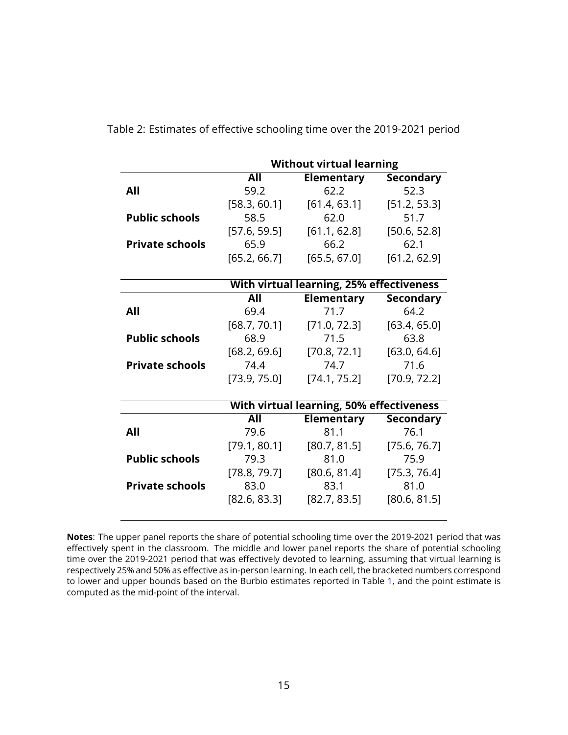Table 2: Estimates of effective schooling time over the 2019-2021 period

| | **Without virtual learning** | | |
|---|---|---|---|
| | **All** | **Elementary** | **Secondary** |
| **All** | 59.2 | 62.2 | 52.3 |
| | [58.3, 60.1] | [61.4, 63.1] | [51.2, 53.3] |
| **Public schools** | 58.5 | 62.0 | 51.7 |
| | [57.6, 59.5] | [61.1, 62.8] | [50.6, 52.8] |
| **Private schools** | 65.9 | 66.2 | 62.1 |
| | [65.2, 66.7] | [65.5, 67.0] | [61.2, 62.9] |
| | **With virtual learning, 25% effectiveness** | | |
| | **All** | **Elementary** | **Secondary** |
| **All** | 69.4 | 71.7 | 64.2 |
| | [68.7, 70.1] | [71.0, 72.3] | [63.4, 65.0] |
| **Public schools** | 68.9 | 71.5 | 63.8 |
| | [68.2, 69.6] | [70.8, 72.1] | [63.0, 64.6] |
| **Private schools** | 74.4 | 74.7 | 71.6 |
| | [73.9, 75.0] | [74.1, 75.2] | [70.9, 72.2] |
| | **With virtual learning, 50% effectiveness** | | |
| | **All** | **Elementary** | **Secondary** |
| **All** | 79.6 | 81.1 | 76.1 |
| | [79.1, 80.1] | [80.7, 81.5] | [75.6, 76.7] |
| **Public schools** | 79.3 | 81.0 | 75.9 |
| | [78.8, 79.7] | [80.6, 81.4] | [75.3, 76.4] |
| **Private schools** | 83.0 | 83.1 | 81.0 |
| | [82.6, 83.3] | [82.7, 83.5] | [80.6, 81.5] |

**Notes**: The upper panel reports the share of potential schooling time over the 2019-2021 period that was effectively spent in the classroom. The middle and lower panel reports the share of potential schooling time over the 2019-2021 period that was effectively devoted to learning, assuming that virtual learning is respectively 25% and 50% as effective as in-person learning. In each cell, the bracketed numbers correspond to lower and upper bounds based on the Burbio estimates reported in Table 1, and the point estimate is computed as the mid-point of the interval.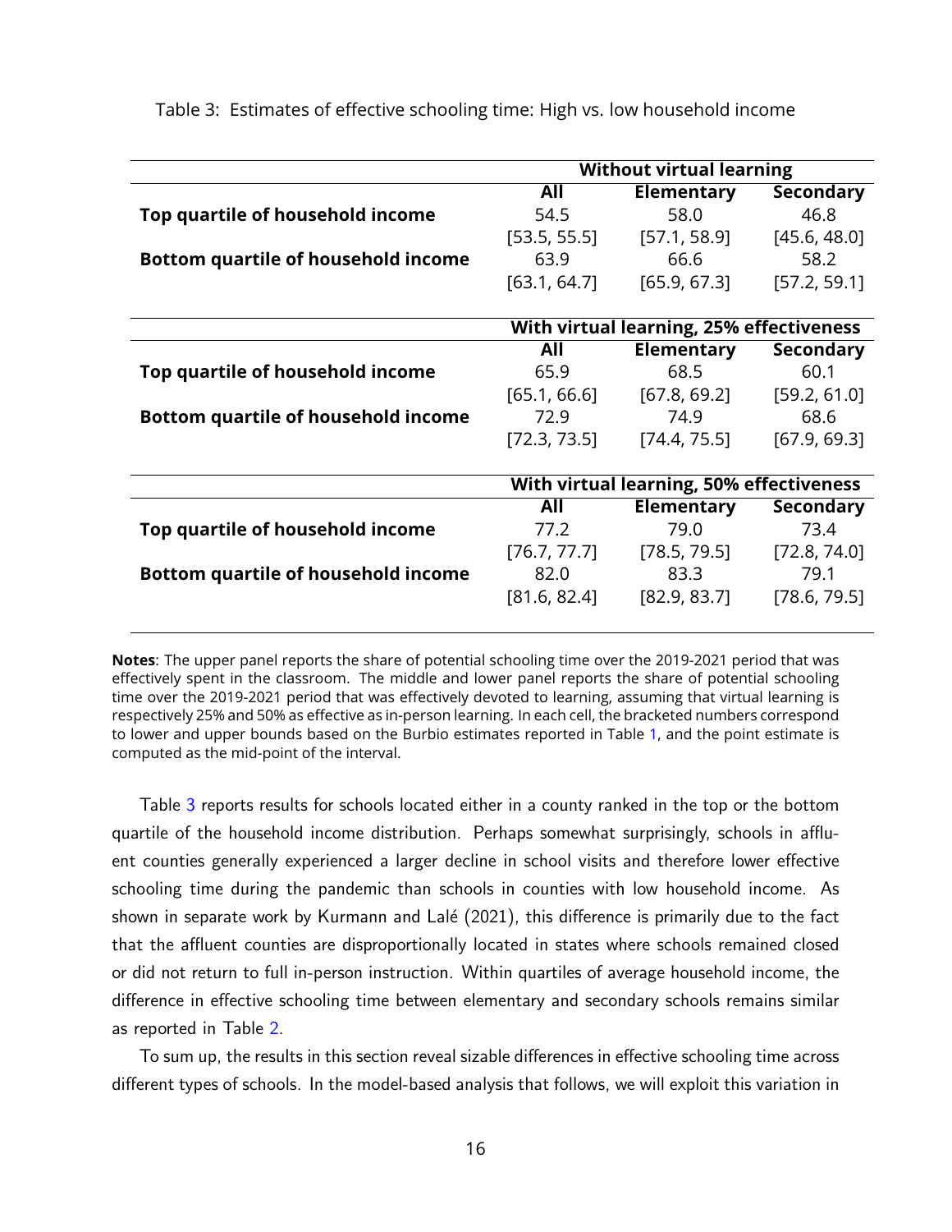Table 3: Estimates of effective schooling time: High vs. low household income

| | Without virtual learning | | |
|---|---|---|---|
| | **All** | **Elementary** | **Secondary** |
| **Top quartile of household income** | 54.5 | 58.0 | 46.8 |
| | [53.5, 55.5] | [57.1, 58.9] | [45.6, 48.0] |
| **Bottom quartile of household income** | 63.9 | 66.6 | 58.2 |
| | [63.1, 64.7] | [65.9, 67.3] | [57.2, 59.1] |
| | **With virtual learning, 25% effectiveness** | | |
| | **All** | **Elementary** | **Secondary** |
| **Top quartile of household income** | 65.9 | 68.5 | 60.1 |
| | [65.1, 66.6] | [67.8, 69.2] | [59.2, 61.0] |
| **Bottom quartile of household income** | 72.9 | 74.9 | 68.6 |
| | [72.3, 73.5] | [74.4, 75.5] | [67.9, 69.3] |
| | **With virtual learning, 50% effectiveness** | | |
| | **All** | **Elementary** | **Secondary** |
| **Top quartile of household income** | 77.2 | 79.0 | 73.4 |
| | [76.7, 77.7] | [78.5, 79.5] | [72.8, 74.0] |
| **Bottom quartile of household income** | 82.0 | 83.3 | 79.1 |
| | [81.6, 82.4] | [82.9, 83.7] | [78.6, 79.5] |

**Notes**: The upper panel reports the share of potential schooling time over the 2019-2021 period that was effectively spent in the classroom. The middle and lower panel reports the share of potential schooling time over the 2019-2021 period that was effectively devoted to learning, assuming that virtual learning is respectively 25% and 50% as effective as in-person learning. In each cell, the bracketed numbers correspond to lower and upper bounds based on the Burbio estimates reported in Table 1, and the point estimate is computed as the mid-point of the interval.

Table 3 reports results for schools located either in a county ranked in the top or the bottom quartile of the household income distribution. Perhaps somewhat surprisingly, schools in affluent counties generally experienced a larger decline in school visits and therefore lower effective schooling time during the pandemic than schools in counties with low household income. As shown in separate work by Kurmann and Lalé (2021), this difference is primarily due to the fact that the affluent counties are disproportionally located in states where schools remained closed or did not return to full in-person instruction. Within quartiles of average household income, the difference in effective schooling time between elementary and secondary schools remains similar as reported in Table 2.

To sum up, the results in this section reveal sizable differences in effective schooling time across different types of schools. In the model-based analysis that follows, we will exploit this variation in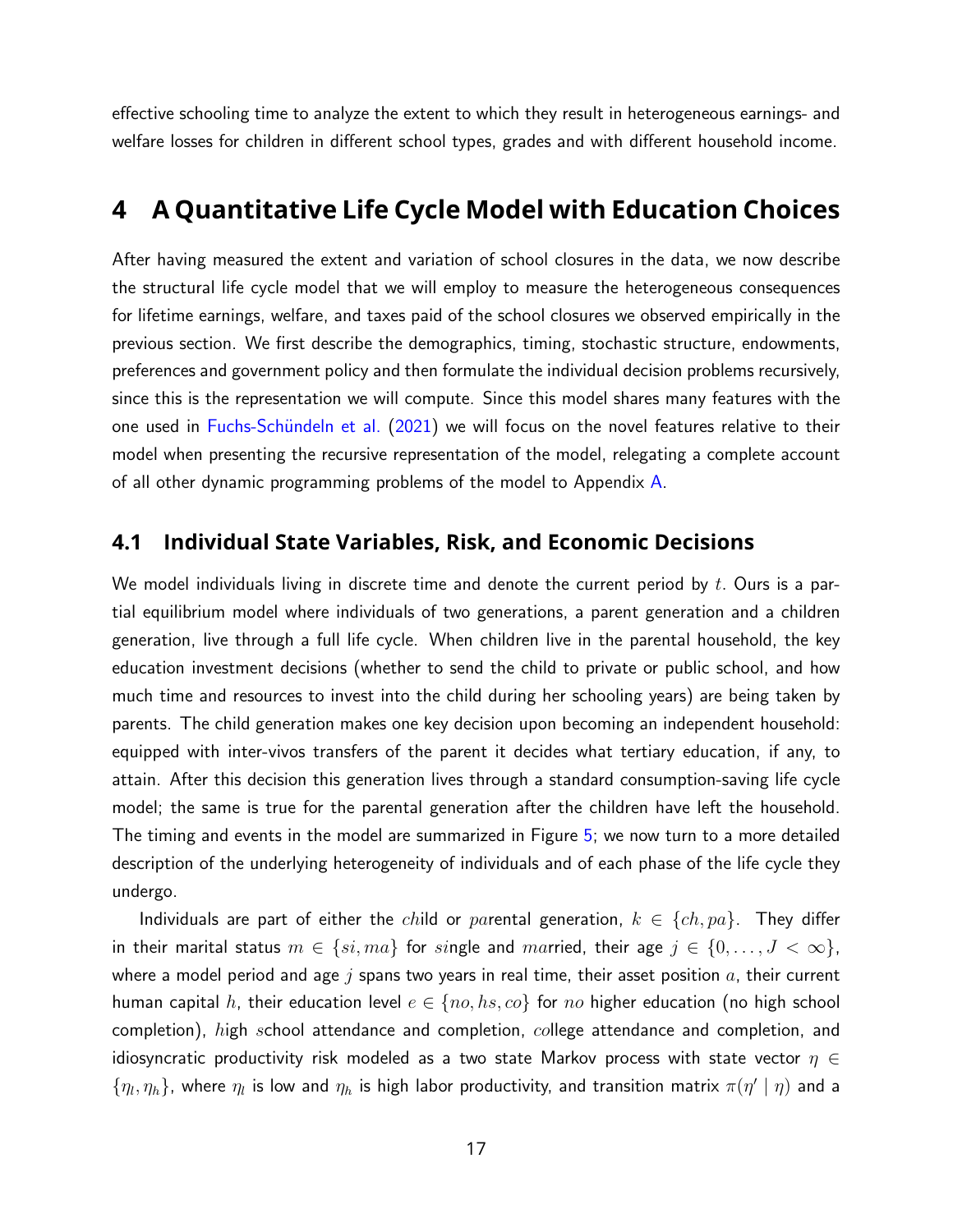effective schooling time to analyze the extent to which they result in heterogeneous earnings- and welfare losses for children in different school types, grades and with different household income.

# 4 A Quantitative Life Cycle Model with Education Choices

After having measured the extent and variation of school closures in the data, we now describe the structural life cycle model that we will employ to measure the heterogeneous consequences for lifetime earnings, welfare, and taxes paid of the school closures we observed empirically in the previous section. We first describe the demographics, timing, stochastic structure, endowments, preferences and government policy and then formulate the individual decision problems recursively, since this is the representation we will compute. Since this model shares many features with the one used in Fuchs-Schündeln et al. (2021) we will focus on the novel features relative to their model when presenting the recursive representation of the model, relegating a complete account of all other dynamic programming problems of the model to Appendix A.

## 4.1 Individual State Variables, Risk, and Economic Decisions

We model individuals living in discrete time and denote the current period by $t$. Ours is a partial equilibrium model where individuals of two generations, a parent generation and a children generation, live through a full life cycle. When children live in the parental household, the key education investment decisions (whether to send the child to private or public school, and how much time and resources to invest into the child during her schooling years) are being taken by parents. The child generation makes one key decision upon becoming an independent household: equipped with inter-vivos transfers of the parent it decides what tertiary education, if any, to attain. After this decision this generation lives through a standard consumption-saving life cycle model; the same is true for the parental generation after the children have left the household. The timing and events in the model are summarized in Figure 5; we now turn to a more detailed description of the underlying heterogeneity of individuals and of each phase of the life cycle they undergo.

Individuals are part of either the $ch$ild or $pa$rental generation, $k \in \{ch, pa\}$. They differ in their marital status $m \in \{si, ma\}$ for $si$ngle and $ma$rried, their age $j \in \{0, \ldots, J < \infty\}$, where a model period and age $j$ spans two years in real time, their asset position $a$, their current human capital $h$, their education level $e \in \{no, hs, co\}$ for $no$ higher education (no high school completion), $h$igh $s$chool attendance and completion, $co$llege attendance and completion, and idiosyncratic productivity risk modeled as a two state Markov process with state vector $\eta \in \{\eta_l, \eta_h\}$, where $\eta_l$ is low and $\eta_h$ is high labor productivity, and transition matrix $\pi(\eta' \mid \eta)$ and a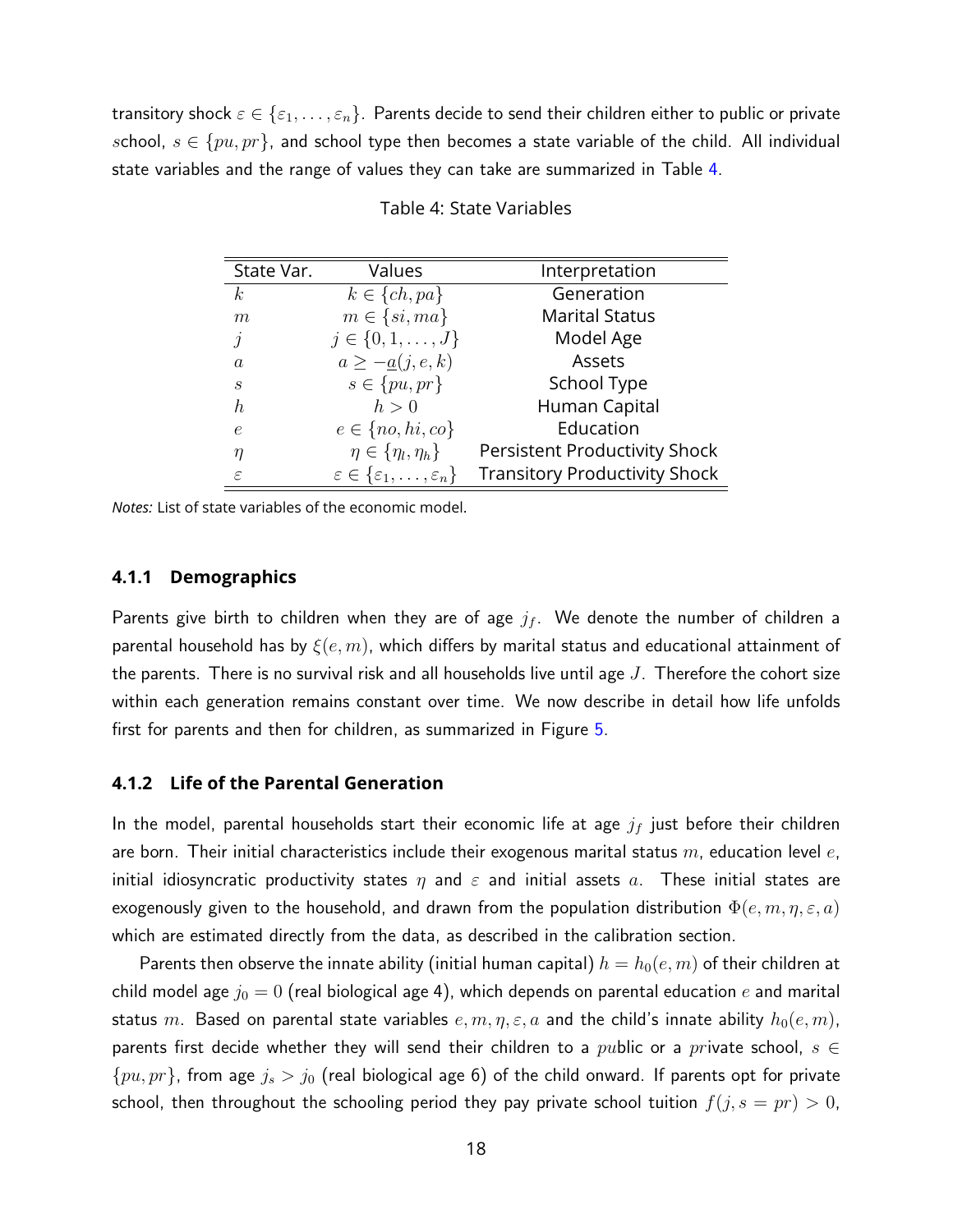transitory shock $\varepsilon \in \{\varepsilon_1, \ldots, \varepsilon_n\}$. Parents decide to send their children either to public or private school, $s \in \{pu, pr\}$, and school type then becomes a state variable of the child. All individual state variables and the range of values they can take are summarized in Table 4.

Table 4: State Variables

| State Var. | Values | Interpretation |
|---|---|---|
| $k$ | $k \in \{ch, pa\}$ | Generation |
| $m$ | $m \in \{si, ma\}$ | Marital Status |
| $j$ | $j \in \{0, 1, \ldots, J\}$ | Model Age |
| $a$ | $a \geq -\underline{a}(j, e, k)$ | Assets |
| $s$ | $s \in \{pu, pr\}$ | School Type |
| $h$ | $h > 0$ | Human Capital |
| $e$ | $e \in \{no, hi, co\}$ | Education |
| $\eta$ | $\eta \in \{\eta_l, \eta_h\}$ | Persistent Productivity Shock |
| $\varepsilon$ | $\varepsilon \in \{\varepsilon_1, \ldots, \varepsilon_n\}$ | Transitory Productivity Shock |

*Notes:* List of state variables of the economic model.

### 4.1.1 Demographics

Parents give birth to children when they are of age $j_f$. We denote the number of children a parental household has by $\xi(e, m)$, which differs by marital status and educational attainment of the parents. There is no survival risk and all households live until age $J$. Therefore the cohort size within each generation remains constant over time. We now describe in detail how life unfolds first for parents and then for children, as summarized in Figure 5.

### 4.1.2 Life of the Parental Generation

In the model, parental households start their economic life at age $j_f$ just before their children are born. Their initial characteristics include their exogenous marital status $m$, education level $e$, initial idiosyncratic productivity states $\eta$ and $\varepsilon$ and initial assets $a$. These initial states are exogenously given to the household, and drawn from the population distribution $\Phi(e, m, \eta, \varepsilon, a)$ which are estimated directly from the data, as described in the calibration section.

Parents then observe the innate ability (initial human capital) $h = h_0(e, m)$ of their children at child model age $j_0 = 0$ (real biological age 4), which depends on parental education $e$ and marital status $m$. Based on parental state variables $e, m, \eta, \varepsilon, a$ and the child's innate ability $h_0(e, m)$, parents first decide whether they will send their children to a *pu*blic or a *pr*ivate school, $s \in \{pu, pr\}$, from age $j_s > j_0$ (real biological age 6) of the child onward. If parents opt for private school, then throughout the schooling period they pay private school tuition $f(j, s = pr) > 0$,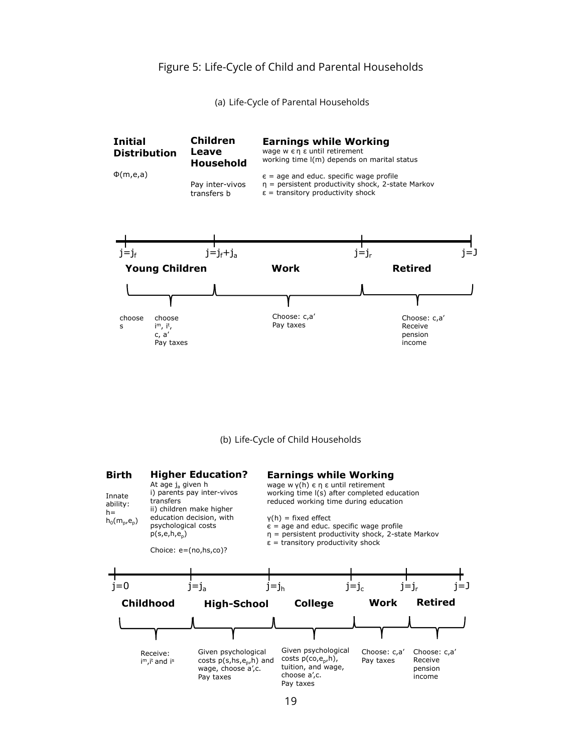Figure 5: Life-Cycle of Child and Parental Households

(a) Life-Cycle of Parental Households

**Initial Distribution**

$\Phi(m,e,a)$

**Children Leave Household**

Pay inter-vivos transfers b

**Earnings while Working**

wage w $\epsilon$ $\eta$ $\varepsilon$ until retirement
working time l(m) depends on marital status

$\epsilon$ = age and educ. specific wage profile
$\eta$ = persistent productivity shock, 2-state Markov
$\varepsilon$ = transitory productivity shock

$j=j_f$ — $j=j_f+j_a$ — $j=j_r$ — $j=J$

**Young Children** — **Work** — **Retired**

Young Children: choose s; choose $i^m$, $i^t$, c, a′; Pay taxes

Work: Choose: c,a′; Pay taxes

Retired: Choose: c,a′; Receive pension income

(b) Life-Cycle of Child Households

**Birth**

Innate ability: h= $h_0(m_p,e_p)$

**Higher Education?**

At age $j_a$ given h
i) parents pay inter-vivos transfers
ii) children make higher education decision, with psychological costs $p(s,e,h,e_p)$

Choice: e=(no,hs,co)?

**Earnings while Working**

wage w $\gamma(h)$ $\epsilon$ $\eta$ $\varepsilon$ until retirement
working time l(s) after completed education
reduced working time during education

$\gamma(h)$ = fixed effect
$\epsilon$ = age and educ. specific wage profile
$\eta$ = persistent productivity shock, 2-state Markov
$\varepsilon$ = transitory productivity shock

$j=0$ — $j=j_a$ — $j=j_h$ — $j=j_c$ — $j=j_r$ — $j=J$

**Childhood** — **High-School** — **College** — **Work** — **Retired**

Childhood: Receive: $i^m$, $i^t$ and $i^s$

High-School: Given psychological costs $p(s,hs,e_p,h)$ and wage, choose a′,c. Pay taxes

College: Given psychological costs $p(co,e_p,h)$, tuition, and wage, choose a′,c. Pay taxes

Work: Choose: c,a′; Pay taxes

Retired: Choose: c,a′; Receive pension income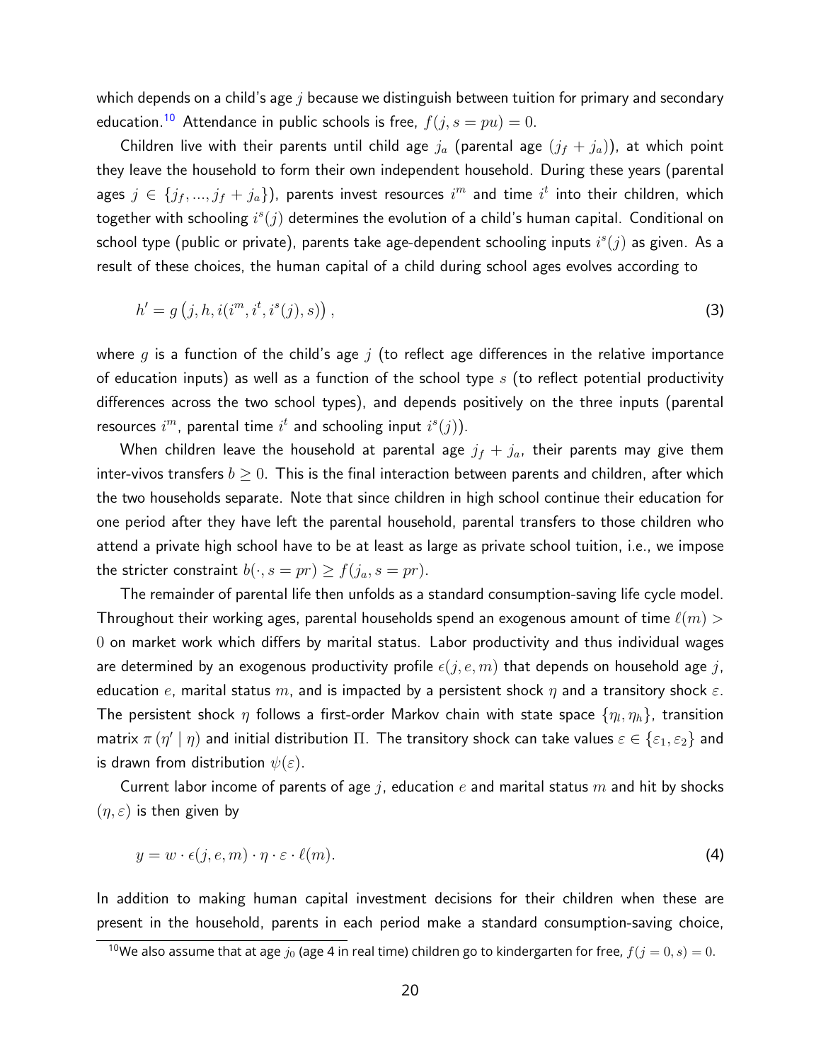which depends on a child's age $j$ because we distinguish between tuition for primary and secondary education.[10] Attendance in public schools is free, $f(j, s = pu) = 0$.

Children live with their parents until child age $j_a$ (parental age $(j_f + j_a)$), at which point they leave the household to form their own independent household. During these years (parental ages $j \in \{j_f, ..., j_f + j_a\}$), parents invest resources $i^m$ and time $i^t$ into their children, which together with schooling $i^s(j)$ determines the evolution of a child's human capital. Conditional on school type (public or private), parents take age-dependent schooling inputs $i^s(j)$ as given. As a result of these choices, the human capital of a child during school ages evolves according to

$$h' = g\left(j, h, i(i^m, i^t, i^s(j), s)\right), \tag{3}$$

where $g$ is a function of the child's age $j$ (to reflect age differences in the relative importance of education inputs) as well as a function of the school type $s$ (to reflect potential productivity differences across the two school types), and depends positively on the three inputs (parental resources $i^m$, parental time $i^t$ and schooling input $i^s(j)$).

When children leave the household at parental age $j_f + j_a$, their parents may give them inter-vivos transfers $b \geq 0$. This is the final interaction between parents and children, after which the two households separate. Note that since children in high school continue their education for one period after they have left the parental household, parental transfers to those children who attend a private high school have to be at least as large as private school tuition, i.e., we impose the stricter constraint $b(\cdot, s = pr) \geq f(j_a, s = pr)$.

The remainder of parental life then unfolds as a standard consumption-saving life cycle model. Throughout their working ages, parental households spend an exogenous amount of time $\ell(m) > 0$ on market work which differs by marital status. Labor productivity and thus individual wages are determined by an exogenous productivity profile $\epsilon(j, e, m)$ that depends on household age $j$, education $e$, marital status $m$, and is impacted by a persistent shock $\eta$ and a transitory shock $\varepsilon$. The persistent shock $\eta$ follows a first-order Markov chain with state space $\{\eta_l, \eta_h\}$, transition matrix $\pi(\eta' \mid \eta)$ and initial distribution $\Pi$. The transitory shock can take values $\varepsilon \in \{\varepsilon_1, \varepsilon_2\}$ and is drawn from distribution $\psi(\varepsilon)$.

Current labor income of parents of age $j$, education $e$ and marital status $m$ and hit by shocks $(\eta, \varepsilon)$ is then given by

$$y = w \cdot \epsilon(j, e, m) \cdot \eta \cdot \varepsilon \cdot \ell(m). \tag{4}$$

In addition to making human capital investment decisions for their children when these are present in the household, parents in each period make a standard consumption-saving choice,

[10] We also assume that at age $j_0$ (age 4 in real time) children go to kindergarten for free, $f(j = 0, s) = 0$.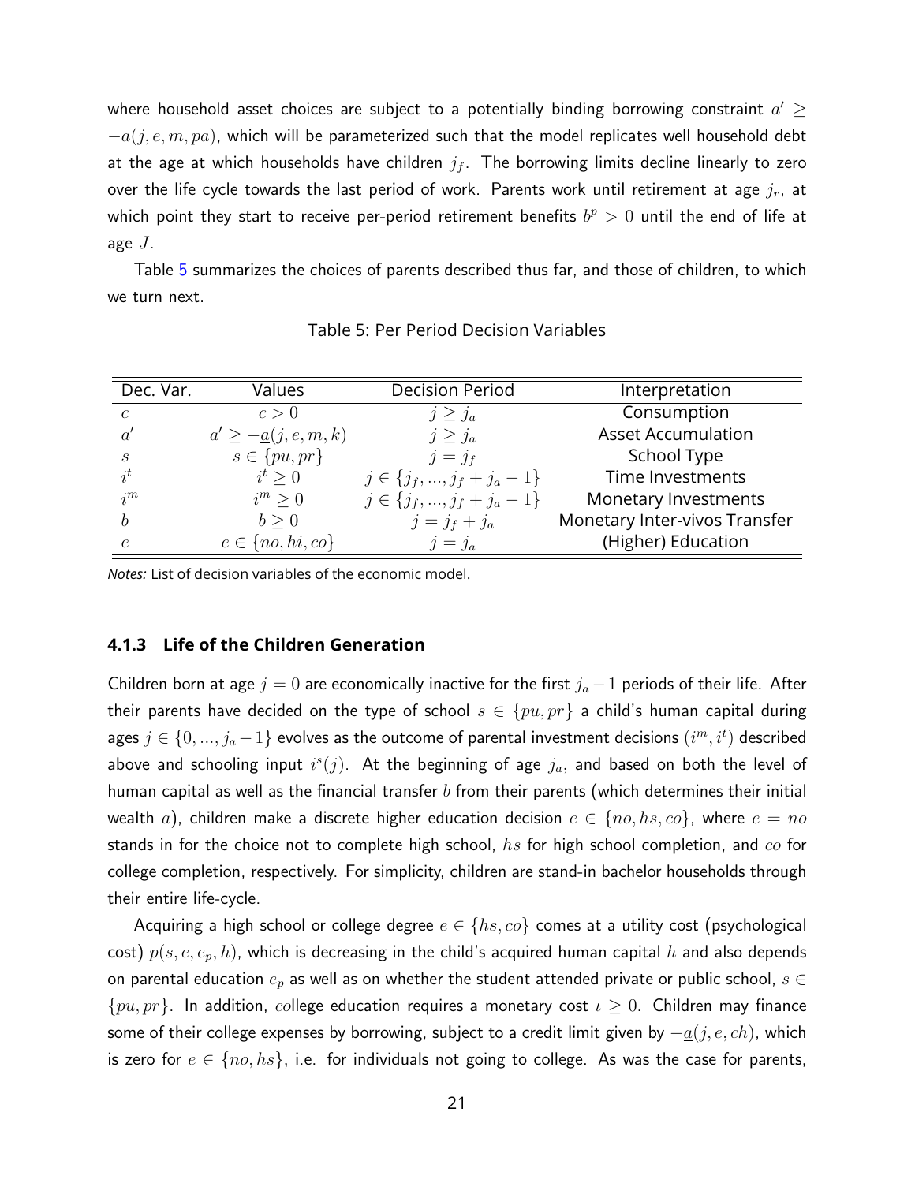where household asset choices are subject to a potentially binding borrowing constraint $a' \geq -\underline{a}(j, e, m, pa)$, which will be parameterized such that the model replicates well household debt at the age at which households have children $j_f$. The borrowing limits decline linearly to zero over the life cycle towards the last period of work. Parents work until retirement at age $j_r$, at which point they start to receive per-period retirement benefits $b^p > 0$ until the end of life at age $J$.

Table 5 summarizes the choices of parents described thus far, and those of children, to which we turn next.

Table 5: Per Period Decision Variables

| Dec. Var. | Values | Decision Period | Interpretation |
|---|---|---|---|
| $c$ | $c > 0$ | $j \geq j_a$ | Consumption |
| $a'$ | $a' \geq -\underline{a}(j, e, m, k)$ | $j \geq j_a$ | Asset Accumulation |
| $s$ | $s \in \{pu, pr\}$ | $j = j_f$ | School Type |
| $i^t$ | $i^t \geq 0$ | $j \in \{j_f, ..., j_f + j_a - 1\}$ | Time Investments |
| $i^m$ | $i^m \geq 0$ | $j \in \{j_f, ..., j_f + j_a - 1\}$ | Monetary Investments |
| $b$ | $b \geq 0$ | $j = j_f + j_a$ | Monetary Inter-vivos Transfer |
| $e$ | $e \in \{no, hi, co\}$ | $j = j_a$ | (Higher) Education |

*Notes:* List of decision variables of the economic model.

### 4.1.3 Life of the Children Generation

Children born at age $j = 0$ are economically inactive for the first $j_a - 1$ periods of their life. After their parents have decided on the type of school $s \in \{pu, pr\}$ a child's human capital during ages $j \in \{0, ..., j_a - 1\}$ evolves as the outcome of parental investment decisions $(i^m, i^t)$ described above and schooling input $i^s(j)$. At the beginning of age $j_a$, and based on both the level of human capital as well as the financial transfer $b$ from their parents (which determines their initial wealth $a$), children make a discrete higher education decision $e \in \{no, hs, co\}$, where $e = no$ stands in for the choice not to complete high school, $hs$ for high school completion, and $co$ for college completion, respectively. For simplicity, children are stand-in bachelor households through their entire life-cycle.

Acquiring a high school or college degree $e \in \{hs, co\}$ comes at a utility cost (psychological cost) $p(s, e, e_p, h)$, which is decreasing in the child's acquired human capital $h$ and also depends on parental education $e_p$ as well as on whether the student attended private or public school, $s \in \{pu, pr\}$. In addition, college education requires a monetary cost $\iota \geq 0$. Children may finance some of their college expenses by borrowing, subject to a credit limit given by $-\underline{a}(j, e, ch)$, which is zero for $e \in \{no, hs\}$, i.e. for individuals not going to college. As was the case for parents,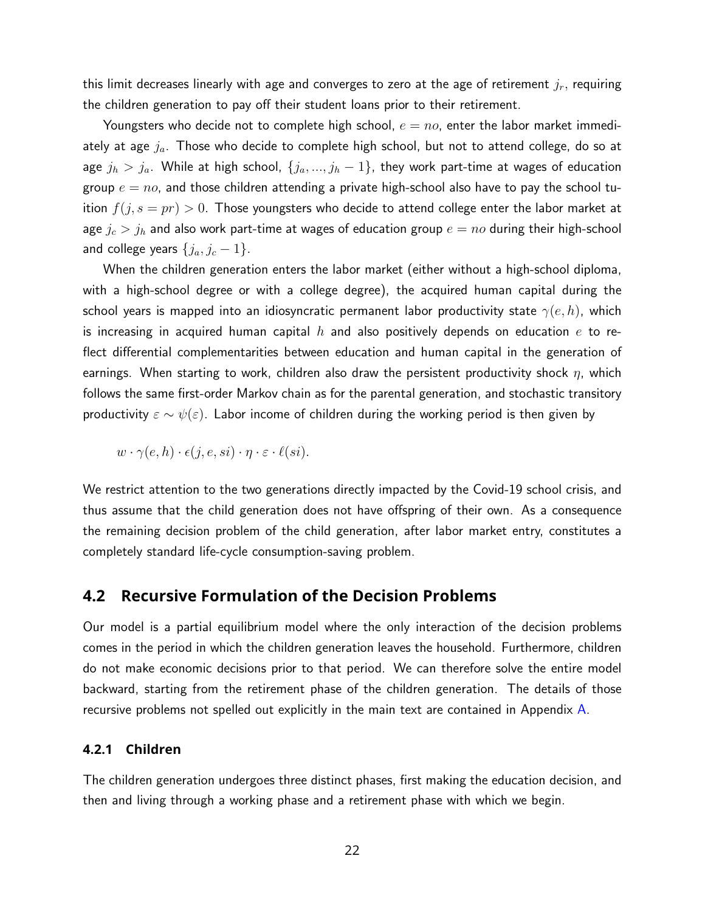this limit decreases linearly with age and converges to zero at the age of retirement $j_r$, requiring the children generation to pay off their student loans prior to their retirement.

Youngsters who decide not to complete high school, $e = no$, enter the labor market immediately at age $j_a$. Those who decide to complete high school, but not to attend college, do so at age $j_h > j_a$. While at high school, $\{j_a, ..., j_h - 1\}$, they work part-time at wages of education group $e = no$, and those children attending a private high-school also have to pay the school tuition $f(j, s = pr) > 0$. Those youngsters who decide to attend college enter the labor market at age $j_c > j_h$ and also work part-time at wages of education group $e = no$ during their high-school and college years $\{j_a, j_c - 1\}$.

When the children generation enters the labor market (either without a high-school diploma, with a high-school degree or with a college degree), the acquired human capital during the school years is mapped into an idiosyncratic permanent labor productivity state $\gamma(e, h)$, which is increasing in acquired human capital $h$ and also positively depends on education $e$ to reflect differential complementarities between education and human capital in the generation of earnings. When starting to work, children also draw the persistent productivity shock $\eta$, which follows the same first-order Markov chain as for the parental generation, and stochastic transitory productivity $\varepsilon \sim \psi(\varepsilon)$. Labor income of children during the working period is then given by

$$w \cdot \gamma(e, h) \cdot \epsilon(j, e, si) \cdot \eta \cdot \varepsilon \cdot \ell(si).$$

We restrict attention to the two generations directly impacted by the Covid-19 school crisis, and thus assume that the child generation does not have offspring of their own. As a consequence the remaining decision problem of the child generation, after labor market entry, constitutes a completely standard life-cycle consumption-saving problem.

## 4.2 Recursive Formulation of the Decision Problems

Our model is a partial equilibrium model where the only interaction of the decision problems comes in the period in which the children generation leaves the household. Furthermore, children do not make economic decisions prior to that period. We can therefore solve the entire model backward, starting from the retirement phase of the children generation. The details of those recursive problems not spelled out explicitly in the main text are contained in Appendix A.

### 4.2.1 Children

The children generation undergoes three distinct phases, first making the education decision, and then and living through a working phase and a retirement phase with which we begin.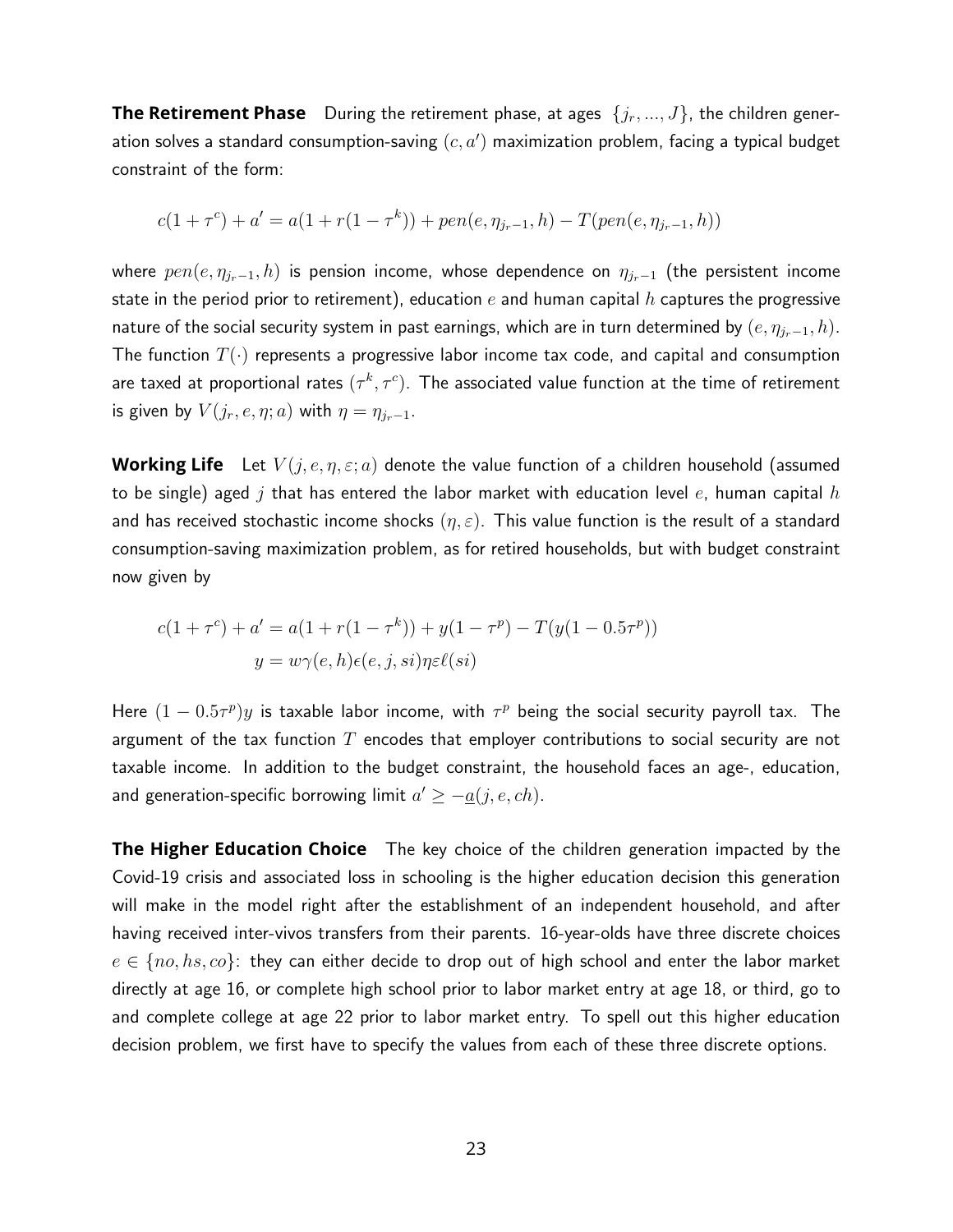**The Retirement Phase** During the retirement phase, at ages $\{j_r, ..., J\}$, the children generation solves a standard consumption-saving $(c, a')$ maximization problem, facing a typical budget constraint of the form:

$$c(1 + \tau^c) + a' = a(1 + r(1 - \tau^k)) + pen(e, \eta_{j_r-1}, h) - T(pen(e, \eta_{j_r-1}, h))$$

where $pen(e, \eta_{j_r-1}, h)$ is pension income, whose dependence on $\eta_{j_r-1}$ (the persistent income state in the period prior to retirement), education $e$ and human capital $h$ captures the progressive nature of the social security system in past earnings, which are in turn determined by $(e, \eta_{j_r-1}, h)$. The function $T(\cdot)$ represents a progressive labor income tax code, and capital and consumption are taxed at proportional rates $(\tau^k, \tau^c)$. The associated value function at the time of retirement is given by $V(j_r, e, \eta; a)$ with $\eta = \eta_{j_r-1}$.

**Working Life** Let $V(j, e, \eta, \varepsilon; a)$ denote the value function of a children household (assumed to be single) aged $j$ that has entered the labor market with education level $e$, human capital $h$ and has received stochastic income shocks $(\eta, \varepsilon)$. This value function is the result of a standard consumption-saving maximization problem, as for retired households, but with budget constraint now given by

$$c(1 + \tau^c) + a' = a(1 + r(1 - \tau^k)) + y(1 - \tau^p) - T(y(1 - 0.5\tau^p))$$
$$y = w\gamma(e, h)\epsilon(e, j, si)\eta\varepsilon\ell(si)$$

Here $(1 - 0.5\tau^p)y$ is taxable labor income, with $\tau^p$ being the social security payroll tax. The argument of the tax function $T$ encodes that employer contributions to social security are not taxable income. In addition to the budget constraint, the household faces an age-, education, and generation-specific borrowing limit $a' \geq -\underline{a}(j, e, ch)$.

**The Higher Education Choice** The key choice of the children generation impacted by the Covid-19 crisis and associated loss in schooling is the higher education decision this generation will make in the model right after the establishment of an independent household, and after having received inter-vivos transfers from their parents. 16-year-olds have three discrete choices $e \in \{no, hs, co\}$: they can either decide to drop out of high school and enter the labor market directly at age 16, or complete high school prior to labor market entry at age 18, or third, go to and complete college at age 22 prior to labor market entry. To spell out this higher education decision problem, we first have to specify the values from each of these three discrete options.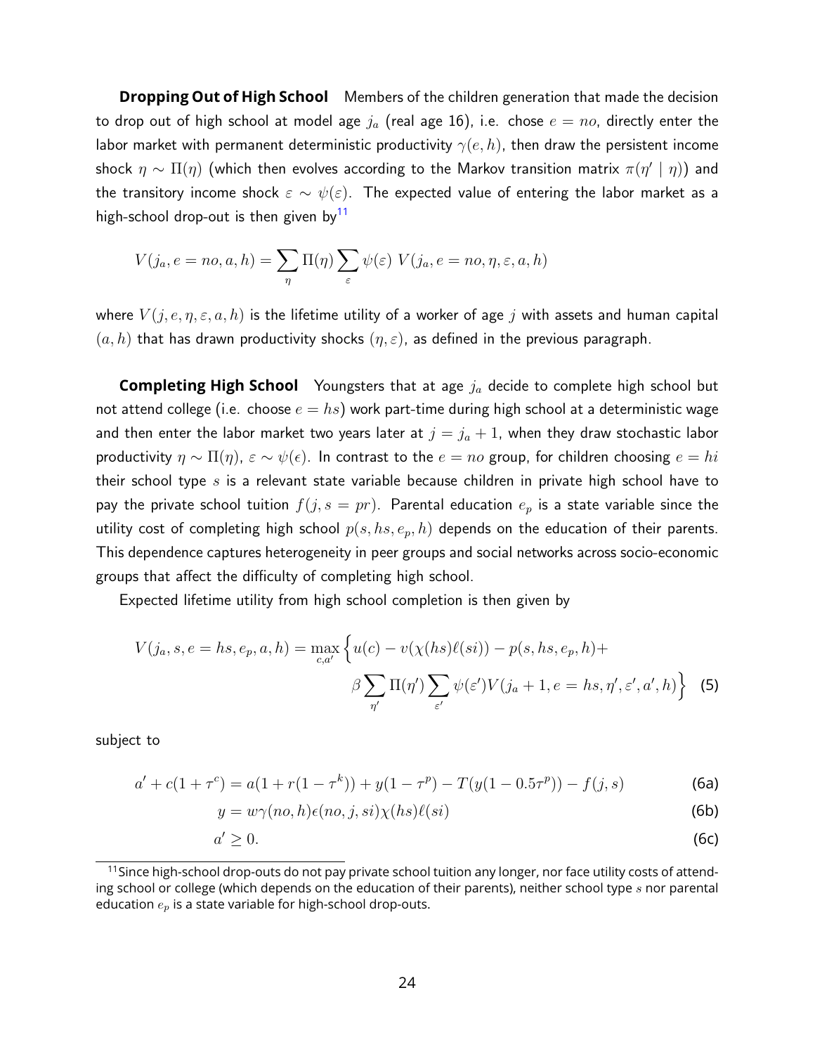**Dropping Out of High School** Members of the children generation that made the decision to drop out of high school at model age $j_a$ (real age 16), i.e. chose $e = no$, directly enter the labor market with permanent deterministic productivity $\gamma(e, h)$, then draw the persistent income shock $\eta \sim \Pi(\eta)$ (which then evolves according to the Markov transition matrix $\pi(\eta' \mid \eta)$) and the transitory income shock $\varepsilon \sim \psi(\varepsilon)$. The expected value of entering the labor market as a high-school drop-out is then given by[11]

$$V(j_a, e = no, a, h) = \sum_{\eta} \Pi(\eta) \sum_{\varepsilon} \psi(\varepsilon)\ V(j_a, e = no, \eta, \varepsilon, a, h)$$

where $V(j, e, \eta, \varepsilon, a, h)$ is the lifetime utility of a worker of age $j$ with assets and human capital $(a, h)$ that has drawn productivity shocks $(\eta, \varepsilon)$, as defined in the previous paragraph.

**Completing High School** Youngsters that at age $j_a$ decide to complete high school but not attend college (i.e. choose $e = hs$) work part-time during high school at a deterministic wage and then enter the labor market two years later at $j = j_a + 1$, when they draw stochastic labor productivity $\eta \sim \Pi(\eta)$, $\varepsilon \sim \psi(\epsilon)$. In contrast to the $e = no$ group, for children choosing $e = hi$ their school type $s$ is a relevant state variable because children in private high school have to pay the private school tuition $f(j, s = pr)$. Parental education $e_p$ is a state variable since the utility cost of completing high school $p(s, hs, e_p, h)$ depends on the education of their parents. This dependence captures heterogeneity in peer groups and social networks across socio-economic groups that affect the difficulty of completing high school.

Expected lifetime utility from high school completion is then given by

$$V(j_a, s, e = hs, e_p, a, h) = \max_{c, a'} \Big\{ u(c) - v(\chi(hs)\ell(si)) - p(s, hs, e_p, h) + \beta \sum_{\eta'} \Pi(\eta') \sum_{\varepsilon'} \psi(\varepsilon') V(j_a + 1, e = hs, \eta', \varepsilon', a', h) \Big\} \quad (5)$$

subject to

$$a' + c(1 + \tau^c) = a(1 + r(1 - \tau^k)) + y(1 - \tau^p) - T(y(1 - 0.5\tau^p)) - f(j, s) \quad (6a)$$

$$y = w\gamma(no, h)\epsilon(no, j, si)\chi(hs)\ell(si) \quad (6b)$$

$$a' \geq 0. \quad (6c)$$

[11] Since high-school drop-outs do not pay private school tuition any longer, nor face utility costs of attending school or college (which depends on the education of their parents), neither school type $s$ nor parental education $e_p$ is a state variable for high-school drop-outs.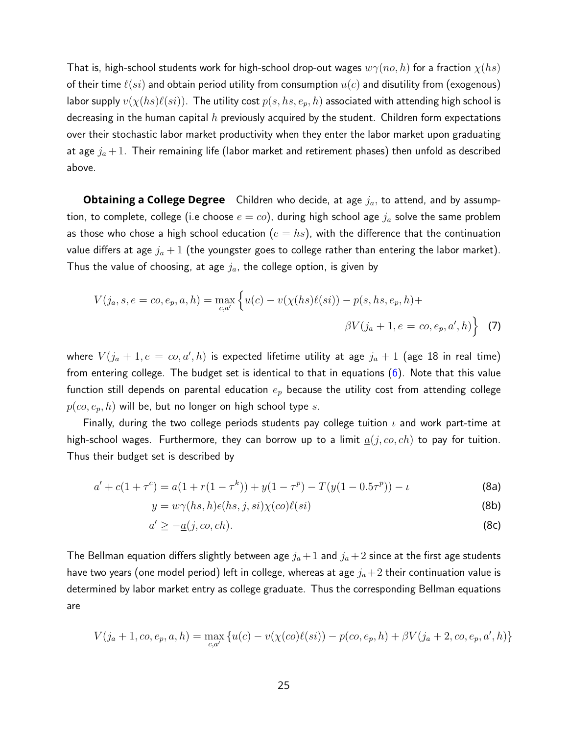That is, high-school students work for high-school drop-out wages $w\gamma(no, h)$ for a fraction $\chi(hs)$ of their time $\ell(si)$ and obtain period utility from consumption $u(c)$ and disutility from (exogenous) labor supply $v(\chi(hs)\ell(si))$. The utility cost $p(s, hs, e_p, h)$ associated with attending high school is decreasing in the human capital $h$ previously acquired by the student. Children form expectations over their stochastic labor market productivity when they enter the labor market upon graduating at age $j_a + 1$. Their remaining life (labor market and retirement phases) then unfold as described above.

**Obtaining a College Degree** Children who decide, at age $j_a$, to attend, and by assumption, to complete, college (i.e choose $e = co$), during high school age $j_a$ solve the same problem as those who chose a high school education ($e = hs$), with the difference that the continuation value differs at age $j_a + 1$ (the youngster goes to college rather than entering the labor market). Thus the value of choosing, at age $j_a$, the college option, is given by

$$V(j_a, s, e = co, e_p, a, h) = \max_{c,a'} \Big\{ u(c) - v(\chi(hs)\ell(si)) - p(s, hs, e_p, h) + \beta V(j_a + 1, e = co, e_p, a', h) \Big\} \quad (7)$$

where $V(j_a + 1, e = co, a', h)$ is expected lifetime utility at age $j_a + 1$ (age 18 in real time) from entering college. The budget set is identical to that in equations (6). Note that this value function still depends on parental education $e_p$ because the utility cost from attending college $p(co, e_p, h)$ will be, but no longer on high school type $s$.

Finally, during the two college periods students pay college tuition $\iota$ and work part-time at high-school wages. Furthermore, they can borrow up to a limit $\underline{a}(j, co, ch)$ to pay for tuition. Thus their budget set is described by

$$a' + c(1 + \tau^c) = a(1 + r(1 - \tau^k)) + y(1 - \tau^p) - T(y(1 - 0.5\tau^p)) - \iota \quad \text{(8a)}$$

$$y = w\gamma(hs, h)\epsilon(hs, j, si)\chi(co)\ell(si) \quad \text{(8b)}$$

$$a' \geq -\underline{a}(j, co, ch). \quad \text{(8c)}$$

The Bellman equation differs slightly between age $j_a + 1$ and $j_a + 2$ since at the first age students have two years (one model period) left in college, whereas at age $j_a + 2$ their continuation value is determined by labor market entry as college graduate. Thus the corresponding Bellman equations are

$$V(j_a + 1, co, e_p, a, h) = \max_{c,a'} \{ u(c) - v(\chi(co)\ell(si)) - p(co, e_p, h) + \beta V(j_a + 2, co, e_p, a', h) \}$$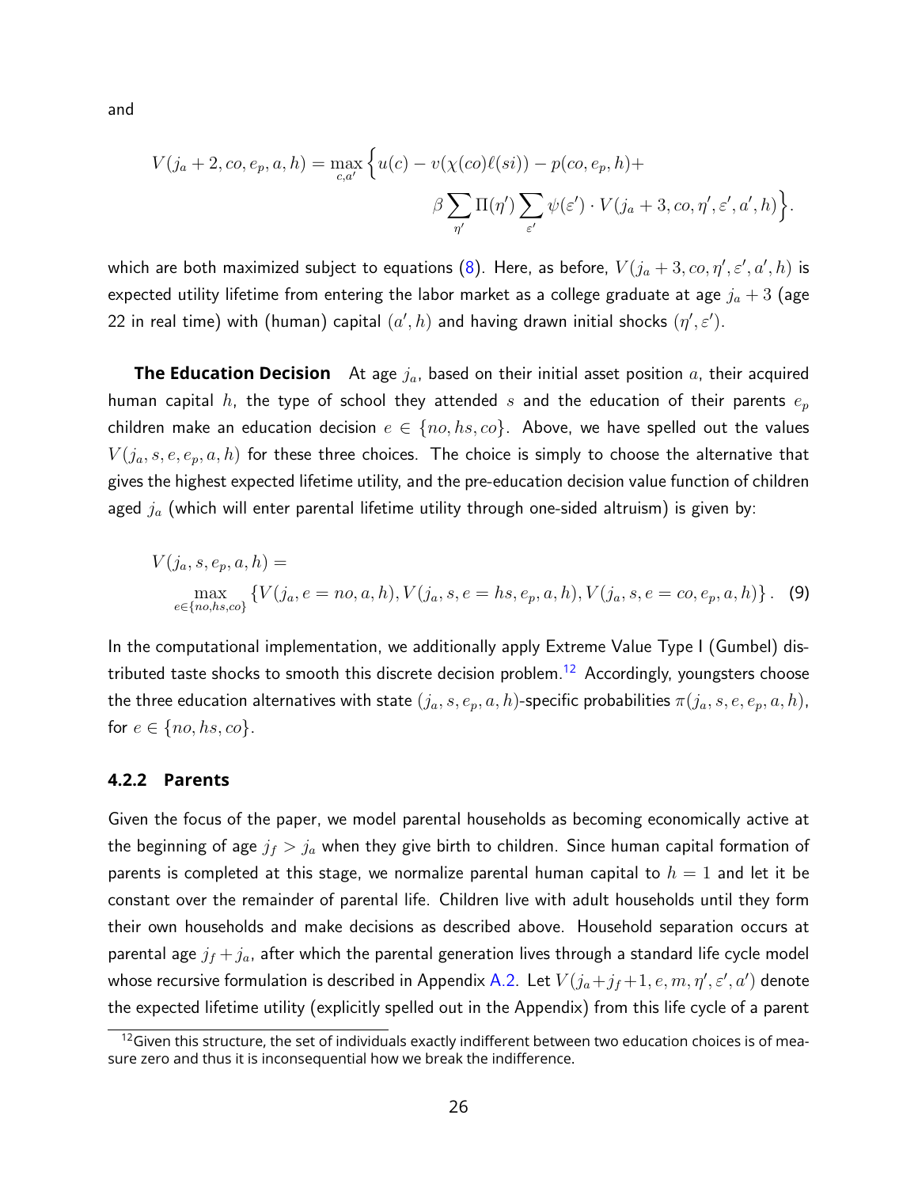and

$$V(j_a+2, co, e_p, a, h) = \max_{c,a'} \Big\{ u(c) - v(\chi(co)\ell(si)) - p(co, e_p, h) + \beta \sum_{\eta'} \Pi(\eta') \sum_{\varepsilon'} \psi(\varepsilon') \cdot V(j_a+3, co, \eta', \varepsilon', a', h) \Big\}.$$

which are both maximized subject to equations (8). Here, as before, $V(j_a+3, co, \eta', \varepsilon', a', h)$ is expected utility lifetime from entering the labor market as a college graduate at age $j_a+3$ (age 22 in real time) with (human) capital $(a', h)$ and having drawn initial shocks $(\eta', \varepsilon')$.

**The Education Decision** At age $j_a$, based on their initial asset position $a$, their acquired human capital $h$, the type of school they attended $s$ and the education of their parents $e_p$ children make an education decision $e \in \{no, hs, co\}$. Above, we have spelled out the values $V(j_a, s, e, e_p, a, h)$ for these three choices. The choice is simply to choose the alternative that gives the highest expected lifetime utility, and the pre-education decision value function of children aged $j_a$ (which will enter parental lifetime utility through one-sided altruism) is given by:

$$V(j_a, s, e_p, a, h) = \max_{e \in \{no, hs, co\}} \{V(j_a, e = no, a, h), V(j_a, s, e = hs, e_p, a, h), V(j_a, s, e = co, e_p, a, h)\}. \quad (9)$$

In the computational implementation, we additionally apply Extreme Value Type I (Gumbel) distributed taste shocks to smooth this discrete decision problem.[12] Accordingly, youngsters choose the three education alternatives with state $(j_a, s, e_p, a, h)$-specific probabilities $\pi(j_a, s, e, e_p, a, h)$, for $e \in \{no, hs, co\}$.

### 4.2.2 Parents

Given the focus of the paper, we model parental households as becoming economically active at the beginning of age $j_f > j_a$ when they give birth to children. Since human capital formation of parents is completed at this stage, we normalize parental human capital to $h = 1$ and let it be constant over the remainder of parental life. Children live with adult households until they form their own households and make decisions as described above. Household separation occurs at parental age $j_f + j_a$, after which the parental generation lives through a standard life cycle model whose recursive formulation is described in Appendix A.2. Let $V(j_a+j_f+1, e, m, \eta', \varepsilon', a')$ denote the expected lifetime utility (explicitly spelled out in the Appendix) from this life cycle of a parent

[12] Given this structure, the set of individuals exactly indifferent between two education choices is of measure zero and thus it is inconsequential how we break the indifference.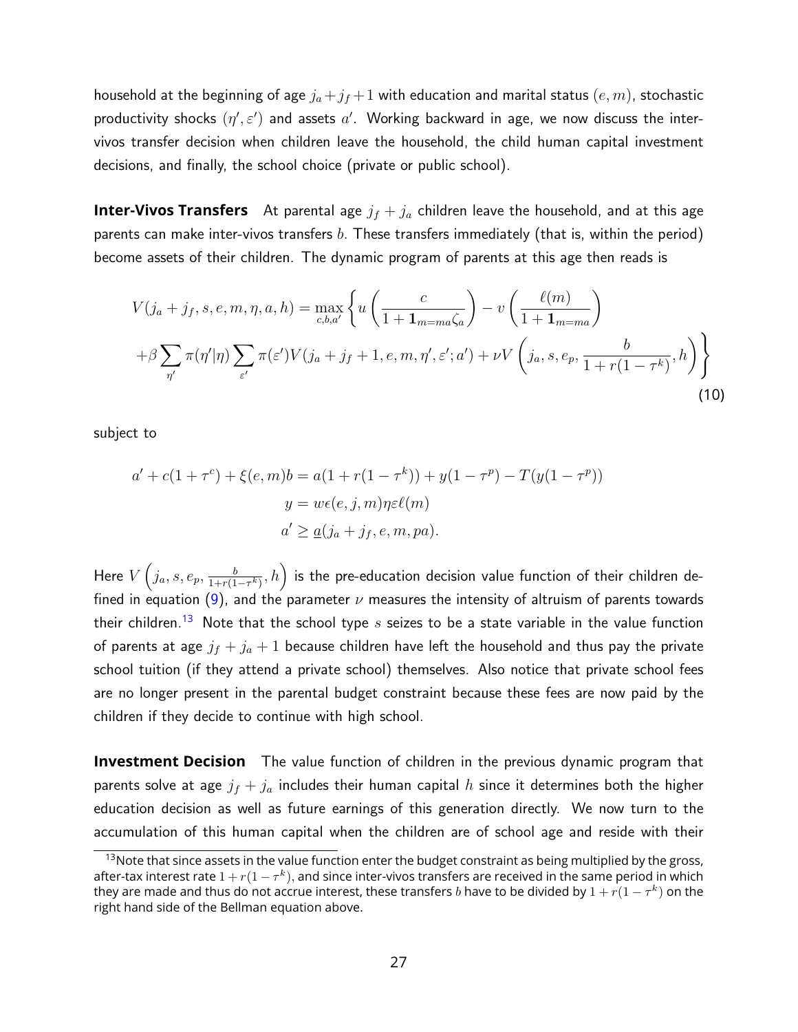household at the beginning of age $j_a + j_f + 1$ with education and marital status $(e, m)$, stochastic productivity shocks $(\eta', \varepsilon')$ and assets $a'$. Working backward in age, we now discuss the inter-vivos transfer decision when children leave the household, the child human capital investment decisions, and finally, the school choice (private or public school).

**Inter-Vivos Transfers** At parental age $j_f + j_a$ children leave the household, and at this age parents can make inter-vivos transfers $b$. These transfers immediately (that is, within the period) become assets of their children. The dynamic program of parents at this age then reads is

$$
\begin{aligned}
V(j_a + j_f, s, e, m, \eta, a, h) = \max_{c,b,a'} \Bigg\{ & u\left(\frac{c}{1 + \mathbf{1}_{m=ma}\zeta_a}\right) - v\left(\frac{\ell(m)}{1 + \mathbf{1}_{m=ma}}\right) \\
& + \beta \sum_{\eta'} \pi(\eta'|\eta) \sum_{\varepsilon'} \pi(\varepsilon') V(j_a + j_f + 1, e, m, \eta', \varepsilon'; a') + \nu V\left(j_a, s, e_p, \frac{b}{1 + r(1-\tau^k)}, h\right) \Bigg\}
\end{aligned}
\tag{10}
$$

subject to

$$
\begin{aligned}
a' + c(1+\tau^c) + \xi(e, m) b &= a(1 + r(1-\tau^k)) + y(1-\tau^p) - T(y(1-\tau^p)) \\
y &= w\epsilon(e, j, m)\eta\varepsilon\ell(m) \\
a' &\geq \underline{a}(j_a + j_f, e, m, pa).
\end{aligned}
$$

Here $V\left(j_a, s, e_p, \frac{b}{1+r(1-\tau^k)}, h\right)$ is the pre-education decision value function of their children defined in equation (9), and the parameter $\nu$ measures the intensity of altruism of parents towards their children.[13] Note that the school type $s$ seizes to be a state variable in the value function of parents at age $j_f + j_a + 1$ because children have left the household and thus pay the private school tuition (if they attend a private school) themselves. Also notice that private school fees are no longer present in the parental budget constraint because these fees are now paid by the children if they decide to continue with high school.

**Investment Decision** The value function of children in the previous dynamic program that parents solve at age $j_f + j_a$ includes their human capital $h$ since it determines both the higher education decision as well as future earnings of this generation directly. We now turn to the accumulation of this human capital when the children are of school age and reside with their

[13] Note that since assets in the value function enter the budget constraint as being multiplied by the gross, after-tax interest rate $1 + r(1-\tau^k)$, and since inter-vivos transfers are received in the same period in which they are made and thus do not accrue interest, these transfers $b$ have to be divided by $1 + r(1-\tau^k)$ on the right hand side of the Bellman equation above.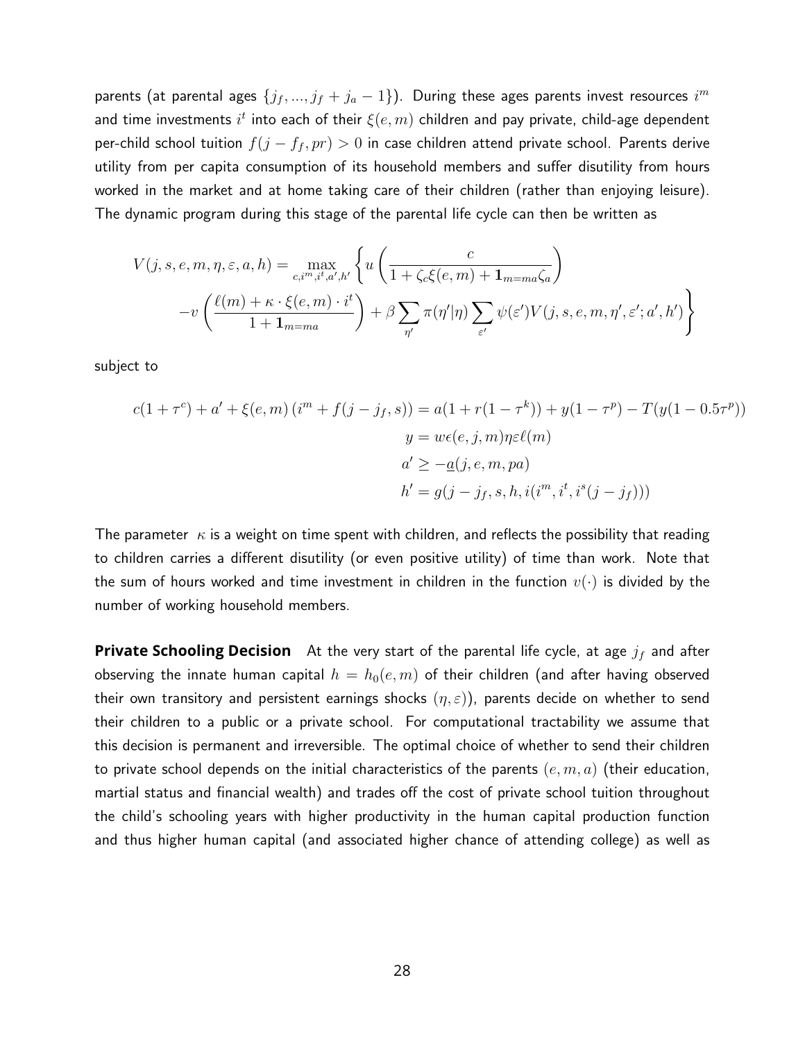parents (at parental ages $\{j_f, ..., j_f + j_a - 1\}$). During these ages parents invest resources $i^m$ and time investments $i^t$ into each of their $\xi(e, m)$ children and pay private, child-age dependent per-child school tuition $f(j - f_f, pr) > 0$ in case children attend private school. Parents derive utility from per capita consumption of its household members and suffer disutility from hours worked in the market and at home taking care of their children (rather than enjoying leisure). The dynamic program during this stage of the parental life cycle can then be written as

$$
V(j, s, e, m, \eta, \varepsilon, a, h) = \max_{c, i^m, i^t, a', h'} \left\{ u\left( \frac{c}{1 + \zeta_c \xi(e, m) + \mathbf{1}_{m=ma} \zeta_a} \right) \right.
$$
$$
\left. - v\left( \frac{\ell(m) + \kappa \cdot \xi(e, m) \cdot i^t}{1 + \mathbf{1}_{m=ma}} \right) + \beta \sum_{\eta'} \pi(\eta' | \eta) \sum_{\varepsilon'} \psi(\varepsilon') V(j, s, e, m, \eta', \varepsilon'; a', h') \right\}
$$

subject to

$$
c(1 + \tau^c) + a' + \xi(e, m) \left( i^m + f(j - j_f, s) \right) = a(1 + r(1 - \tau^k)) + y(1 - \tau^p) - T(y(1 - 0.5\tau^p))
$$
$$
y = w\epsilon(e, j, m)\eta\varepsilon\ell(m)
$$
$$
a' \geq -\underline{a}(j, e, m, pa)
$$
$$
h' = g(j - j_f, s, h, i(i^m, i^t, i^s(j - j_f)))
$$

The parameter $\kappa$ is a weight on time spent with children, and reflects the possibility that reading to children carries a different disutility (or even positive utility) of time than work. Note that the sum of hours worked and time investment in children in the function $v(\cdot)$ is divided by the number of working household members.

**Private Schooling Decision** At the very start of the parental life cycle, at age $j_f$ and after observing the innate human capital $h = h_0(e, m)$ of their children (and after having observed their own transitory and persistent earnings shocks $(\eta, \varepsilon)$), parents decide on whether to send their children to a public or a private school. For computational tractability we assume that this decision is permanent and irreversible. The optimal choice of whether to send their children to private school depends on the initial characteristics of the parents $(e, m, a)$ (their education, martial status and financial wealth) and trades off the cost of private school tuition throughout the child's schooling years with higher productivity in the human capital production function and thus higher human capital (and associated higher chance of attending college) as well as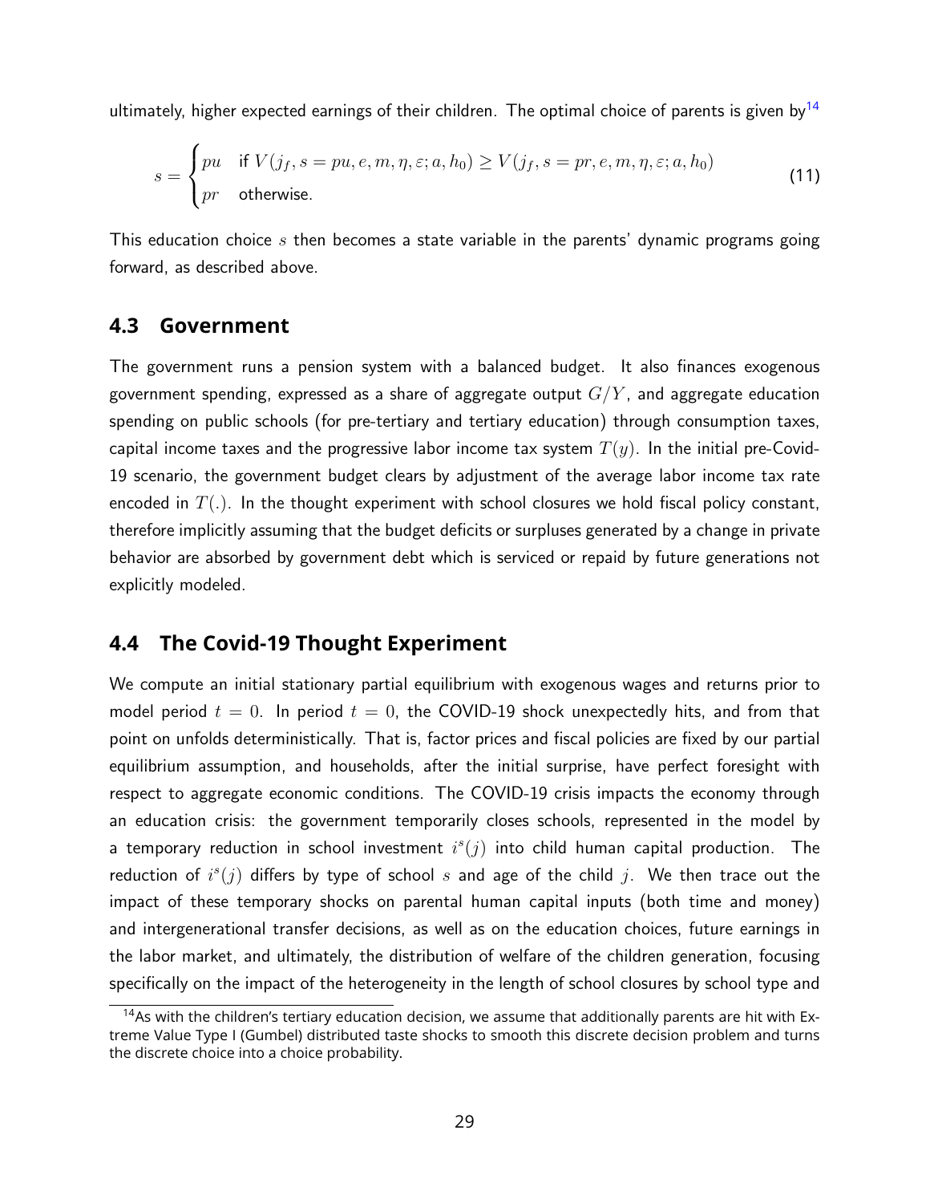ultimately, higher expected earnings of their children. The optimal choice of parents is given by[14]

$$s = \begin{cases} pu & \text{if } V(j_f, s = pu, e, m, \eta, \varepsilon; a, h_0) \geq V(j_f, s = pr, e, m, \eta, \varepsilon; a, h_0) \\ pr & \text{otherwise.} \end{cases} \tag{11}$$

This education choice $s$ then becomes a state variable in the parents' dynamic programs going forward, as described above.

## 4.3 Government

The government runs a pension system with a balanced budget. It also finances exogenous government spending, expressed as a share of aggregate output $G/Y$, and aggregate education spending on public schools (for pre-tertiary and tertiary education) through consumption taxes, capital income taxes and the progressive labor income tax system $T(y)$. In the initial pre-Covid-19 scenario, the government budget clears by adjustment of the average labor income tax rate encoded in $T(.)$. In the thought experiment with school closures we hold fiscal policy constant, therefore implicitly assuming that the budget deficits or surpluses generated by a change in private behavior are absorbed by government debt which is serviced or repaid by future generations not explicitly modeled.

## 4.4 The Covid-19 Thought Experiment

We compute an initial stationary partial equilibrium with exogenous wages and returns prior to model period $t = 0$. In period $t = 0$, the COVID-19 shock unexpectedly hits, and from that point on unfolds deterministically. That is, factor prices and fiscal policies are fixed by our partial equilibrium assumption, and households, after the initial surprise, have perfect foresight with respect to aggregate economic conditions. The COVID-19 crisis impacts the economy through an education crisis: the government temporarily closes schools, represented in the model by a temporary reduction in school investment $i^s(j)$ into child human capital production. The reduction of $i^s(j)$ differs by type of school $s$ and age of the child $j$. We then trace out the impact of these temporary shocks on parental human capital inputs (both time and money) and intergenerational transfer decisions, as well as on the education choices, future earnings in the labor market, and ultimately, the distribution of welfare of the children generation, focusing specifically on the impact of the heterogeneity in the length of school closures by school type and

[14] As with the children's tertiary education decision, we assume that additionally parents are hit with Extreme Value Type I (Gumbel) distributed taste shocks to smooth this discrete decision problem and turns the discrete choice into a choice probability.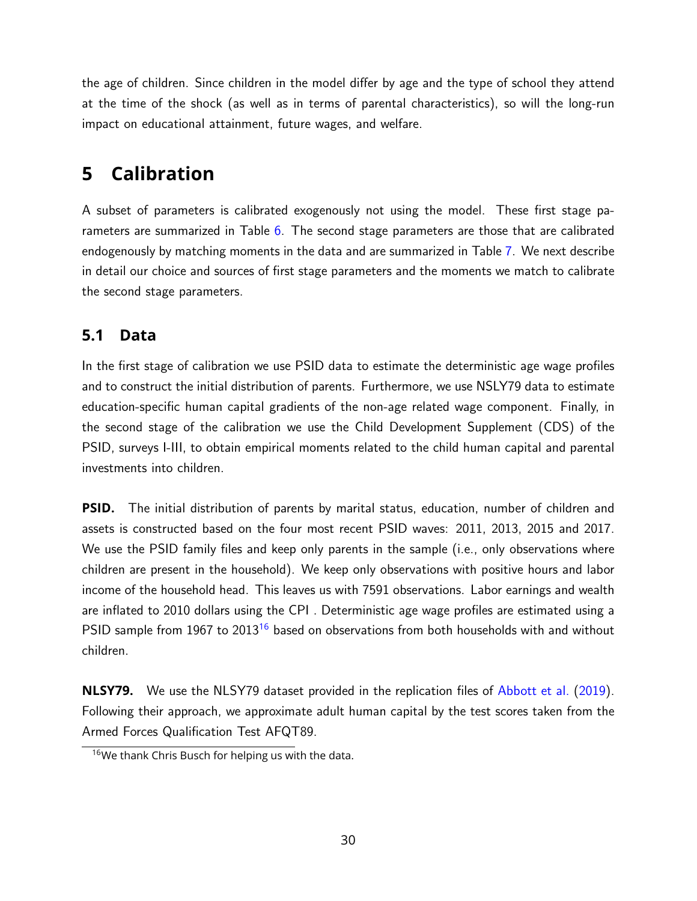the age of children. Since children in the model differ by age and the type of school they attend at the time of the shock (as well as in terms of parental characteristics), so will the long-run impact on educational attainment, future wages, and welfare.

# 5 Calibration

A subset of parameters is calibrated exogenously not using the model. These first stage parameters are summarized in Table 6. The second stage parameters are those that are calibrated endogenously by matching moments in the data and are summarized in Table 7. We next describe in detail our choice and sources of first stage parameters and the moments we match to calibrate the second stage parameters.

## 5.1 Data

In the first stage of calibration we use PSID data to estimate the deterministic age wage profiles and to construct the initial distribution of parents. Furthermore, we use NSLY79 data to estimate education-specific human capital gradients of the non-age related wage component. Finally, in the second stage of the calibration we use the Child Development Supplement (CDS) of the PSID, surveys I-III, to obtain empirical moments related to the child human capital and parental investments into children.

**PSID.** The initial distribution of parents by marital status, education, number of children and assets is constructed based on the four most recent PSID waves: 2011, 2013, 2015 and 2017. We use the PSID family files and keep only parents in the sample (i.e., only observations where children are present in the household). We keep only observations with positive hours and labor income of the household head. This leaves us with 7591 observations. Labor earnings and wealth are inflated to 2010 dollars using the CPI . Deterministic age wage profiles are estimated using a PSID sample from 1967 to 2013[16] based on observations from both households with and without children.

**NLSY79.** We use the NLSY79 dataset provided in the replication files of Abbott et al. (2019). Following their approach, we approximate adult human capital by the test scores taken from the Armed Forces Qualification Test AFQT89.

[16]We thank Chris Busch for helping us with the data.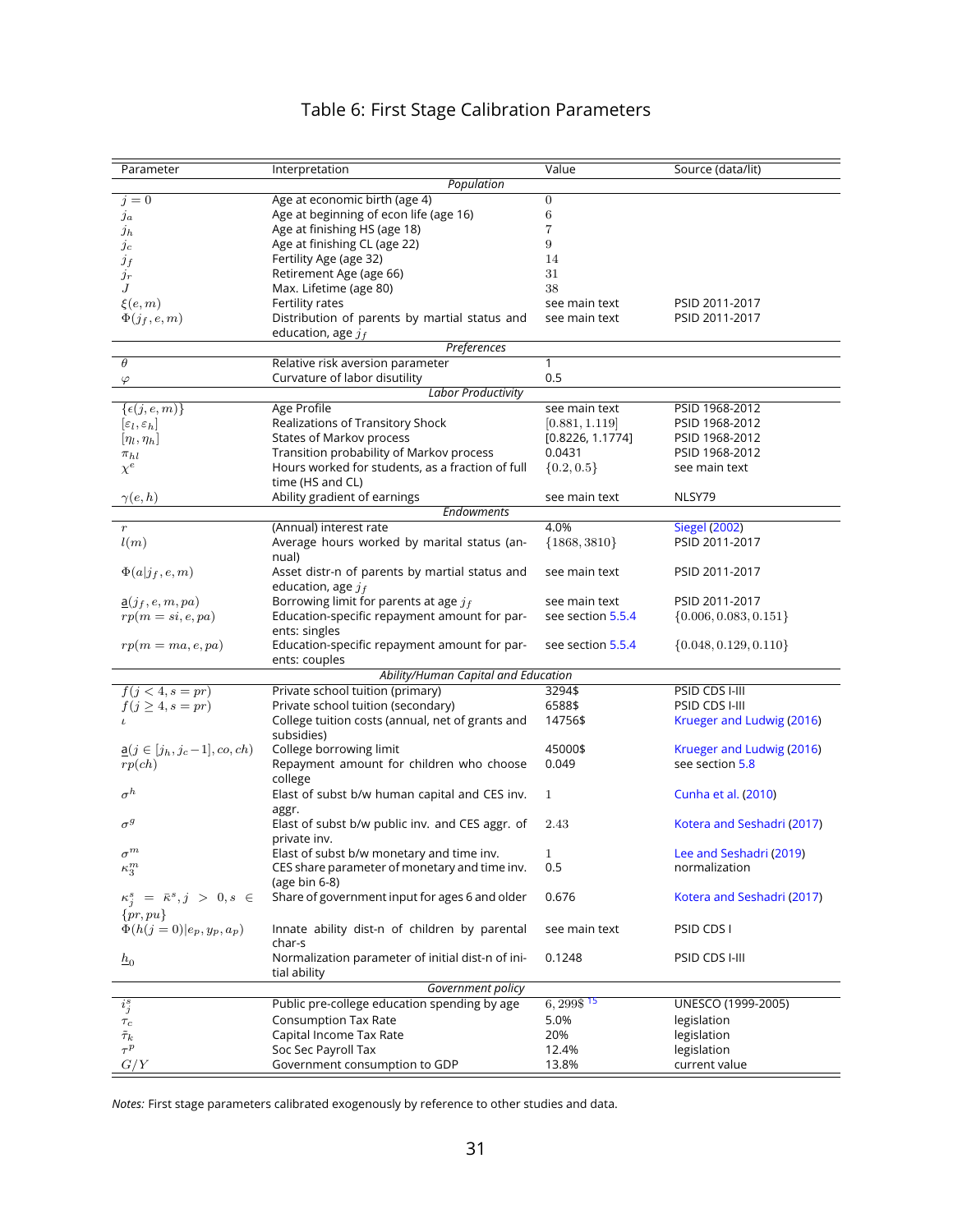## Table 6: First Stage Calibration Parameters

| Parameter | Interpretation | Value | Source (data/lit) |
|---|---|---|---|
| | *Population* | | |
| $j = 0$ | Age at economic birth (age 4) | $0$ | |
| $j_a$ | Age at beginning of econ life (age 16) | $6$ | |
| $j_h$ | Age at finishing HS (age 18) | $7$ | |
| $j_c$ | Age at finishing CL (age 22) | $9$ | |
| $j_f$ | Fertility Age (age 32) | $14$ | |
| $j_r$ | Retirement Age (age 66) | $31$ | |
| $J$ | Max. Lifetime (age 80) | $38$ | |
| $\xi(e, m)$ | Fertility rates | see main text | PSID 2011-2017 |
| $\Phi(j_f, e, m)$ | Distribution of parents by martial status and education, age $j_f$ | see main text | PSID 2011-2017 |
| | *Preferences* | | |
| $\theta$ | Relative risk aversion parameter | 1 | |
| $\varphi$ | Curvature of labor disutility | 0.5 | |
| | *Labor Productivity* | | |
| $\{\epsilon(j, e, m)\}$ | Age Profile | see main text | PSID 1968-2012 |
| $[\varepsilon_l, \varepsilon_h]$ | Realizations of Transitory Shock | $[0.881, 1.119]$ | PSID 1968-2012 |
| $[\eta_l, \eta_h]$ | States of Markov process | [0.8226, 1.1774] | PSID 1968-2012 |
| $\pi_{hl}$ | Transition probability of Markov process | 0.0431 | PSID 1968-2012 |
| $\chi^e$ | Hours worked for students, as a fraction of full time (HS and CL) | $\{0.2, 0.5\}$ | see main text |
| $\gamma(e, h)$ | Ability gradient of earnings | see main text | NLSY79 |
| | *Endowments* | | |
| $r$ | (Annual) interest rate | 4.0% | Siegel (2002) |
| $l(m)$ | Average hours worked by marital status (annual) | $\{1868, 3810\}$ | PSID 2011-2017 |
| $\Phi(a\|j_f, e, m)$ | Asset distr-n of parents by martial status and education, age $j_f$ | see main text | PSID 2011-2017 |
| $\underline{a}(j_f, e, m, pa)$ | Borrowing limit for parents at age $j_f$ | see main text | PSID 2011-2017 |
| $rp(m = si, e, pa)$ | Education-specific repayment amount for parents: singles | see section 5.5.4 | $\{0.006, 0.083, 0.151\}$ |
| $rp(m = ma, e, pa)$ | Education-specific repayment amount for parents: couples | see section 5.5.4 | $\{0.048, 0.129, 0.110\}$ |
| | *Ability/Human Capital and Education* | | |
| $f(j < 4, s = pr)$ | Private school tuition (primary) | 3294$ | PSID CDS I-III |
| $f(j \geq 4, s = pr)$ | Private school tuition (secondary) | 6588$ | PSID CDS I-III |
| $\iota$ | College tuition costs (annual, net of grants and subsidies) | 14756$ | Krueger and Ludwig (2016) |
| $\underline{a}(j \in [j_h, j_c - 1], co, ch)$ | College borrowing limit | 45000$ | Krueger and Ludwig (2016) |
| $rp(ch)$ | Repayment amount for children who choose college | 0.049 | see section 5.8 |
| $\sigma^h$ | Elast of subst b/w human capital and CES inv. aggr. | $1$ | Cunha et al. (2010) |
| $\sigma^g$ | Elast of subst b/w public inv. and CES aggr. of private inv. | $2.43$ | Kotera and Seshadri (2017) |
| $\sigma^m$ | Elast of subst b/w monetary and time inv. | $1$ | Lee and Seshadri (2019) |
| $\kappa_3^m$ | CES share parameter of monetary and time inv. (age bin 6-8) | 0.5 | normalization |
| $\kappa_j^s = \bar{\kappa}^s, j > 0, s \in \{pr, pu\}$ | Share of government input for ages 6 and older | 0.676 | Kotera and Seshadri (2017) |
| $\Phi(h(j = 0)\|e_p, y_p, a_p)$ | Innate ability dist-n of children by parental char-s | see main text | PSID CDS I |
| $\underline{h}_0$ | Normalization parameter of initial dist-n of initial ability | 0.1248 | PSID CDS I-III |
| | *Government policy* | | |
| $i_j^s$ | Public pre-college education spending by age | $6,299$$ [15] | UNESCO (1999-2005) |
| $\tau_c$ | Consumption Tax Rate | 5.0% | legislation |
| $\bar{\tau}_k$ | Capital Income Tax Rate | 20% | legislation |
| $\tau^p$ | Soc Sec Payroll Tax | 12.4% | legislation |
| $G/Y$ | Government consumption to GDP | 13.8% | current value |

*Notes:* First stage parameters calibrated exogenously by reference to other studies and data.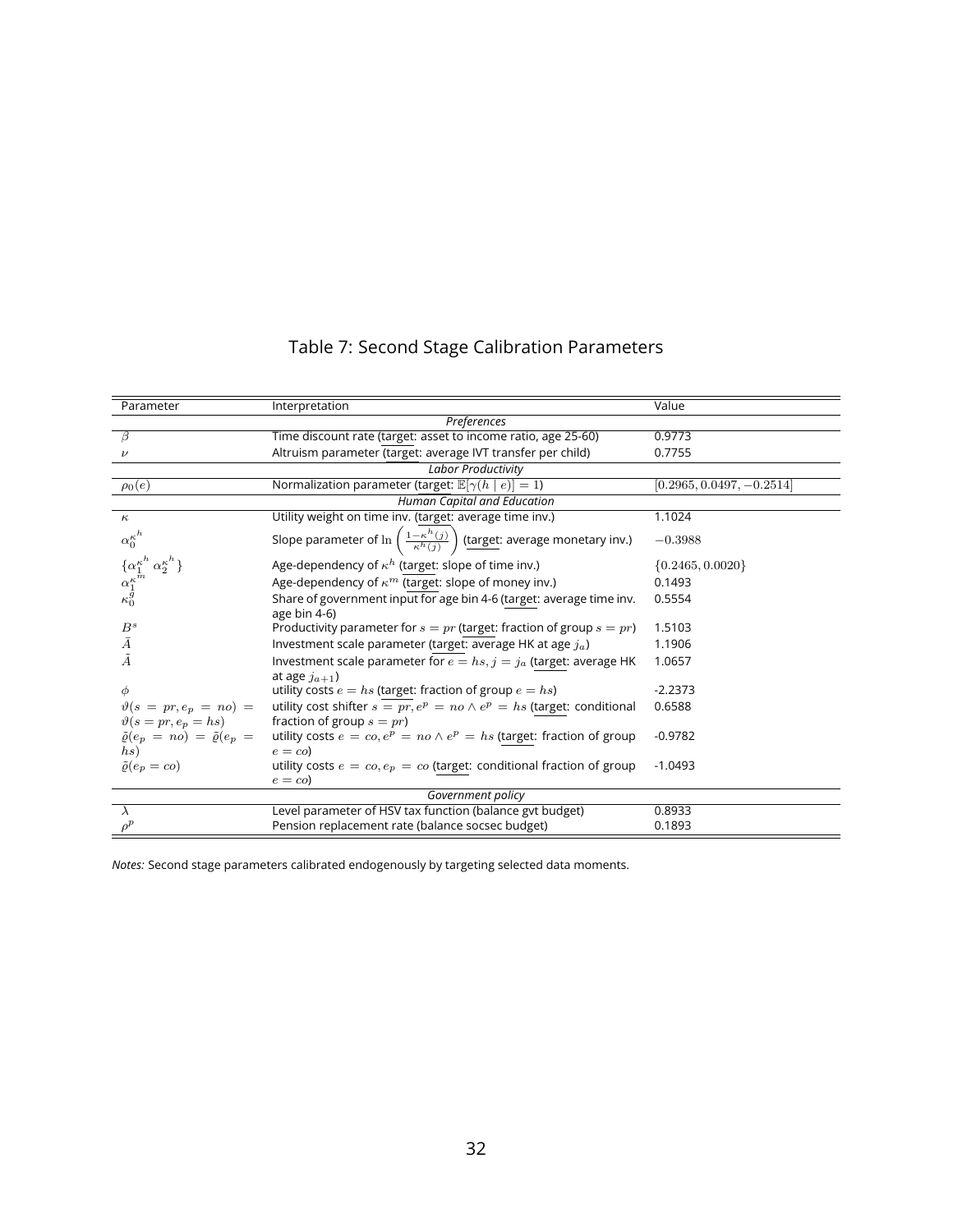Table 7: Second Stage Calibration Parameters

| Parameter | Interpretation | Value |
|---|---|---|
| *Preferences* | | |
| $\beta$ | Time discount rate (target: asset to income ratio, age 25-60) | 0.9773 |
| $\nu$ | Altruism parameter (target: average IVT transfer per child) | 0.7755 |
| *Labor Productivity* | | |
| $\rho_0(e)$ | Normalization parameter (target: $\mathbb{E}[\gamma(h \mid e)] = 1$) | $[0.2965, 0.0497, -0.2514]$ |
| *Human Capital and Education* | | |
| $\kappa$ | Utility weight on time inv. (target: average time inv.) | 1.1024 |
| $\alpha_0^{\kappa^h}$ | Slope parameter of $\ln\left(\frac{1-\kappa^h(j)}{\kappa^h(j)}\right)$ (target: average monetary inv.) | $-0.3988$ |
| $\{\alpha_1^{\kappa^h}\ \alpha_2^{\kappa^h}\}$ | Age-dependency of $\kappa^h$ (target: slope of time inv.) | $\{0.2465, 0.0020\}$ |
| $\alpha_1^{\kappa^m}$ | Age-dependency of $\kappa^m$ (target: slope of money inv.) | 0.1493 |
| $\kappa_0^g$ | Share of government input for age bin 4-6 (target: average time inv. age bin 4-6) | 0.5554 |
| $B^s$ | Productivity parameter for $s = pr$ (target: fraction of group $s = pr$) | 1.5103 |
| $\bar{A}$ | Investment scale parameter (target: average HK at age $j_a$) | 1.1906 |
| $\tilde{A}$ | Investment scale parameter for $e = hs, j = j_a$ (target: average HK at age $j_{a+1}$) | 1.0657 |
| $\phi$ | utility costs $e = hs$ (target: fraction of group $e = hs$) | -2.2373 |
| $\vartheta(s = pr, e_p = no) = \vartheta(s = pr, e_p = hs)$ | utility cost shifter $s = pr, e^p = no \wedge e^p = hs$ (target: conditional fraction of group $s = pr$) | 0.6588 |
| $\tilde{\varrho}(e_p = no) = \tilde{\varrho}(e_p = hs)$ | utility costs $e = co, e^p = no \wedge e^p = hs$ (target: fraction of group $e = co$) | -0.9782 |
| $\tilde{\varrho}(e_p = co)$ | utility costs $e = co, e_p = co$ (target: conditional fraction of group $e = co$) | -1.0493 |
| *Government policy* | | |
| $\lambda$ | Level parameter of HSV tax function (balance gvt budget) | 0.8933 |
| $\rho^p$ | Pension replacement rate (balance socsec budget) | 0.1893 |

*Notes:* Second stage parameters calibrated endogenously by targeting selected data moments.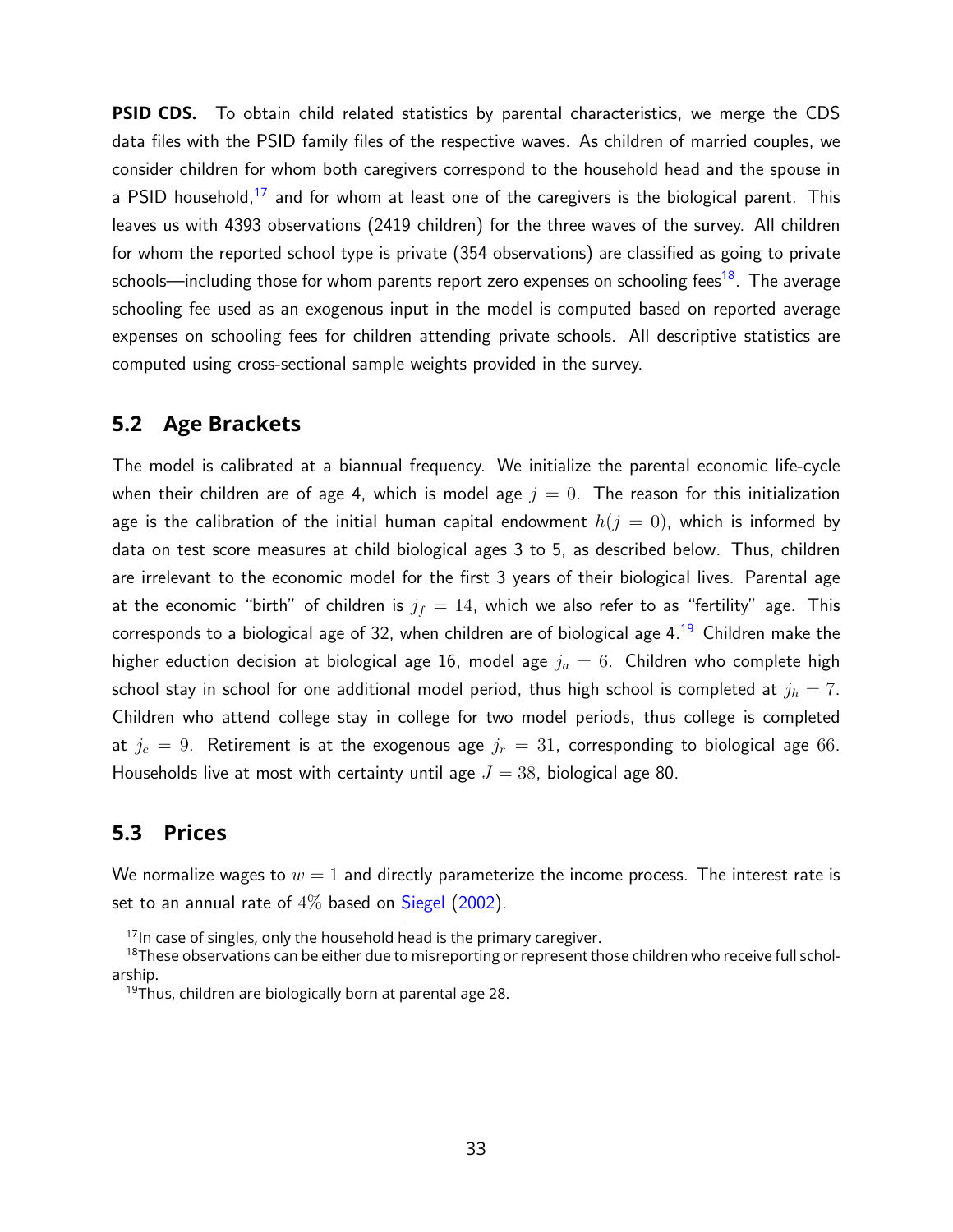**PSID CDS.** To obtain child related statistics by parental characteristics, we merge the CDS data files with the PSID family files of the respective waves. As children of married couples, we consider children for whom both caregivers correspond to the household head and the spouse in a PSID household,[17] and for whom at least one of the caregivers is the biological parent. This leaves us with 4393 observations (2419 children) for the three waves of the survey. All children for whom the reported school type is private (354 observations) are classified as going to private schools—including those for whom parents report zero expenses on schooling fees[18]. The average schooling fee used as an exogenous input in the model is computed based on reported average expenses on schooling fees for children attending private schools. All descriptive statistics are computed using cross-sectional sample weights provided in the survey.

## 5.2 Age Brackets

The model is calibrated at a biannual frequency. We initialize the parental economic life-cycle when their children are of age 4, which is model age $j = 0$. The reason for this initialization age is the calibration of the initial human capital endowment $h(j = 0)$, which is informed by data on test score measures at child biological ages 3 to 5, as described below. Thus, children are irrelevant to the economic model for the first 3 years of their biological lives. Parental age at the economic "birth" of children is $j_f = 14$, which we also refer to as "fertility" age. This corresponds to a biological age of 32, when children are of biological age 4.[19] Children make the higher eduction decision at biological age 16, model age $j_a = 6$. Children who complete high school stay in school for one additional model period, thus high school is completed at $j_h = 7$. Children who attend college stay in college for two model periods, thus college is completed at $j_c = 9$. Retirement is at the exogenous age $j_r = 31$, corresponding to biological age $66$. Households live at most with certainty until age $J = 38$, biological age 80.

## 5.3 Prices

We normalize wages to $w = 1$ and directly parameterize the income process. The interest rate is set to an annual rate of $4\%$ based on Siegel (2002).

[17] In case of singles, only the household head is the primary caregiver.

[18] These observations can be either due to misreporting or represent those children who receive full scholarship.

[19] Thus, children are biologically born at parental age 28.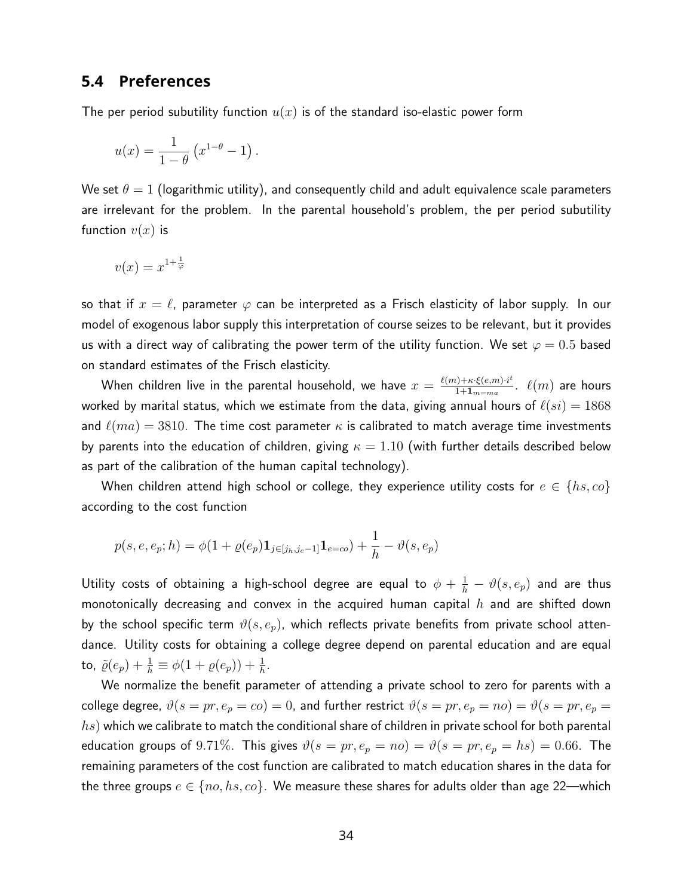## 5.4 Preferences

The per period subutility function $u(x)$ is of the standard iso-elastic power form

$$u(x) = \frac{1}{1-\theta}\left(x^{1-\theta} - 1\right).$$

We set $\theta = 1$ (logarithmic utility), and consequently child and adult equivalence scale parameters are irrelevant for the problem. In the parental household's problem, the per period subutility function $v(x)$ is

$$v(x) = x^{1+\frac{1}{\varphi}}$$

so that if $x = \ell$, parameter $\varphi$ can be interpreted as a Frisch elasticity of labor supply. In our model of exogenous labor supply this interpretation of course seizes to be relevant, but it provides us with a direct way of calibrating the power term of the utility function. We set $\varphi = 0.5$ based on standard estimates of the Frisch elasticity.

When children live in the parental household, we have $x = \frac{\ell(m)+\kappa\cdot\xi(e,m)\cdot i^t}{1+\mathbf{1}_{m=ma}}$. $\ell(m)$ are hours worked by marital status, which we estimate from the data, giving annual hours of $\ell(si) = 1868$ and $\ell(ma) = 3810$. The time cost parameter $\kappa$ is calibrated to match average time investments by parents into the education of children, giving $\kappa = 1.10$ (with further details described below as part of the calibration of the human capital technology).

When children attend high school or college, they experience utility costs for $e \in \{hs, co\}$ according to the cost function

$$p(s, e, e_p; h) = \phi(1 + \varrho(e_p)\mathbf{1}_{j\in[j_h,j_c-1]}\mathbf{1}_{e=co}) + \frac{1}{h} - \vartheta(s, e_p)$$

Utility costs of obtaining a high-school degree are equal to $\phi + \frac{1}{h} - \vartheta(s, e_p)$ and are thus monotonically decreasing and convex in the acquired human capital $h$ and are shifted down by the school specific term $\vartheta(s, e_p)$, which reflects private benefits from private school attendance. Utility costs for obtaining a college degree depend on parental education and are equal to, $\tilde{\varrho}(e_p) + \frac{1}{h} \equiv \phi(1 + \varrho(e_p)) + \frac{1}{h}$.

We normalize the benefit parameter of attending a private school to zero for parents with a college degree, $\vartheta(s = pr, e_p = co) = 0$, and further restrict $\vartheta(s = pr, e_p = no) = \vartheta(s = pr, e_p = hs)$ which we calibrate to match the conditional share of children in private school for both parental education groups of $9.71\%$. This gives $\vartheta(s = pr, e_p = no) = \vartheta(s = pr, e_p = hs) = 0.66$. The remaining parameters of the cost function are calibrated to match education shares in the data for the three groups $e \in \{no, hs, co\}$. We measure these shares for adults older than age 22—which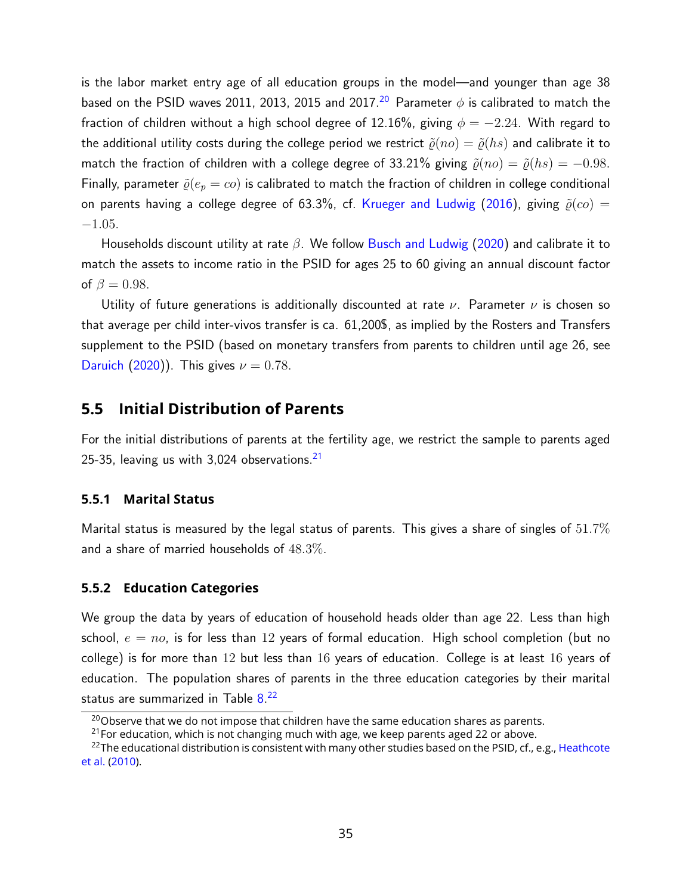is the labor market entry age of all education groups in the model—and younger than age 38 based on the PSID waves 2011, 2013, 2015 and 2017.[20] Parameter $\phi$ is calibrated to match the fraction of children without a high school degree of 12.16%, giving $\phi = -2.24$. With regard to the additional utility costs during the college period we restrict $\tilde{\varrho}(no) = \tilde{\varrho}(hs)$ and calibrate it to match the fraction of children with a college degree of 33.21% giving $\tilde{\varrho}(no) = \tilde{\varrho}(hs) = -0.98$. Finally, parameter $\tilde{\varrho}(e_p = co)$ is calibrated to match the fraction of children in college conditional on parents having a college degree of 63.3%, cf. Krueger and Ludwig (2016), giving $\tilde{\varrho}(co) = -1.05$.

Households discount utility at rate $\beta$. We follow Busch and Ludwig (2020) and calibrate it to match the assets to income ratio in the PSID for ages 25 to 60 giving an annual discount factor of $\beta = 0.98$.

Utility of future generations is additionally discounted at rate $\nu$. Parameter $\nu$ is chosen so that average per child inter-vivos transfer is ca. 61,200$, as implied by the Rosters and Transfers supplement to the PSID (based on monetary transfers from parents to children until age 26, see Daruich (2020)). This gives $\nu = 0.78$.

## 5.5 Initial Distribution of Parents

For the initial distributions of parents at the fertility age, we restrict the sample to parents aged 25-35, leaving us with 3,024 observations.[21]

### 5.5.1 Marital Status

Marital status is measured by the legal status of parents. This gives a share of singles of $51.7\%$ and a share of married households of $48.3\%$.

### 5.5.2 Education Categories

We group the data by years of education of household heads older than age 22. Less than high school, $e = no$, is for less than $12$ years of formal education. High school completion (but no college) is for more than $12$ but less than $16$ years of education. College is at least $16$ years of education. The population shares of parents in the three education categories by their marital status are summarized in Table 8.[22]

[20] Observe that we do not impose that children have the same education shares as parents.

[21] For education, which is not changing much with age, we keep parents aged 22 or above.

[22] The educational distribution is consistent with many other studies based on the PSID, cf., e.g., Heathcote et al. (2010).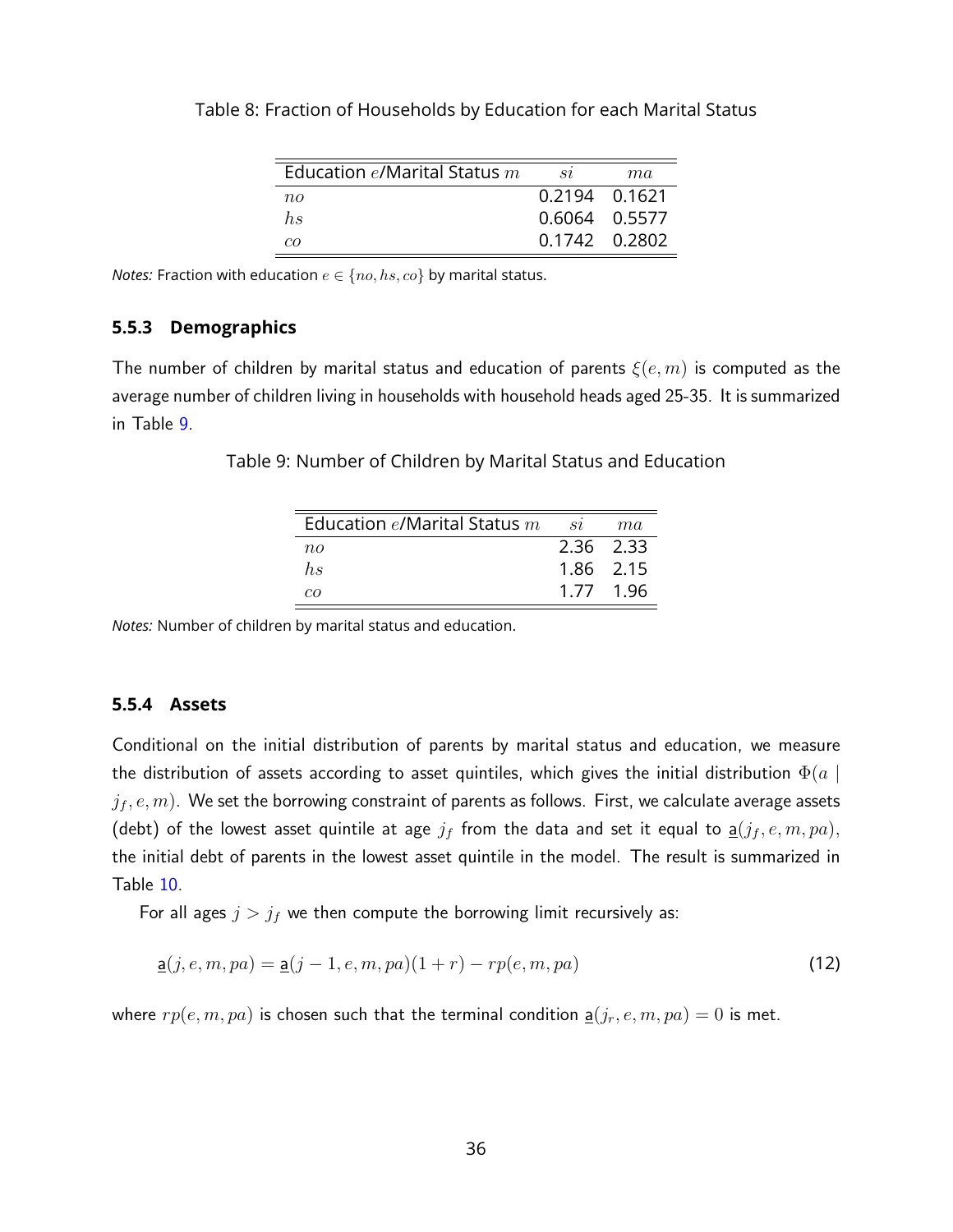Table 8: Fraction of Households by Education for each Marital Status

| Education $e$/Marital Status $m$ | $si$ | $ma$ |
|---|---|---|
| $no$ | 0.2194 | 0.1621 |
| $hs$ | 0.6064 | 0.5577 |
| $co$ | 0.1742 | 0.2802 |

*Notes:* Fraction with education $e \in \{no, hs, co\}$ by marital status.

### 5.5.3 Demographics

The number of children by marital status and education of parents $\xi(e, m)$ is computed as the average number of children living in households with household heads aged 25-35. It is summarized in Table 9.

Table 9: Number of Children by Marital Status and Education

| Education $e$/Marital Status $m$ | $si$ | $ma$ |
|---|---|---|
| $no$ | 2.36 | 2.33 |
| $hs$ | 1.86 | 2.15 |
| $co$ | 1.77 | 1.96 |

*Notes:* Number of children by marital status and education.

### 5.5.4 Assets

Conditional on the initial distribution of parents by marital status and education, we measure the distribution of assets according to asset quintiles, which gives the initial distribution $\Phi(a \mid j_f, e, m)$. We set the borrowing constraint of parents as follows. First, we calculate average assets (debt) of the lowest asset quintile at age $j_f$ from the data and set it equal to $\underline{a}(j_f, e, m, pa)$, the initial debt of parents in the lowest asset quintile in the model. The result is summarized in Table 10.

For all ages $j > j_f$ we then compute the borrowing limit recursively as:

$$\underline{a}(j, e, m, pa) = \underline{a}(j-1, e, m, pa)(1+r) - rp(e, m, pa) \tag{12}$$

where $rp(e, m, pa)$ is chosen such that the terminal condition $\underline{a}(j_r, e, m, pa) = 0$ is met.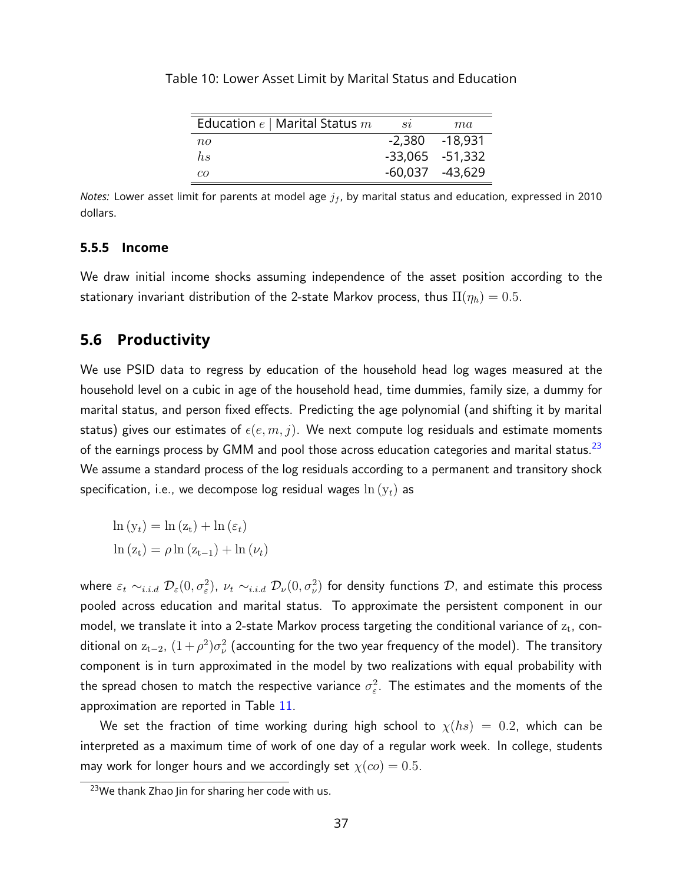Table 10: Lower Asset Limit by Marital Status and Education

| Education $e$ \| Marital Status $m$ | $si$ | $ma$ |
|---|---|---|
| $no$ | -2,380 | -18,931 |
| $hs$ | -33,065 | -51,332 |
| $co$ | -60,037 | -43,629 |

*Notes:* Lower asset limit for parents at model age $j_f$, by marital status and education, expressed in 2010 dollars.

#### 5.5.5 Income

We draw initial income shocks assuming independence of the asset position according to the stationary invariant distribution of the 2-state Markov process, thus $\Pi(\eta_h) = 0.5$.

## 5.6 Productivity

We use PSID data to regress by education of the household head log wages measured at the household level on a cubic in age of the household head, time dummies, family size, a dummy for marital status, and person fixed effects. Predicting the age polynomial (and shifting it by marital status) gives our estimates of $\epsilon(e, m, j)$. We next compute log residuals and estimate moments of the earnings process by GMM and pool those across education categories and marital status.[23] We assume a standard process of the log residuals according to a permanent and transitory shock specification, i.e., we decompose log residual wages $\ln(\mathrm{y}_t)$ as

$$\ln(\mathrm{y}_t) = \ln(\mathrm{z_t}) + \ln(\varepsilon_t)$$
$$\ln(\mathrm{z_t}) = \rho \ln(\mathrm{z_{t-1}}) + \ln(\nu_t)$$

where $\varepsilon_t \sim_{i.i.d} \mathcal{D}_\varepsilon(0, \sigma_\varepsilon^2)$, $\nu_t \sim_{i.i.d} \mathcal{D}_\nu(0, \sigma_\nu^2)$ for density functions $\mathcal{D}$, and estimate this process pooled across education and marital status. To approximate the persistent component in our model, we translate it into a 2-state Markov process targeting the conditional variance of $\mathrm{z_t}$, conditional on $\mathrm{z_{t-2}}$, $(1+\rho^2)\sigma_\nu^2$ (accounting for the two year frequency of the model). The transitory component is in turn approximated in the model by two realizations with equal probability with the spread chosen to match the respective variance $\sigma_\varepsilon^2$. The estimates and the moments of the approximation are reported in Table 11.

We set the fraction of time working during high school to $\chi(hs) = 0.2$, which can be interpreted as a maximum time of work of one day of a regular work week. In college, students may work for longer hours and we accordingly set $\chi(co) = 0.5$.

[23] We thank Zhao Jin for sharing her code with us.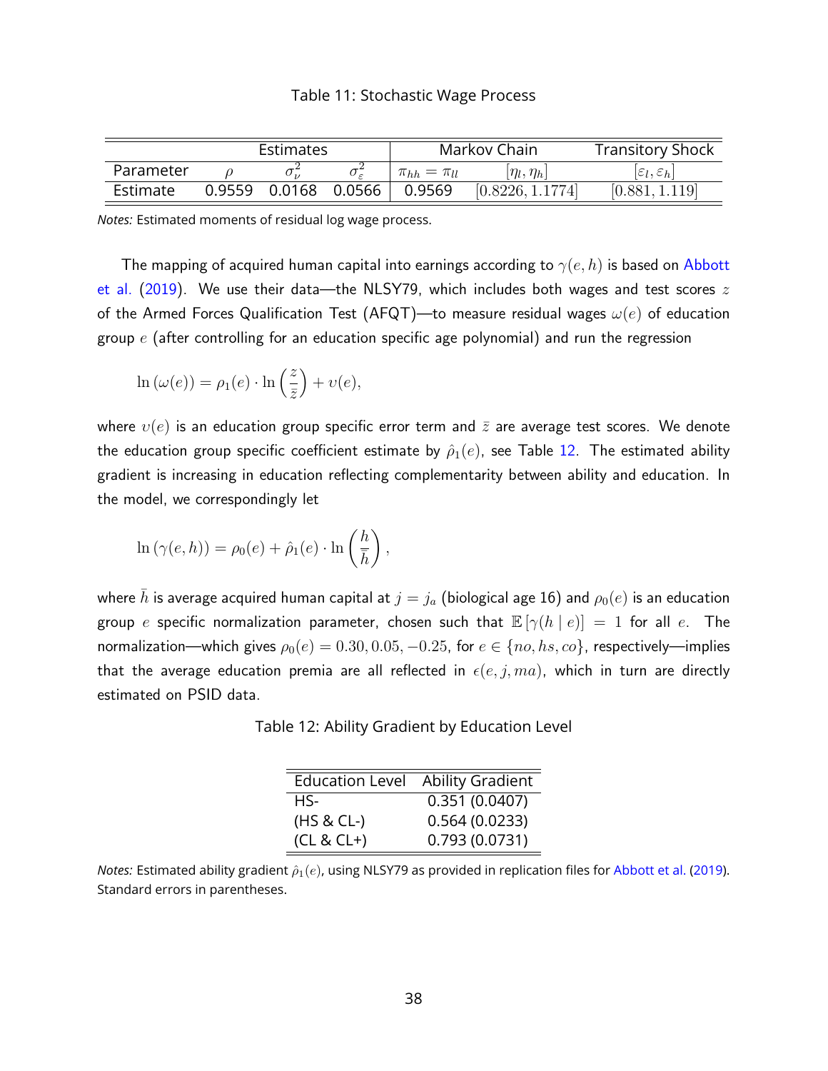Table 11: Stochastic Wage Process

| | Estimates | | | Markov Chain | | Transitory Shock |
|---|---|---|---|---|---|---|
| Parameter | $\rho$ | $\sigma_\nu^2$ | $\sigma_\varepsilon^2$ | $\pi_{hh} = \pi_{ll}$ | $[\eta_l, \eta_h]$ | $[\varepsilon_l, \varepsilon_h]$ |
| Estimate | 0.9559 | 0.0168 | 0.0566 | 0.9569 | $[0.8226, 1.1774]$ | $[0.881, 1.119]$ |

*Notes:* Estimated moments of residual log wage process.

The mapping of acquired human capital into earnings according to $\gamma(e, h)$ is based on Abbott et al. (2019). We use their data—the NLSY79, which includes both wages and test scores $z$ of the Armed Forces Qualification Test (AFQT)—to measure residual wages $\omega(e)$ of education group $e$ (after controlling for an education specific age polynomial) and run the regression

$$\ln(\omega(e)) = \rho_1(e) \cdot \ln\left(\frac{z}{\bar{z}}\right) + \upsilon(e),$$

where $\upsilon(e)$ is an education group specific error term and $\bar{z}$ are average test scores. We denote the education group specific coefficient estimate by $\hat{\rho}_1(e)$, see Table 12. The estimated ability gradient is increasing in education reflecting complementarity between ability and education. In the model, we correspondingly let

$$\ln(\gamma(e, h)) = \rho_0(e) + \hat{\rho}_1(e) \cdot \ln\left(\frac{h}{\bar{h}}\right),$$

where $\bar{h}$ is average acquired human capital at $j = j_a$ (biological age 16) and $\rho_0(e)$ is an education group $e$ specific normalization parameter, chosen such that $\mathbb{E}[\gamma(h \mid e)] = 1$ for all $e$. The normalization—which gives $\rho_0(e) = 0.30, 0.05, -0.25$, for $e \in \{no, hs, co\}$, respectively—implies that the average education premia are all reflected in $\epsilon(e, j, ma)$, which in turn are directly estimated on PSID data.

Table 12: Ability Gradient by Education Level

| Education Level | Ability Gradient |
|---|---|
| HS- | 0.351 (0.0407) |
| (HS & CL-) | 0.564 (0.0233) |
| (CL & CL+) | 0.793 (0.0731) |

*Notes:* Estimated ability gradient $\hat{\rho}_1(e)$, using NLSY79 as provided in replication files for Abbott et al. (2019). Standard errors in parentheses.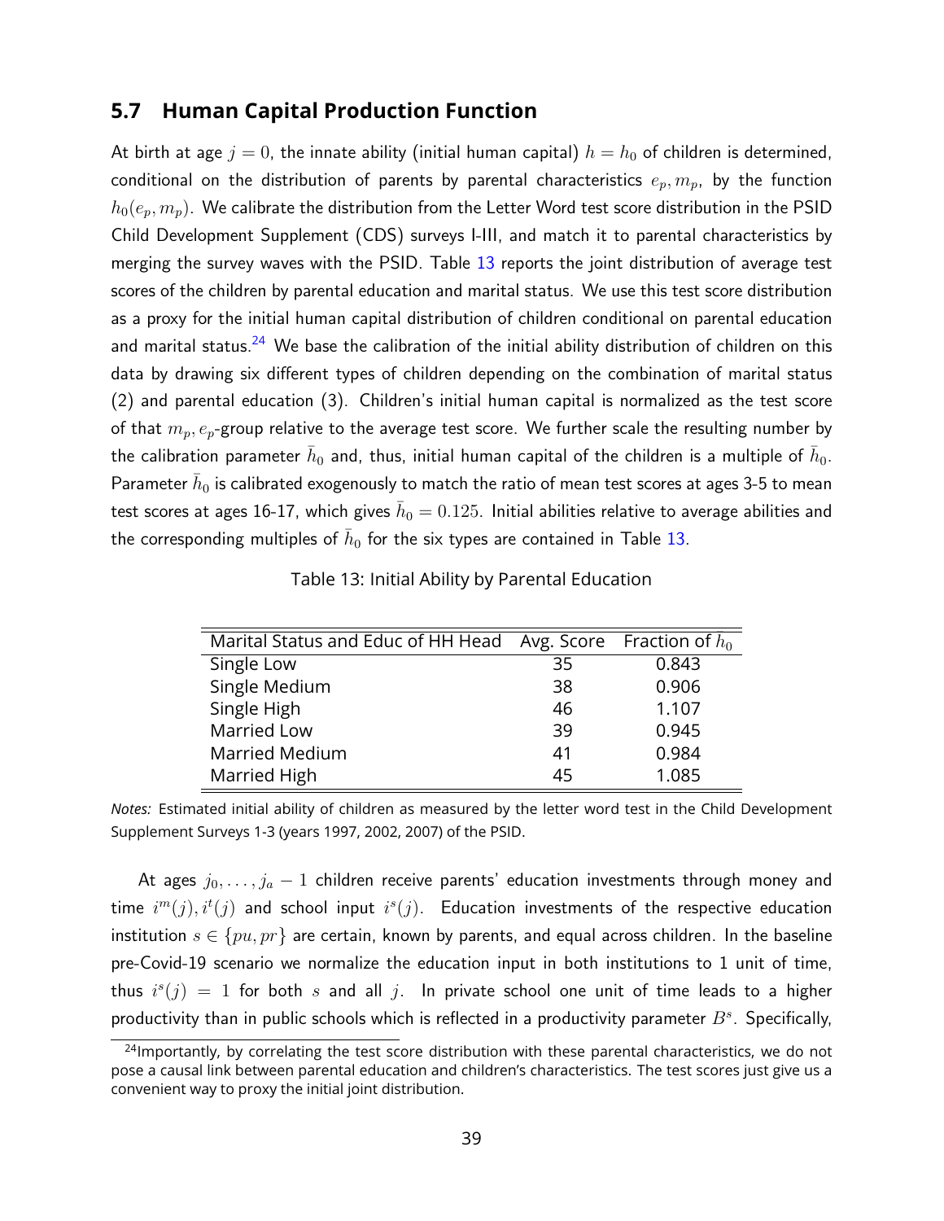## 5.7 Human Capital Production Function

At birth at age $j = 0$, the innate ability (initial human capital) $h = h_0$ of children is determined, conditional on the distribution of parents by parental characteristics $e_p, m_p$, by the function $h_0(e_p, m_p)$. We calibrate the distribution from the Letter Word test score distribution in the PSID Child Development Supplement (CDS) surveys I-III, and match it to parental characteristics by merging the survey waves with the PSID. Table 13 reports the joint distribution of average test scores of the children by parental education and marital status. We use this test score distribution as a proxy for the initial human capital distribution of children conditional on parental education and marital status.[24] We base the calibration of the initial ability distribution of children on this data by drawing six different types of children depending on the combination of marital status (2) and parental education (3). Children's initial human capital is normalized as the test score of that $m_p, e_p$-group relative to the average test score. We further scale the resulting number by the calibration parameter $\bar{h}_0$ and, thus, initial human capital of the children is a multiple of $\bar{h}_0$. Parameter $\bar{h}_0$ is calibrated exogenously to match the ratio of mean test scores at ages 3-5 to mean test scores at ages 16-17, which gives $\bar{h}_0 = 0.125$. Initial abilities relative to average abilities and the corresponding multiples of $\bar{h}_0$ for the six types are contained in Table 13.

Table 13: Initial Ability by Parental Education

| Marital Status and Educ of HH Head | Avg. Score | Fraction of $h_0$ |
|---|---|---|
| Single Low | 35 | 0.843 |
| Single Medium | 38 | 0.906 |
| Single High | 46 | 1.107 |
| Married Low | 39 | 0.945 |
| Married Medium | 41 | 0.984 |
| Married High | 45 | 1.085 |

*Notes:* Estimated initial ability of children as measured by the letter word test in the Child Development Supplement Surveys 1-3 (years 1997, 2002, 2007) of the PSID.

At ages $j_0, \ldots, j_a - 1$ children receive parents' education investments through money and time $i^m(j), i^t(j)$ and school input $i^s(j)$. Education investments of the respective education institution $s \in \{pu, pr\}$ are certain, known by parents, and equal across children. In the baseline pre-Covid-19 scenario we normalize the education input in both institutions to 1 unit of time, thus $i^s(j) = 1$ for both $s$ and all $j$. In private school one unit of time leads to a higher productivity than in public schools which is reflected in a productivity parameter $B^s$. Specifically,

[24] Importantly, by correlating the test score distribution with these parental characteristics, we do not pose a causal link between parental education and children's characteristics. The test scores just give us a convenient way to proxy the initial joint distribution.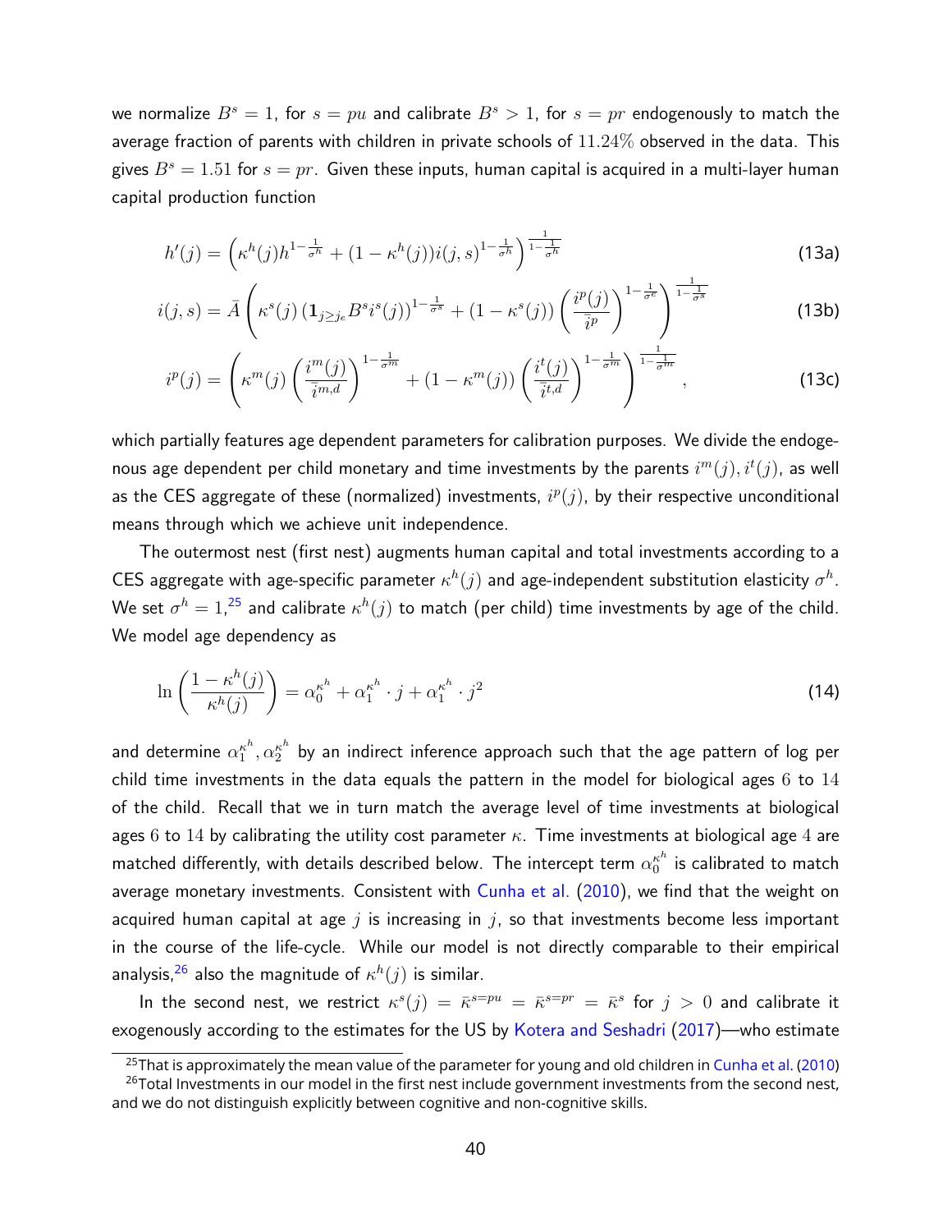we normalize $B^s = 1$, for $s = pu$ and calibrate $B^s > 1$, for $s = pr$ endogenously to match the average fraction of parents with children in private schools of $11.24\%$ observed in the data. This gives $B^s = 1.51$ for $s = pr$. Given these inputs, human capital is acquired in a multi-layer human capital production function

$$h'(j) = \left(\kappa^h(j) h^{1-\frac{1}{\sigma^h}} + (1-\kappa^h(j)) i(j,s)^{1-\frac{1}{\sigma^h}}\right)^{\frac{1}{1-\frac{1}{\sigma^h}}} \tag{13a}$$

$$i(j,s) = \bar{A}\left(\kappa^s(j)\left(\mathbf{1}_{j\geq j_e} B^s i^s(j)\right)^{1-\frac{1}{\sigma^s}} + (1-\kappa^s(j))\left(\frac{i^p(j)}{\bar{i}^p}\right)^{1-\frac{1}{\sigma^e}}\right)^{\frac{1}{1-\frac{1}{\sigma^s}}} \tag{13b}$$

$$i^p(j) = \left(\kappa^m(j)\left(\frac{i^m(j)}{\bar{i}^{m,d}}\right)^{1-\frac{1}{\sigma^m}} + (1-\kappa^m(j))\left(\frac{i^t(j)}{\bar{i}^{t,d}}\right)^{1-\frac{1}{\sigma^m}}\right)^{\frac{1}{1-\frac{1}{\sigma^m}}}, \tag{13c}$$

which partially features age dependent parameters for calibration purposes. We divide the endogenous age dependent per child monetary and time investments by the parents $i^m(j), i^t(j)$, as well as the CES aggregate of these (normalized) investments, $i^p(j)$, by their respective unconditional means through which we achieve unit independence.

The outermost nest (first nest) augments human capital and total investments according to a CES aggregate with age-specific parameter $\kappa^h(j)$ and age-independent substitution elasticity $\sigma^h$. We set $\sigma^h = 1$,[25] and calibrate $\kappa^h(j)$ to match (per child) time investments by age of the child. We model age dependency as

$$\ln\left(\frac{1-\kappa^h(j)}{\kappa^h(j)}\right) = \alpha_0^{\kappa^h} + \alpha_1^{\kappa^h}\cdot j + \alpha_1^{\kappa^h}\cdot j^2 \tag{14}$$

and determine $\alpha_1^{\kappa^h}, \alpha_2^{\kappa^h}$ by an indirect inference approach such that the age pattern of log per child time investments in the data equals the pattern in the model for biological ages $6$ to $14$ of the child. Recall that we in turn match the average level of time investments at biological ages $6$ to $14$ by calibrating the utility cost parameter $\kappa$. Time investments at biological age $4$ are matched differently, with details described below. The intercept term $\alpha_0^{\kappa^h}$ is calibrated to match average monetary investments. Consistent with Cunha et al. (2010), we find that the weight on acquired human capital at age $j$ is increasing in $j$, so that investments become less important in the course of the life-cycle. While our model is not directly comparable to their empirical analysis,[26] also the magnitude of $\kappa^h(j)$ is similar.

In the second nest, we restrict $\kappa^s(j) = \bar{\kappa}^{s=pu} = \bar{\kappa}^{s=pr} = \bar{\kappa}^s$ for $j > 0$ and calibrate it exogenously according to the estimates for the US by Kotera and Seshadri (2017)—who estimate

[25] That is approximately the mean value of the parameter for young and old children in Cunha et al. (2010)

[26] Total Investments in our model in the first nest include government investments from the second nest, and we do not distinguish explicitly between cognitive and non-cognitive skills.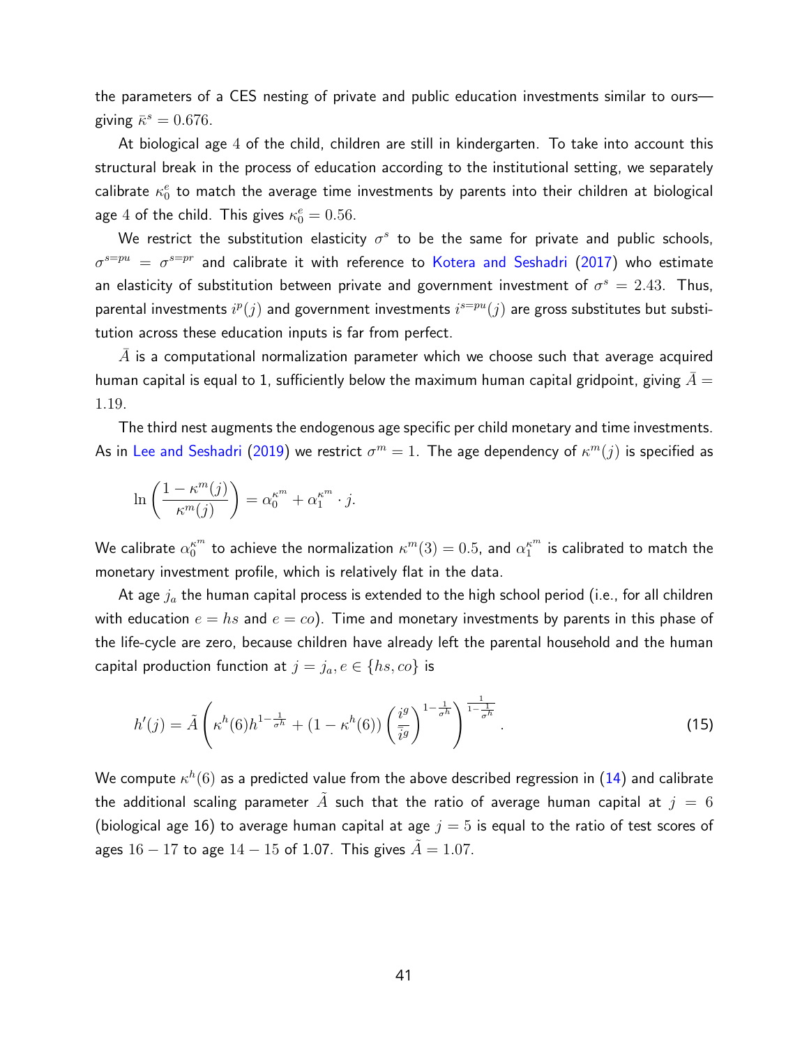the parameters of a CES nesting of private and public education investments similar to ours—giving $\bar{\kappa}^s = 0.676$.

At biological age 4 of the child, children are still in kindergarten. To take into account this structural break in the process of education according to the institutional setting, we separately calibrate $\kappa_0^e$ to match the average time investments by parents into their children at biological age 4 of the child. This gives $\kappa_0^e = 0.56$.

We restrict the substitution elasticity $\sigma^s$ to be the same for private and public schools, $\sigma^{s=pu} = \sigma^{s=pr}$ and calibrate it with reference to Kotera and Seshadri (2017) who estimate an elasticity of substitution between private and government investment of $\sigma^s = 2.43$. Thus, parental investments $i^p(j)$ and government investments $i^{s=pu}(j)$ are gross substitutes but substitution across these education inputs is far from perfect.

$\bar{A}$ is a computational normalization parameter which we choose such that average acquired human capital is equal to 1, sufficiently below the maximum human capital gridpoint, giving $\bar{A} = 1.19$.

The third nest augments the endogenous age specific per child monetary and time investments. As in Lee and Seshadri (2019) we restrict $\sigma^m = 1$. The age dependency of $\kappa^m(j)$ is specified as

$$\ln\left(\frac{1-\kappa^m(j)}{\kappa^m(j)}\right) = \alpha_0^{\kappa^m} + \alpha_1^{\kappa^m} \cdot j.$$

We calibrate $\alpha_0^{\kappa^m}$ to achieve the normalization $\kappa^m(3) = 0.5$, and $\alpha_1^{\kappa^m}$ is calibrated to match the monetary investment profile, which is relatively flat in the data.

At age $j_a$ the human capital process is extended to the high school period (i.e., for all children with education $e = hs$ and $e = co$). Time and monetary investments by parents in this phase of the life-cycle are zero, because children have already left the parental household and the human capital production function at $j = j_a, e \in \{hs, co\}$ is

$$h'(j) = \tilde{A}\left(\kappa^h(6) h^{1-\frac{1}{\sigma^h}} + (1-\kappa^h(6))\left(\frac{i^g}{\bar{i}^g}\right)^{1-\frac{1}{\sigma^h}}\right)^{\frac{1}{1-\frac{1}{\sigma^h}}}. \tag{15}$$

We compute $\kappa^h(6)$ as a predicted value from the above described regression in (14) and calibrate the additional scaling parameter $\tilde{A}$ such that the ratio of average human capital at $j = 6$ (biological age 16) to average human capital at age $j = 5$ is equal to the ratio of test scores of ages $16-17$ to age $14-15$ of 1.07. This gives $\tilde{A} = 1.07$.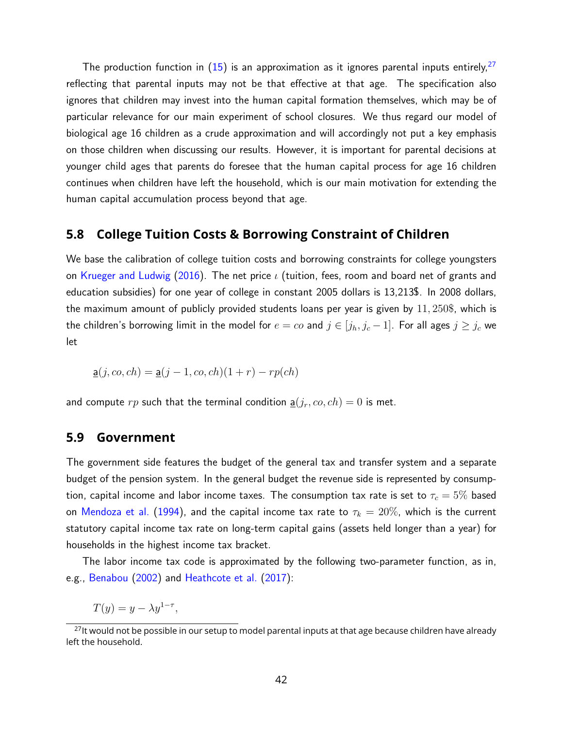The production function in (15) is an approximation as it ignores parental inputs entirely,[27] reflecting that parental inputs may not be that effective at that age. The specification also ignores that children may invest into the human capital formation themselves, which may be of particular relevance for our main experiment of school closures. We thus regard our model of biological age 16 children as a crude approximation and will accordingly not put a key emphasis on those children when discussing our results. However, it is important for parental decisions at younger child ages that parents do foresee that the human capital process for age 16 children continues when children have left the household, which is our main motivation for extending the human capital accumulation process beyond that age.

## 5.8 College Tuition Costs & Borrowing Constraint of Children

We base the calibration of college tuition costs and borrowing constraints for college youngsters on Krueger and Ludwig (2016). The net price $\iota$ (tuition, fees, room and board net of grants and education subsidies) for one year of college in constant 2005 dollars is 13,213\$. In 2008 dollars, the maximum amount of publicly provided students loans per year is given by $11,250\$$, which is the children's borrowing limit in the model for $e = co$ and $j \in [j_h, j_c - 1]$. For all ages $j \geq j_c$ we let

$$\underline{a}(j, co, ch) = \underline{a}(j-1, co, ch)(1+r) - rp(ch)$$

and compute $rp$ such that the terminal condition $\underline{a}(j_r, co, ch) = 0$ is met.

## 5.9 Government

The government side features the budget of the general tax and transfer system and a separate budget of the pension system. In the general budget the revenue side is represented by consumption, capital income and labor income taxes. The consumption tax rate is set to $\tau_c = 5\%$ based on Mendoza et al. (1994), and the capital income tax rate to $\tau_k = 20\%$, which is the current statutory capital income tax rate on long-term capital gains (assets held longer than a year) for households in the highest income tax bracket.

The labor income tax code is approximated by the following two-parameter function, as in, e.g., Benabou (2002) and Heathcote et al. (2017):

$$T(y) = y - \lambda y^{1-\tau},$$

[27] It would not be possible in our setup to model parental inputs at that age because children have already left the household.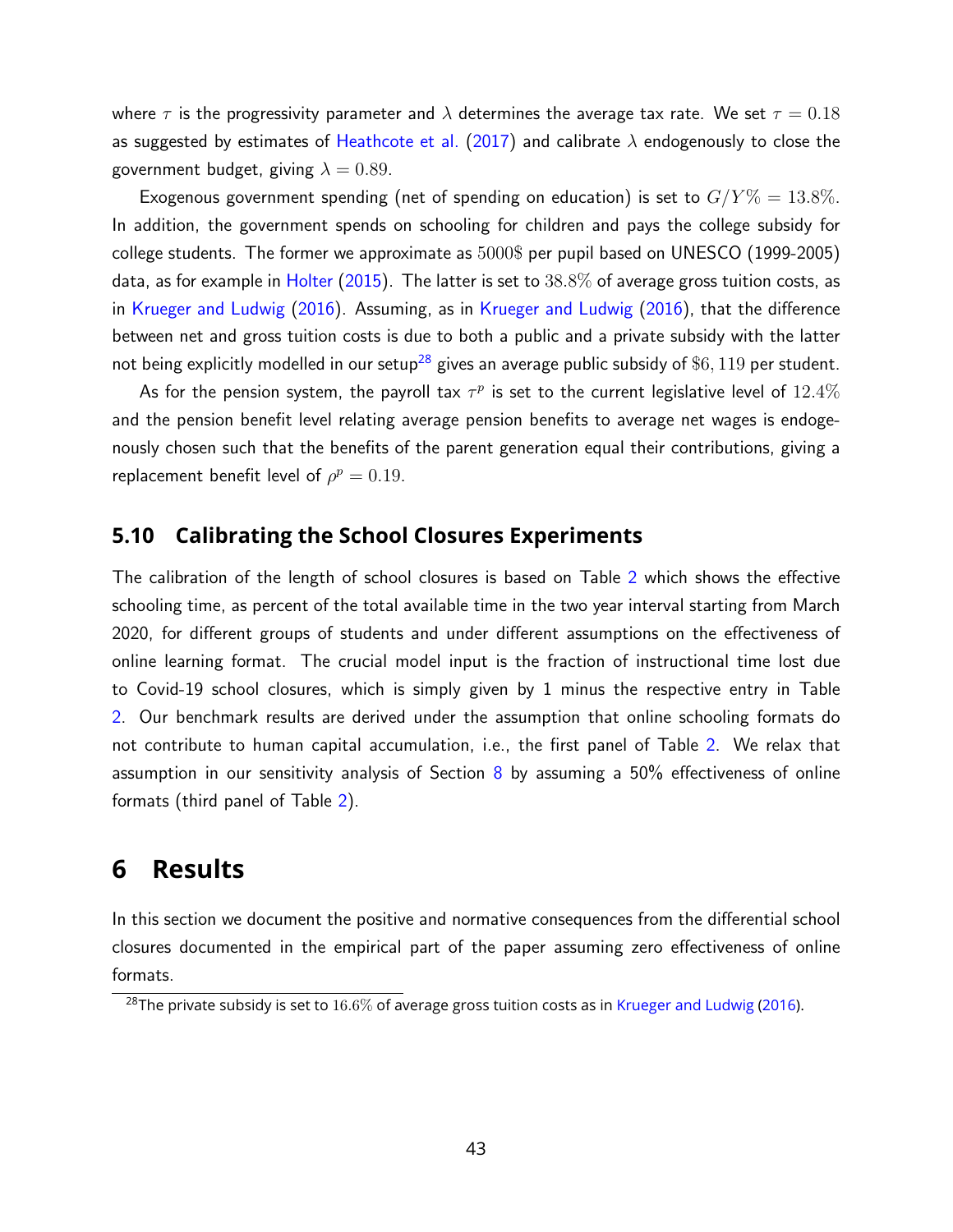where $\tau$ is the progressivity parameter and $\lambda$ determines the average tax rate. We set $\tau = 0.18$ as suggested by estimates of Heathcote et al. (2017) and calibrate $\lambda$ endogenously to close the government budget, giving $\lambda = 0.89$.

Exogenous government spending (net of spending on education) is set to $G/Y\% = 13.8\%$. In addition, the government spends on schooling for children and pays the college subsidy for college students. The former we approximate as $5000\$$ per pupil based on UNESCO (1999-2005) data, as for example in Holter (2015). The latter is set to $38.8\%$ of average gross tuition costs, as in Krueger and Ludwig (2016). Assuming, as in Krueger and Ludwig (2016), that the difference between net and gross tuition costs is due to both a public and a private subsidy with the latter not being explicitly modelled in our setup[28] gives an average public subsidy of $\$6,119$ per student.

As for the pension system, the payroll tax $\tau^p$ is set to the current legislative level of $12.4\%$ and the pension benefit level relating average pension benefits to average net wages is endogenously chosen such that the benefits of the parent generation equal their contributions, giving a replacement benefit level of $\rho^p = 0.19$.

## 5.10 Calibrating the School Closures Experiments

The calibration of the length of school closures is based on Table 2 which shows the effective schooling time, as percent of the total available time in the two year interval starting from March 2020, for different groups of students and under different assumptions on the effectiveness of online learning format. The crucial model input is the fraction of instructional time lost due to Covid-19 school closures, which is simply given by 1 minus the respective entry in Table 2. Our benchmark results are derived under the assumption that online schooling formats do not contribute to human capital accumulation, i.e., the first panel of Table 2. We relax that assumption in our sensitivity analysis of Section 8 by assuming a 50% effectiveness of online formats (third panel of Table 2).

# 6 Results

In this section we document the positive and normative consequences from the differential school closures documented in the empirical part of the paper assuming zero effectiveness of online formats.

[28] The private subsidy is set to $16.6\%$ of average gross tuition costs as in Krueger and Ludwig (2016).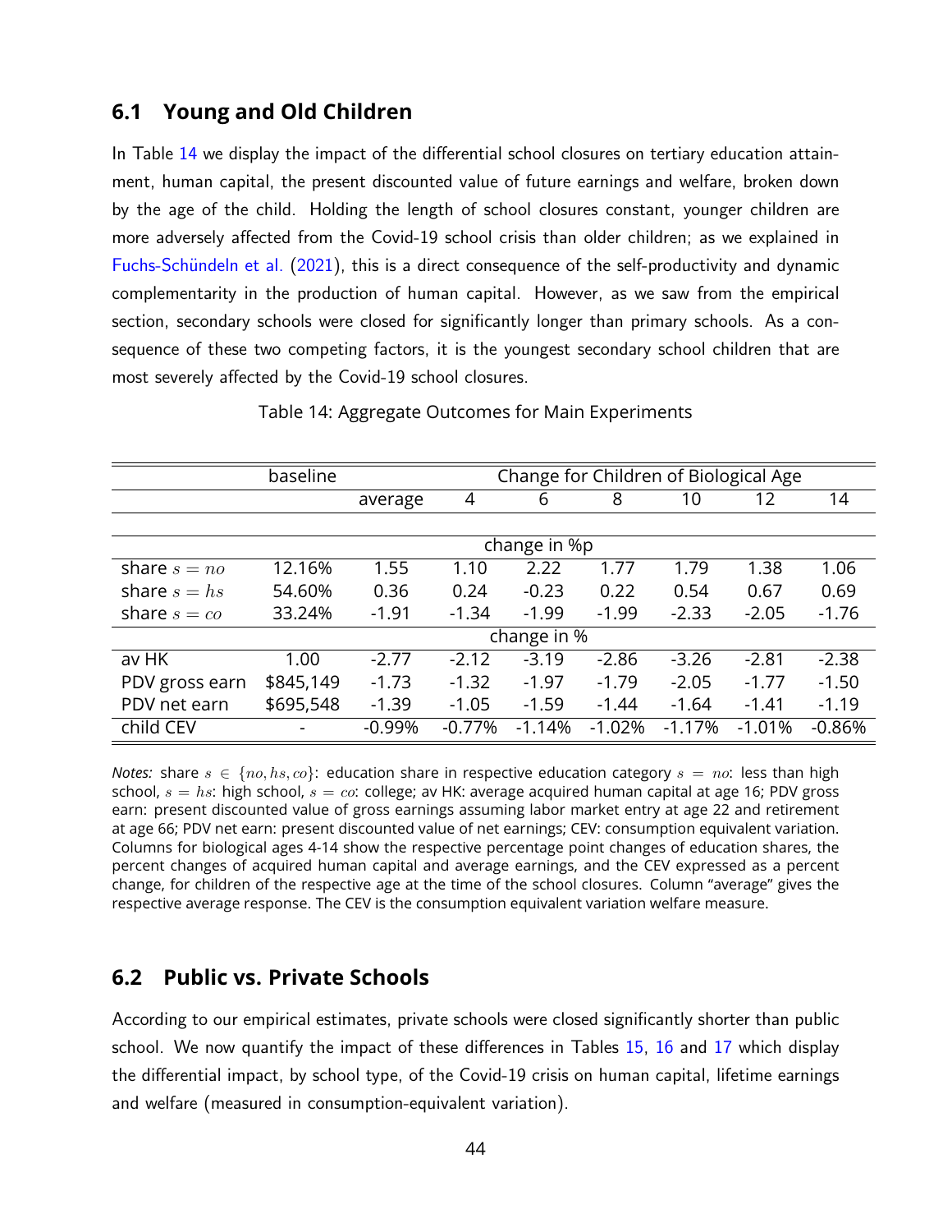## 6.1 Young and Old Children

In Table 14 we display the impact of the differential school closures on tertiary education attainment, human capital, the present discounted value of future earnings and welfare, broken down by the age of the child. Holding the length of school closures constant, younger children are more adversely affected from the Covid-19 school crisis than older children; as we explained in Fuchs-Schündeln et al. (2021), this is a direct consequence of the self-productivity and dynamic complementarity in the production of human capital. However, as we saw from the empirical section, secondary schools were closed for significantly longer than primary schools. As a consequence of these two competing factors, it is the youngest secondary school children that are most severely affected by the Covid-19 school closures.

Table 14: Aggregate Outcomes for Main Experiments

| | baseline | Change for Children of Biological Age | | | | | | |
|---|---|---|---|---|---|---|---|---|
| | | average | 4 | 6 | 8 | 10 | 12 | 14 |
| | | change in %p | | | | | | |
| share $s = no$ | 12.16% | 1.55 | 1.10 | 2.22 | 1.77 | 1.79 | 1.38 | 1.06 |
| share $s = hs$ | 54.60% | 0.36 | 0.24 | -0.23 | 0.22 | 0.54 | 0.67 | 0.69 |
| share $s = co$ | 33.24% | -1.91 | -1.34 | -1.99 | -1.99 | -2.33 | -2.05 | -1.76 |
| | | change in % | | | | | | |
| av HK | 1.00 | -2.77 | -2.12 | -3.19 | -2.86 | -3.26 | -2.81 | -2.38 |
| PDV gross earn | $845,149 | -1.73 | -1.32 | -1.97 | -1.79 | -2.05 | -1.77 | -1.50 |
| PDV net earn | $695,548 | -1.39 | -1.05 | -1.59 | -1.44 | -1.64 | -1.41 | -1.19 |
| child CEV | - | -0.99% | -0.77% | -1.14% | -1.02% | -1.17% | -1.01% | -0.86% |

*Notes:* share $s \in \{no, hs, co\}$: education share in respective education category $s = no$: less than high school, $s = hs$: high school, $s = co$: college; av HK: average acquired human capital at age 16; PDV gross earn: present discounted value of gross earnings assuming labor market entry at age 22 and retirement at age 66; PDV net earn: present discounted value of net earnings; CEV: consumption equivalent variation. Columns for biological ages 4-14 show the respective percentage point changes of education shares, the percent changes of acquired human capital and average earnings, and the CEV expressed as a percent change, for children of the respective age at the time of the school closures. Column "average" gives the respective average response. The CEV is the consumption equivalent variation welfare measure.

## 6.2 Public vs. Private Schools

According to our empirical estimates, private schools were closed significantly shorter than public school. We now quantify the impact of these differences in Tables 15, 16 and 17 which display the differential impact, by school type, of the Covid-19 crisis on human capital, lifetime earnings and welfare (measured in consumption-equivalent variation).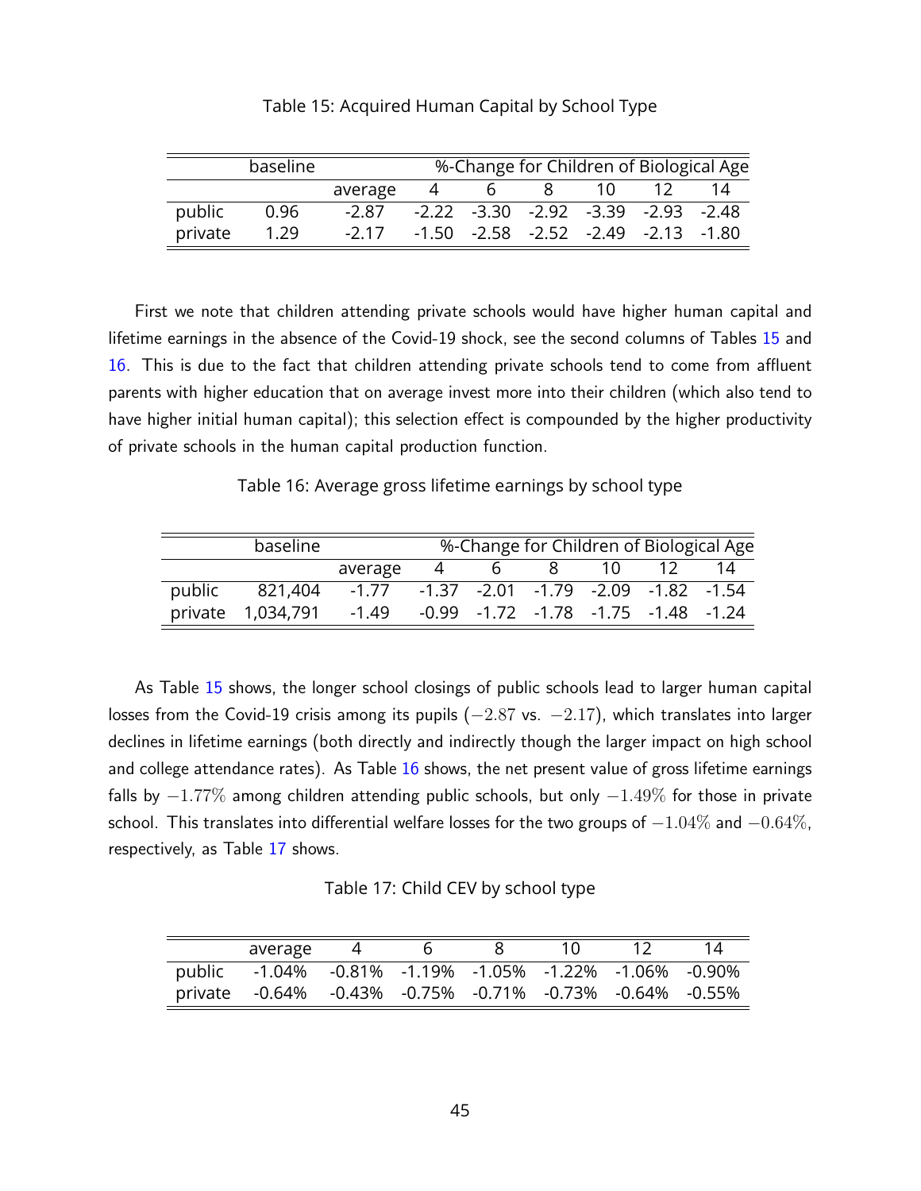Table 15: Acquired Human Capital by School Type

| | baseline | | %-Change for Children of Biological Age | | | | | |
|---|---|---|---|---|---|---|---|---|
| | | average | 4 | 6 | 8 | 10 | 12 | 14 |
| public | 0.96 | -2.87 | -2.22 | -3.30 | -2.92 | -3.39 | -2.93 | -2.48 |
| private | 1.29 | -2.17 | -1.50 | -2.58 | -2.52 | -2.49 | -2.13 | -1.80 |

First we note that children attending private schools would have higher human capital and lifetime earnings in the absence of the Covid-19 shock, see the second columns of Tables 15 and 16. This is due to the fact that children attending private schools tend to come from affluent parents with higher education that on average invest more into their children (which also tend to have higher initial human capital); this selection effect is compounded by the higher productivity of private schools in the human capital production function.

Table 16: Average gross lifetime earnings by school type

| | baseline | | %-Change for Children of Biological Age | | | | | |
|---|---|---|---|---|---|---|---|---|
| | | average | 4 | 6 | 8 | 10 | 12 | 14 |
| public | 821,404 | -1.77 | -1.37 | -2.01 | -1.79 | -2.09 | -1.82 | -1.54 |
| private | 1,034,791 | -1.49 | -0.99 | -1.72 | -1.78 | -1.75 | -1.48 | -1.24 |

As Table 15 shows, the longer school closings of public schools lead to larger human capital losses from the Covid-19 crisis among its pupils ($-2.87$ vs. $-2.17$), which translates into larger declines in lifetime earnings (both directly and indirectly though the larger impact on high school and college attendance rates). As Table 16 shows, the net present value of gross lifetime earnings falls by $-1.77\%$ among children attending public schools, but only $-1.49\%$ for those in private school. This translates into differential welfare losses for the two groups of $-1.04\%$ and $-0.64\%$, respectively, as Table 17 shows.

Table 17: Child CEV by school type

| | average | 4 | 6 | 8 | 10 | 12 | 14 |
|---|---|---|---|---|---|---|---|
| public | -1.04% | -0.81% | -1.19% | -1.05% | -1.22% | -1.06% | -0.90% |
| private | -0.64% | -0.43% | -0.75% | -0.71% | -0.73% | -0.64% | -0.55% |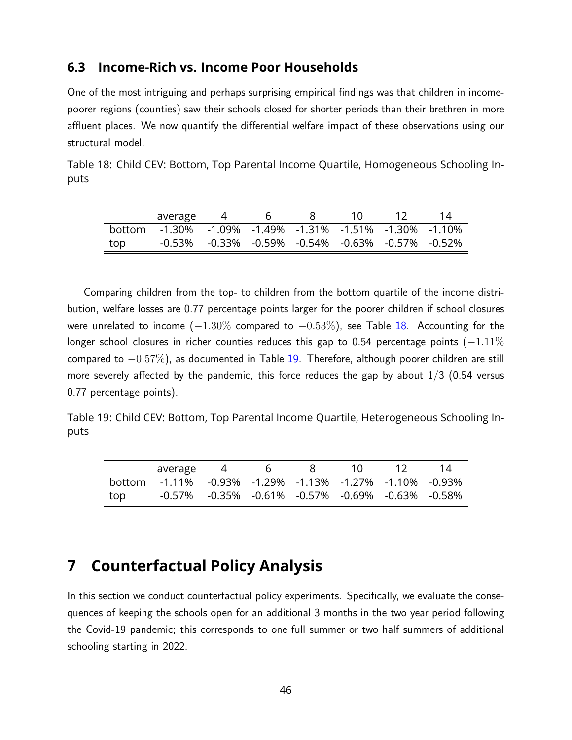### 6.3 Income-Rich vs. Income Poor Households

One of the most intriguing and perhaps surprising empirical findings was that children in income-poorer regions (counties) saw their schools closed for shorter periods than their brethren in more affluent places. We now quantify the differential welfare impact of these observations using our structural model.

Table 18: Child CEV: Bottom, Top Parental Income Quartile, Homogeneous Schooling Inputs

| | average | 4 | 6 | 8 | 10 | 12 | 14 |
|---|---|---|---|---|---|---|---|
| bottom | -1.30% | -1.09% | -1.49% | -1.31% | -1.51% | -1.30% | -1.10% |
| top | -0.53% | -0.33% | -0.59% | -0.54% | -0.63% | -0.57% | -0.52% |

Comparing children from the top- to children from the bottom quartile of the income distribution, welfare losses are 0.77 percentage points larger for the poorer children if school closures were unrelated to income ($-1.30\%$ compared to $-0.53\%$), see Table 18. Accounting for the longer school closures in richer counties reduces this gap to 0.54 percentage points ($-1.11\%$ compared to $-0.57\%$), as documented in Table 19. Therefore, although poorer children are still more severely affected by the pandemic, this force reduces the gap by about $1/3$ (0.54 versus 0.77 percentage points).

Table 19: Child CEV: Bottom, Top Parental Income Quartile, Heterogeneous Schooling Inputs

| | average | 4 | 6 | 8 | 10 | 12 | 14 |
|---|---|---|---|---|---|---|---|
| bottom | -1.11% | -0.93% | -1.29% | -1.13% | -1.27% | -1.10% | -0.93% |
| top | -0.57% | -0.35% | -0.61% | -0.57% | -0.69% | -0.63% | -0.58% |

# 7 Counterfactual Policy Analysis

In this section we conduct counterfactual policy experiments. Specifically, we evaluate the consequences of keeping the schools open for an additional 3 months in the two year period following the Covid-19 pandemic; this corresponds to one full summer or two half summers of additional schooling starting in 2022.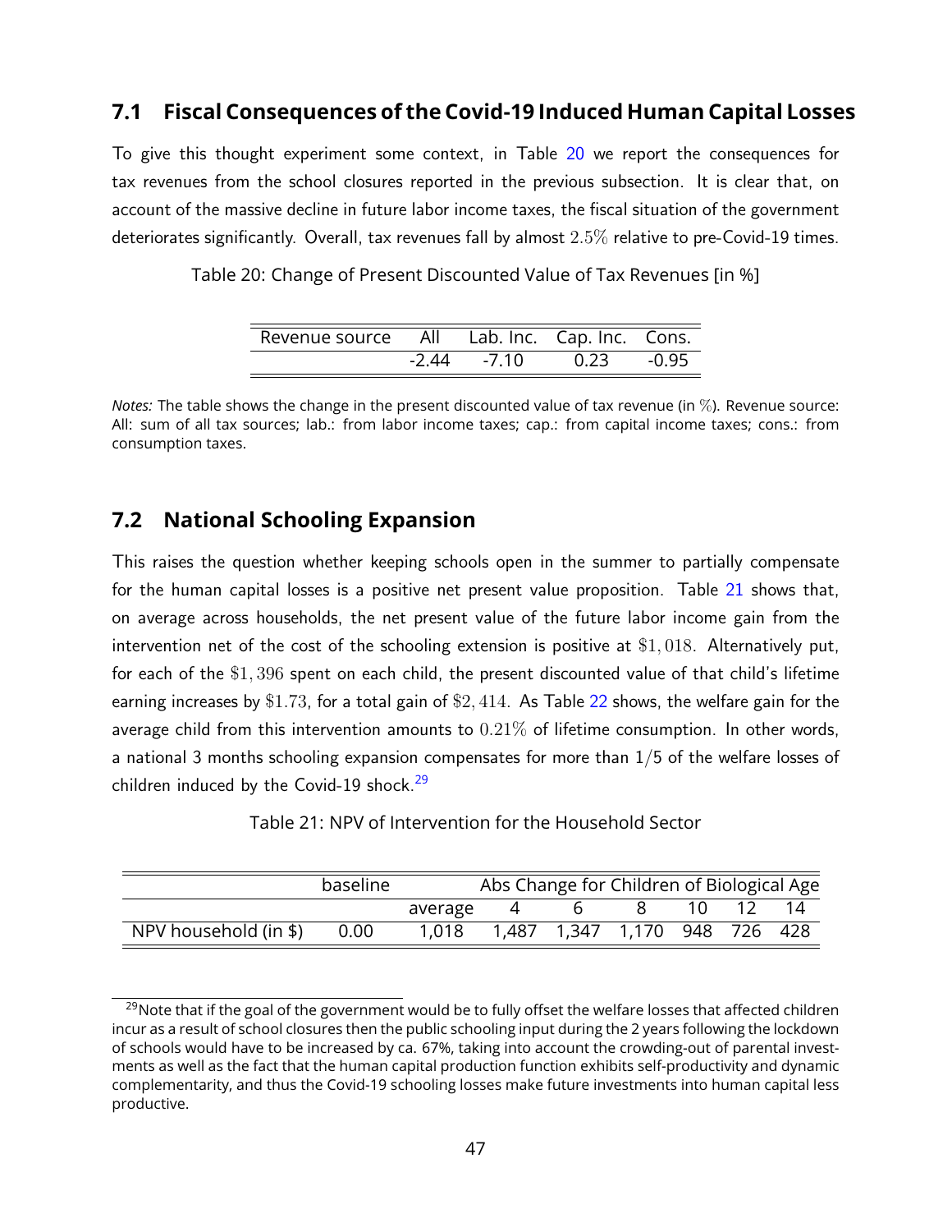## 7.1 Fiscal Consequences of the Covid-19 Induced Human Capital Losses

To give this thought experiment some context, in Table 20 we report the consequences for tax revenues from the school closures reported in the previous subsection. It is clear that, on account of the massive decline in future labor income taxes, the fiscal situation of the government deteriorates significantly. Overall, tax revenues fall by almost $2.5\%$ relative to pre-Covid-19 times.

Table 20: Change of Present Discounted Value of Tax Revenues [in %]

| Revenue source | All | Lab. Inc. | Cap. Inc. | Cons. |
|---|---|---|---|---|
| | -2.44 | -7.10 | 0.23 | -0.95 |

*Notes:* The table shows the change in the present discounted value of tax revenue (in $\%$). Revenue source: All: sum of all tax sources; lab.: from labor income taxes; cap.: from capital income taxes; cons.: from consumption taxes.

## 7.2 National Schooling Expansion

This raises the question whether keeping schools open in the summer to partially compensate for the human capital losses is a positive net present value proposition. Table 21 shows that, on average across households, the net present value of the future labor income gain from the intervention net of the cost of the schooling extension is positive at $\$1,018$. Alternatively put, for each of the $\$1,396$ spent on each child, the present discounted value of that child's lifetime earning increases by $\$1.73$, for a total gain of $\$2,414$. As Table 22 shows, the welfare gain for the average child from this intervention amounts to $0.21\%$ of lifetime consumption. In other words, a national 3 months schooling expansion compensates for more than $1/5$ of the welfare losses of children induced by the Covid-19 shock.[29]

Table 21: NPV of Intervention for the Household Sector

| | baseline | Abs Change for Children of Biological Age | | | | | | |
|---|---|---|---|---|---|---|---|---|
| | | average | 4 | 6 | 8 | 10 | 12 | 14 |
| NPV household (in $) | 0.00 | 1,018 | 1,487 | 1,347 | 1,170 | 948 | 726 | 428 |

[29] Note that if the goal of the government would be to fully offset the welfare losses that affected children incur as a result of school closures then the public schooling input during the 2 years following the lockdown of schools would have to be increased by ca. 67%, taking into account the crowding-out of parental investments as well as the fact that the human capital production function exhibits self-productivity and dynamic complementarity, and thus the Covid-19 schooling losses make future investments into human capital less productive.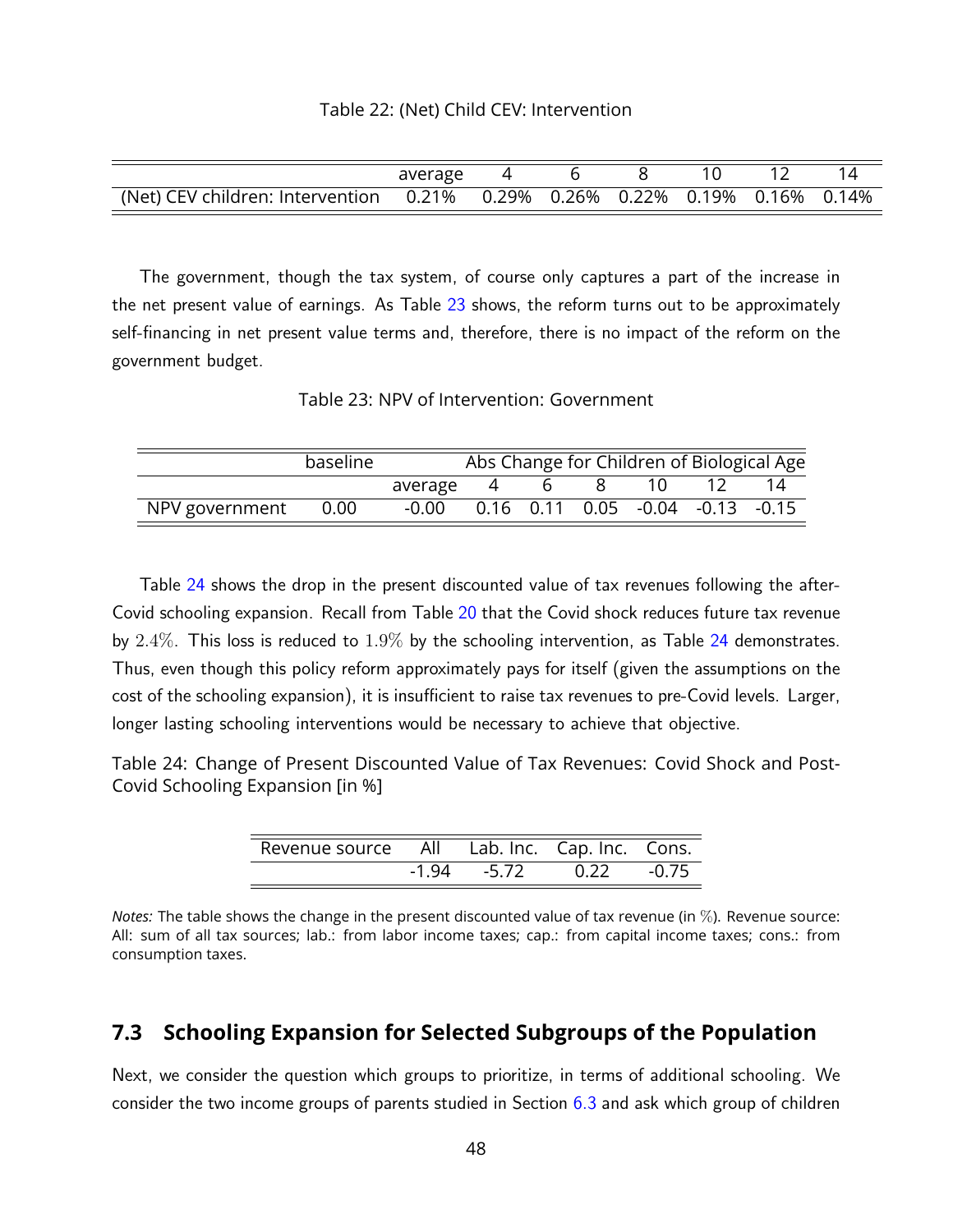Table 22: (Net) Child CEV: Intervention

| | average | 4 | 6 | 8 | 10 | 12 | 14 |
|---|---|---|---|---|---|---|---|
| (Net) CEV children: Intervention | 0.21% | 0.29% | 0.26% | 0.22% | 0.19% | 0.16% | 0.14% |

The government, though the tax system, of course only captures a part of the increase in the net present value of earnings. As Table 23 shows, the reform turns out to be approximately self-financing in net present value terms and, therefore, there is no impact of the reform on the government budget.

Table 23: NPV of Intervention: Government

| | baseline | Abs Change for Children of Biological Age | | | | | | |
|---|---|---|---|---|---|---|---|---|
| | | average | 4 | 6 | 8 | 10 | 12 | 14 |
| NPV government | 0.00 | -0.00 | 0.16 | 0.11 | 0.05 | -0.04 | -0.13 | -0.15 |

Table 24 shows the drop in the present discounted value of tax revenues following the after-Covid schooling expansion. Recall from Table 20 that the Covid shock reduces future tax revenue by $2.4\%$. This loss is reduced to $1.9\%$ by the schooling intervention, as Table 24 demonstrates. Thus, even though this policy reform approximately pays for itself (given the assumptions on the cost of the schooling expansion), it is insufficient to raise tax revenues to pre-Covid levels. Larger, longer lasting schooling interventions would be necessary to achieve that objective.

Table 24: Change of Present Discounted Value of Tax Revenues: Covid Shock and Post-Covid Schooling Expansion [in %]

| Revenue source | All | Lab. Inc. | Cap. Inc. | Cons. |
|---|---|---|---|---|
| | -1.94 | -5.72 | 0.22 | -0.75 |

*Notes:* The table shows the change in the present discounted value of tax revenue (in $\%$). Revenue source: All: sum of all tax sources; lab.: from labor income taxes; cap.: from capital income taxes; cons.: from consumption taxes.

## 7.3 Schooling Expansion for Selected Subgroups of the Population

Next, we consider the question which groups to prioritize, in terms of additional schooling. We consider the two income groups of parents studied in Section 6.3 and ask which group of children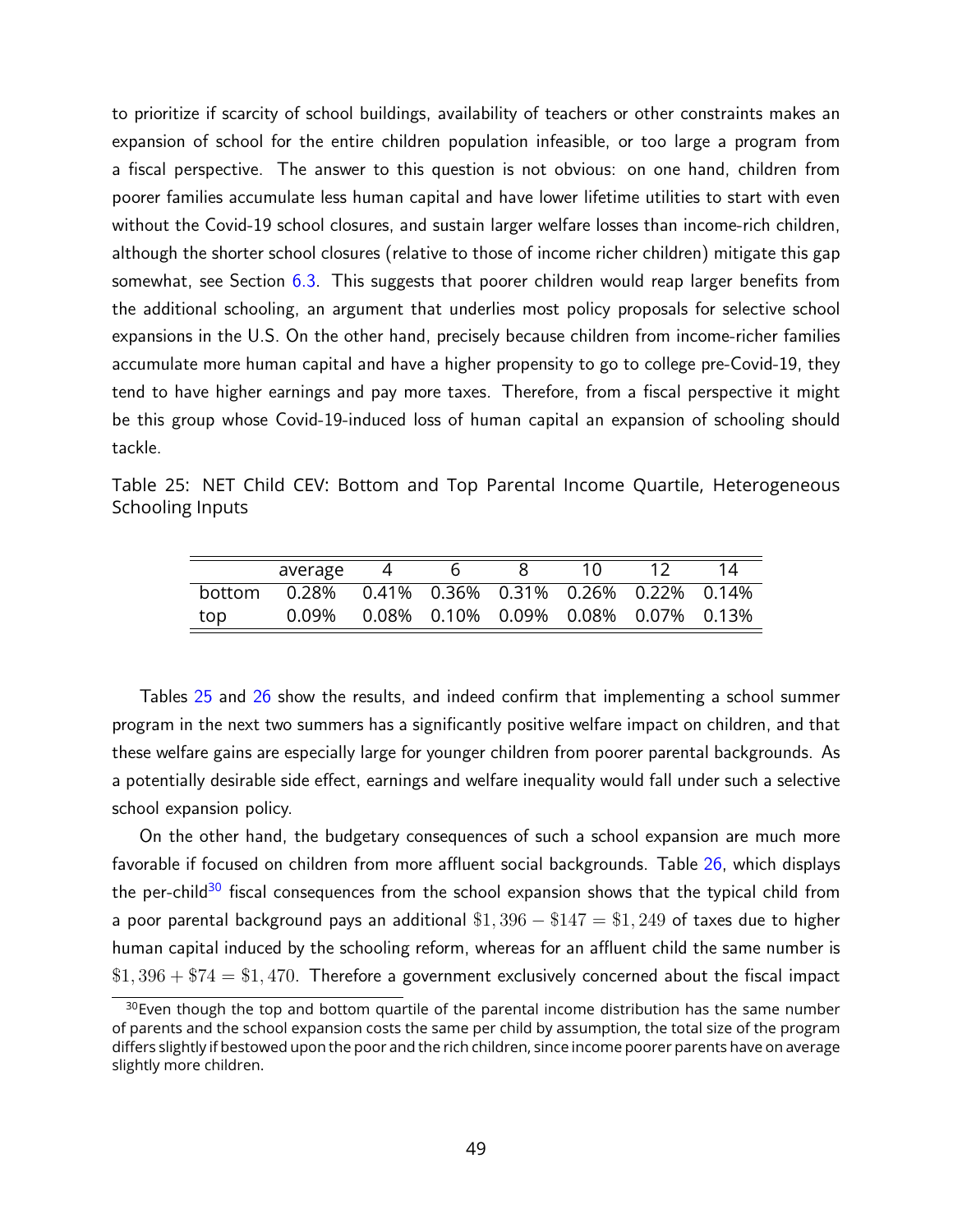to prioritize if scarcity of school buildings, availability of teachers or other constraints makes an expansion of school for the entire children population infeasible, or too large a program from a fiscal perspective. The answer to this question is not obvious: on one hand, children from poorer families accumulate less human capital and have lower lifetime utilities to start with even without the Covid-19 school closures, and sustain larger welfare losses than income-rich children, although the shorter school closures (relative to those of income richer children) mitigate this gap somewhat, see Section 6.3. This suggests that poorer children would reap larger benefits from the additional schooling, an argument that underlies most policy proposals for selective school expansions in the U.S. On the other hand, precisely because children from income-richer families accumulate more human capital and have a higher propensity to go to college pre-Covid-19, they tend to have higher earnings and pay more taxes. Therefore, from a fiscal perspective it might be this group whose Covid-19-induced loss of human capital an expansion of schooling should tackle.

Table 25: NET Child CEV: Bottom and Top Parental Income Quartile, Heterogeneous Schooling Inputs

| | average | 4 | 6 | 8 | 10 | 12 | 14 |
|---|---|---|---|---|---|---|---|
| bottom | 0.28% | 0.41% | 0.36% | 0.31% | 0.26% | 0.22% | 0.14% |
| top | 0.09% | 0.08% | 0.10% | 0.09% | 0.08% | 0.07% | 0.13% |

Tables 25 and 26 show the results, and indeed confirm that implementing a school summer program in the next two summers has a significantly positive welfare impact on children, and that these welfare gains are especially large for younger children from poorer parental backgrounds. As a potentially desirable side effect, earnings and welfare inequality would fall under such a selective school expansion policy.

On the other hand, the budgetary consequences of such a school expansion are much more favorable if focused on children from more affluent social backgrounds. Table 26, which displays the per-child[30] fiscal consequences from the school expansion shows that the typical child from a poor parental background pays an additional $\$1,396 - \$147 = \$1,249$ of taxes due to higher human capital induced by the schooling reform, whereas for an affluent child the same number is $\$1,396 + \$74 = \$1,470$. Therefore a government exclusively concerned about the fiscal impact

[30] Even though the top and bottom quartile of the parental income distribution has the same number of parents and the school expansion costs the same per child by assumption, the total size of the program differs slightly if bestowed upon the poor and the rich children, since income poorer parents have on average slightly more children.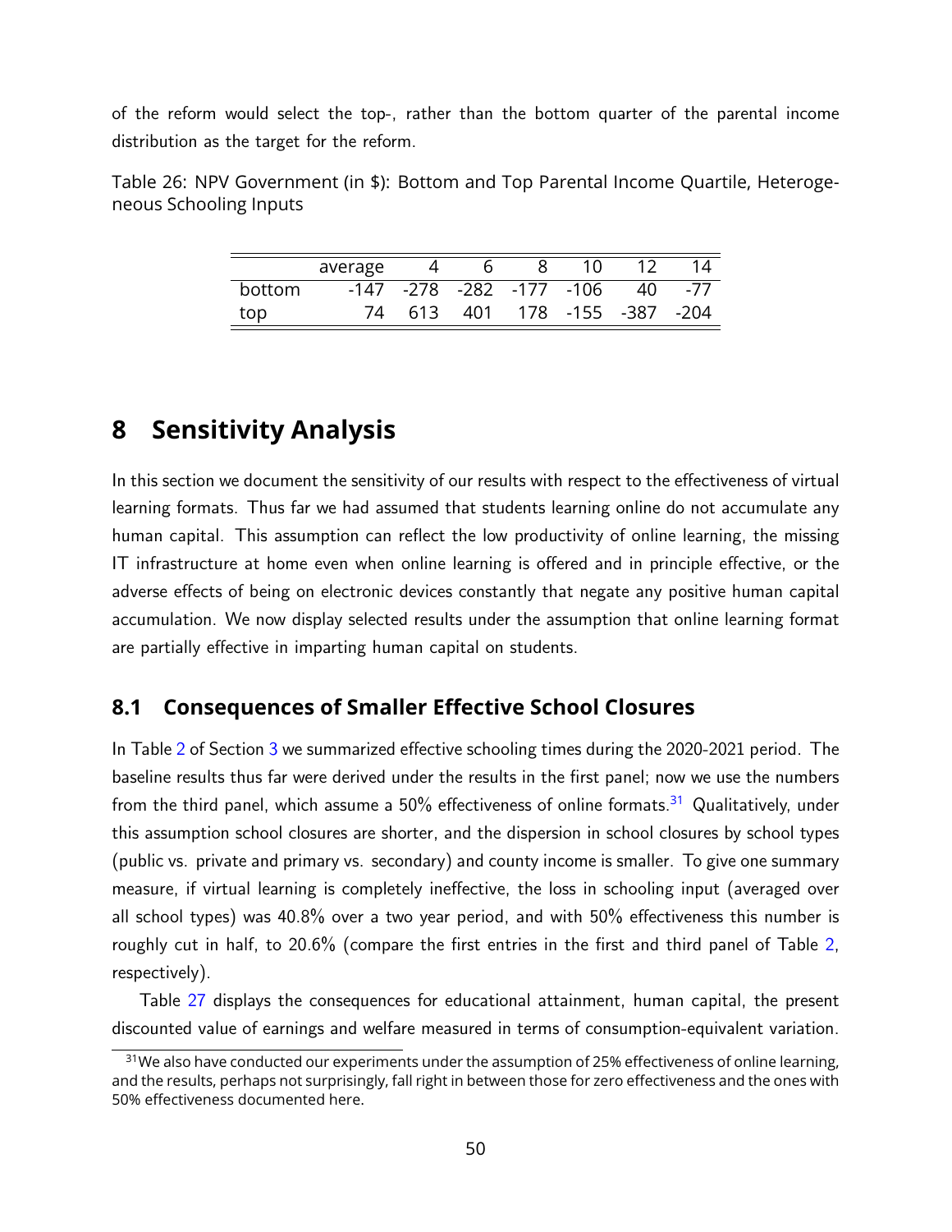of the reform would select the top-, rather than the bottom quarter of the parental income distribution as the target for the reform.

Table 26: NPV Government (in \$): Bottom and Top Parental Income Quartile, Heterogeneous Schooling Inputs

| | average | 4 | 6 | 8 | 10 | 12 | 14 |
|---|---|---|---|---|---|---|---|
| bottom | -147 | -278 | -282 | -177 | -106 | 40 | -77 |
| top | 74 | 613 | 401 | 178 | -155 | -387 | -204 |

# 8 Sensitivity Analysis

In this section we document the sensitivity of our results with respect to the effectiveness of virtual learning formats. Thus far we had assumed that students learning online do not accumulate any human capital. This assumption can reflect the low productivity of online learning, the missing IT infrastructure at home even when online learning is offered and in principle effective, or the adverse effects of being on electronic devices constantly that negate any positive human capital accumulation. We now display selected results under the assumption that online learning format are partially effective in imparting human capital on students.

## 8.1 Consequences of Smaller Effective School Closures

In Table 2 of Section 3 we summarized effective schooling times during the 2020-2021 period. The baseline results thus far were derived under the results in the first panel; now we use the numbers from the third panel, which assume a 50% effectiveness of online formats.[31] Qualitatively, under this assumption school closures are shorter, and the dispersion in school closures by school types (public vs. private and primary vs. secondary) and county income is smaller. To give one summary measure, if virtual learning is completely ineffective, the loss in schooling input (averaged over all school types) was 40.8% over a two year period, and with 50% effectiveness this number is roughly cut in half, to 20.6% (compare the first entries in the first and third panel of Table 2, respectively).

Table 27 displays the consequences for educational attainment, human capital, the present discounted value of earnings and welfare measured in terms of consumption-equivalent variation.

[31] We also have conducted our experiments under the assumption of 25% effectiveness of online learning, and the results, perhaps not surprisingly, fall right in between those for zero effectiveness and the ones with 50% effectiveness documented here.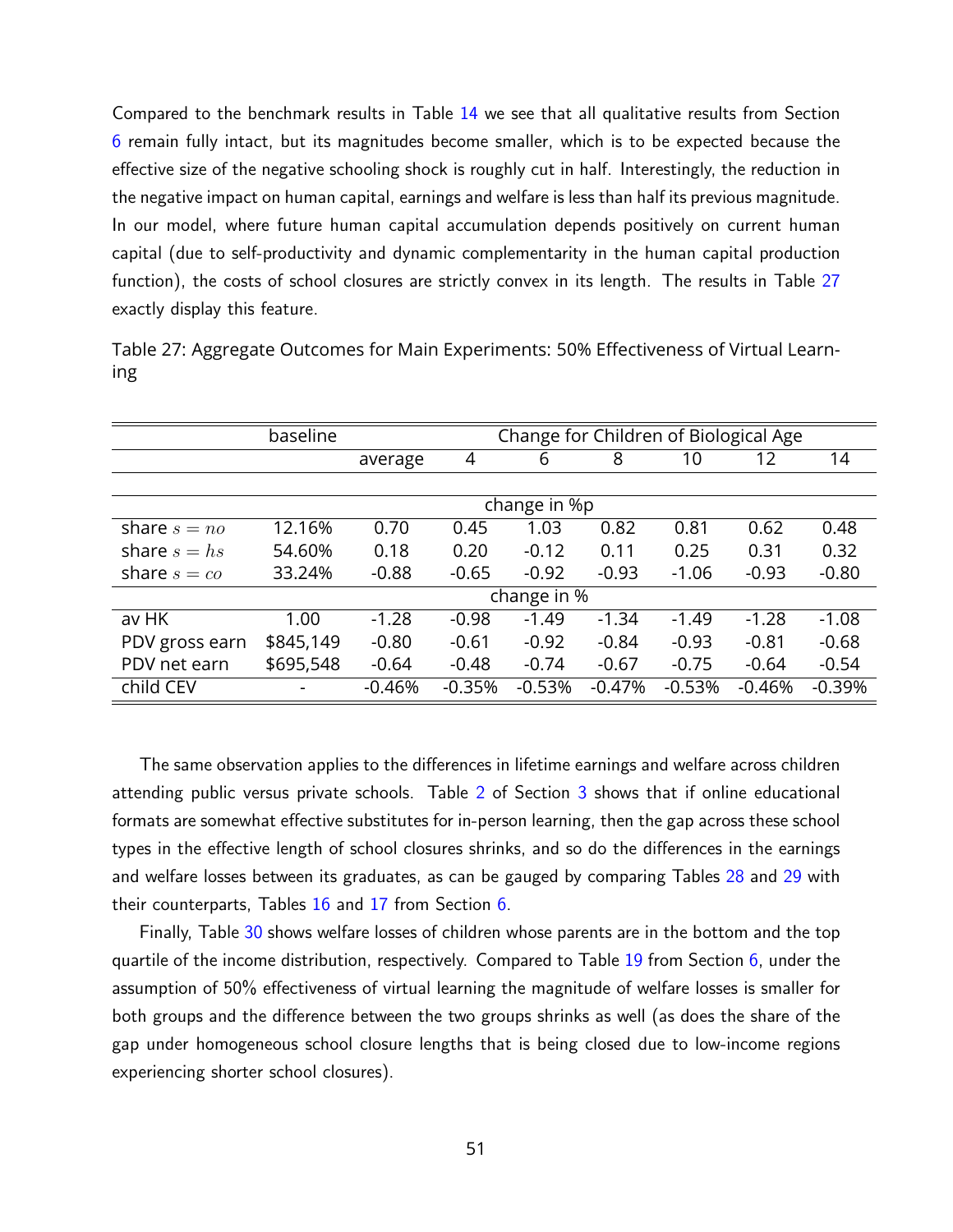Compared to the benchmark results in Table 14 we see that all qualitative results from Section 6 remain fully intact, but its magnitudes become smaller, which is to be expected because the effective size of the negative schooling shock is roughly cut in half. Interestingly, the reduction in the negative impact on human capital, earnings and welfare is less than half its previous magnitude. In our model, where future human capital accumulation depends positively on current human capital (due to self-productivity and dynamic complementarity in the human capital production function), the costs of school closures are strictly convex in its length. The results in Table 27 exactly display this feature.

Table 27: Aggregate Outcomes for Main Experiments: 50% Effectiveness of Virtual Learning

| | baseline | Change for Children of Biological Age | | | | | | |
|---|---|---|---|---|---|---|---|---|
| | | average | 4 | 6 | 8 | 10 | 12 | 14 |
| | | change in %p | | | | | | |
| share $s = no$ | 12.16% | 0.70 | 0.45 | 1.03 | 0.82 | 0.81 | 0.62 | 0.48 |
| share $s = hs$ | 54.60% | 0.18 | 0.20 | -0.12 | 0.11 | 0.25 | 0.31 | 0.32 |
| share $s = co$ | 33.24% | -0.88 | -0.65 | -0.92 | -0.93 | -1.06 | -0.93 | -0.80 |
| | | change in % | | | | | | |
| av HK | 1.00 | -1.28 | -0.98 | -1.49 | -1.34 | -1.49 | -1.28 | -1.08 |
| PDV gross earn | $845,149 | -0.80 | -0.61 | -0.92 | -0.84 | -0.93 | -0.81 | -0.68 |
| PDV net earn | $695,548 | -0.64 | -0.48 | -0.74 | -0.67 | -0.75 | -0.64 | -0.54 |
| child CEV | - | -0.46% | -0.35% | -0.53% | -0.47% | -0.53% | -0.46% | -0.39% |

The same observation applies to the differences in lifetime earnings and welfare across children attending public versus private schools. Table 2 of Section 3 shows that if online educational formats are somewhat effective substitutes for in-person learning, then the gap across these school types in the effective length of school closures shrinks, and so do the differences in the earnings and welfare losses between its graduates, as can be gauged by comparing Tables 28 and 29 with their counterparts, Tables 16 and 17 from Section 6.

Finally, Table 30 shows welfare losses of children whose parents are in the bottom and the top quartile of the income distribution, respectively. Compared to Table 19 from Section 6, under the assumption of 50% effectiveness of virtual learning the magnitude of welfare losses is smaller for both groups and the difference between the two groups shrinks as well (as does the share of the gap under homogeneous school closure lengths that is being closed due to low-income regions experiencing shorter school closures).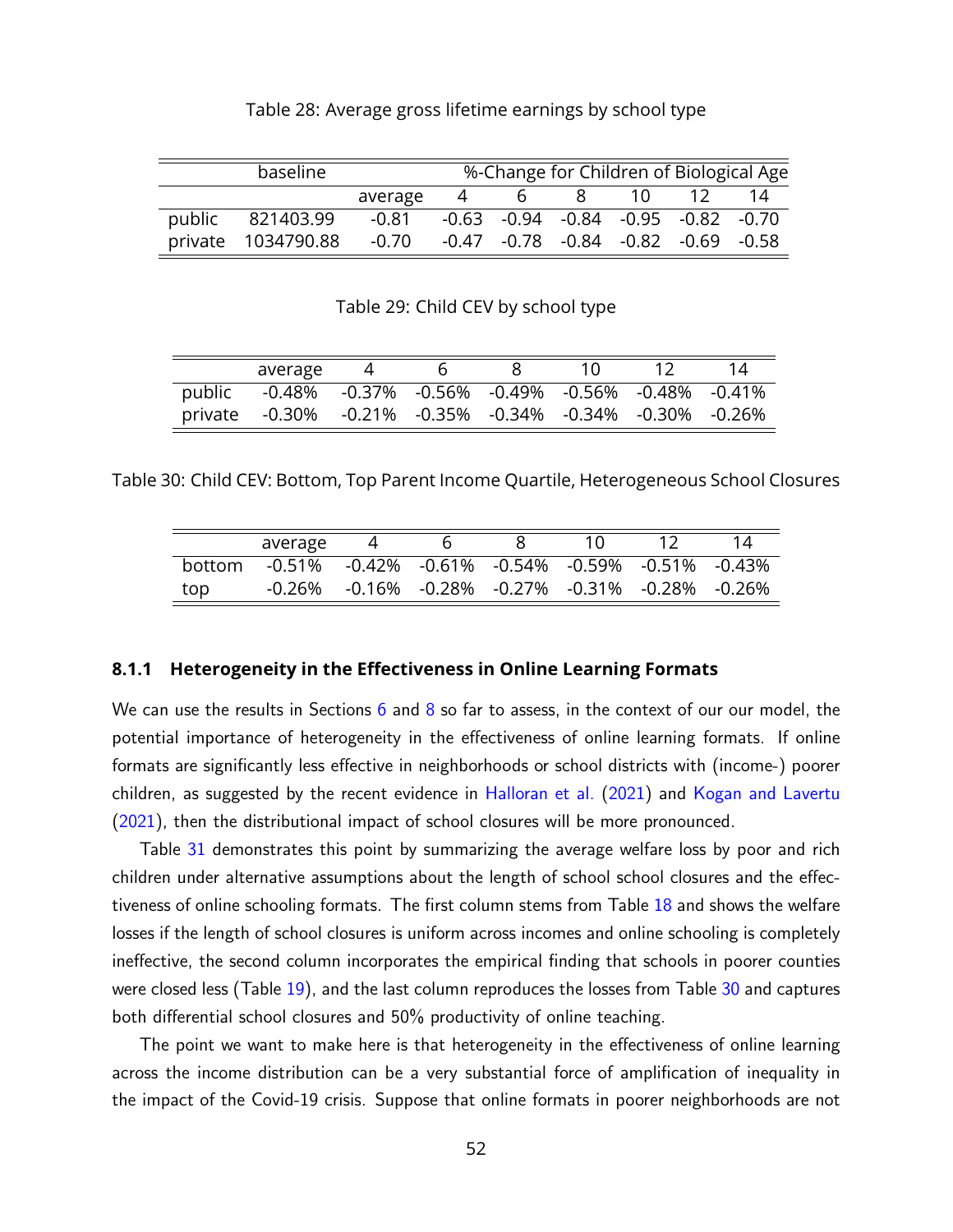Table 28: Average gross lifetime earnings by school type

| | baseline | | %-Change for Children of Biological Age | | | | | |
|---|---|---|---|---|---|---|---|---|
| | | average | 4 | 6 | 8 | 10 | 12 | 14 |
| public | 821403.99 | -0.81 | -0.63 | -0.94 | -0.84 | -0.95 | -0.82 | -0.70 |
| private | 1034790.88 | -0.70 | -0.47 | -0.78 | -0.84 | -0.82 | -0.69 | -0.58 |

Table 29: Child CEV by school type

| | average | 4 | 6 | 8 | 10 | 12 | 14 |
|---|---|---|---|---|---|---|---|
| public | -0.48% | -0.37% | -0.56% | -0.49% | -0.56% | -0.48% | -0.41% |
| private | -0.30% | -0.21% | -0.35% | -0.34% | -0.34% | -0.30% | -0.26% |

Table 30: Child CEV: Bottom, Top Parent Income Quartile, Heterogeneous School Closures

| | average | 4 | 6 | 8 | 10 | 12 | 14 |
|---|---|---|---|---|---|---|---|
| bottom | -0.51% | -0.42% | -0.61% | -0.54% | -0.59% | -0.51% | -0.43% |
| top | -0.26% | -0.16% | -0.28% | -0.27% | -0.31% | -0.28% | -0.26% |

### 8.1.1 Heterogeneity in the Effectiveness in Online Learning Formats

We can use the results in Sections 6 and 8 so far to assess, in the context of our our model, the potential importance of heterogeneity in the effectiveness of online learning formats. If online formats are significantly less effective in neighborhoods or school districts with (income-) poorer children, as suggested by the recent evidence in Halloran et al. (2021) and Kogan and Lavertu (2021), then the distributional impact of school closures will be more pronounced.

Table 31 demonstrates this point by summarizing the average welfare loss by poor and rich children under alternative assumptions about the length of school school closures and the effectiveness of online schooling formats. The first column stems from Table 18 and shows the welfare losses if the length of school closures is uniform across incomes and online schooling is completely ineffective, the second column incorporates the empirical finding that schools in poorer counties were closed less (Table 19), and the last column reproduces the losses from Table 30 and captures both differential school closures and 50% productivity of online teaching.

The point we want to make here is that heterogeneity in the effectiveness of online learning across the income distribution can be a very substantial force of amplification of inequality in the impact of the Covid-19 crisis. Suppose that online formats in poorer neighborhoods are not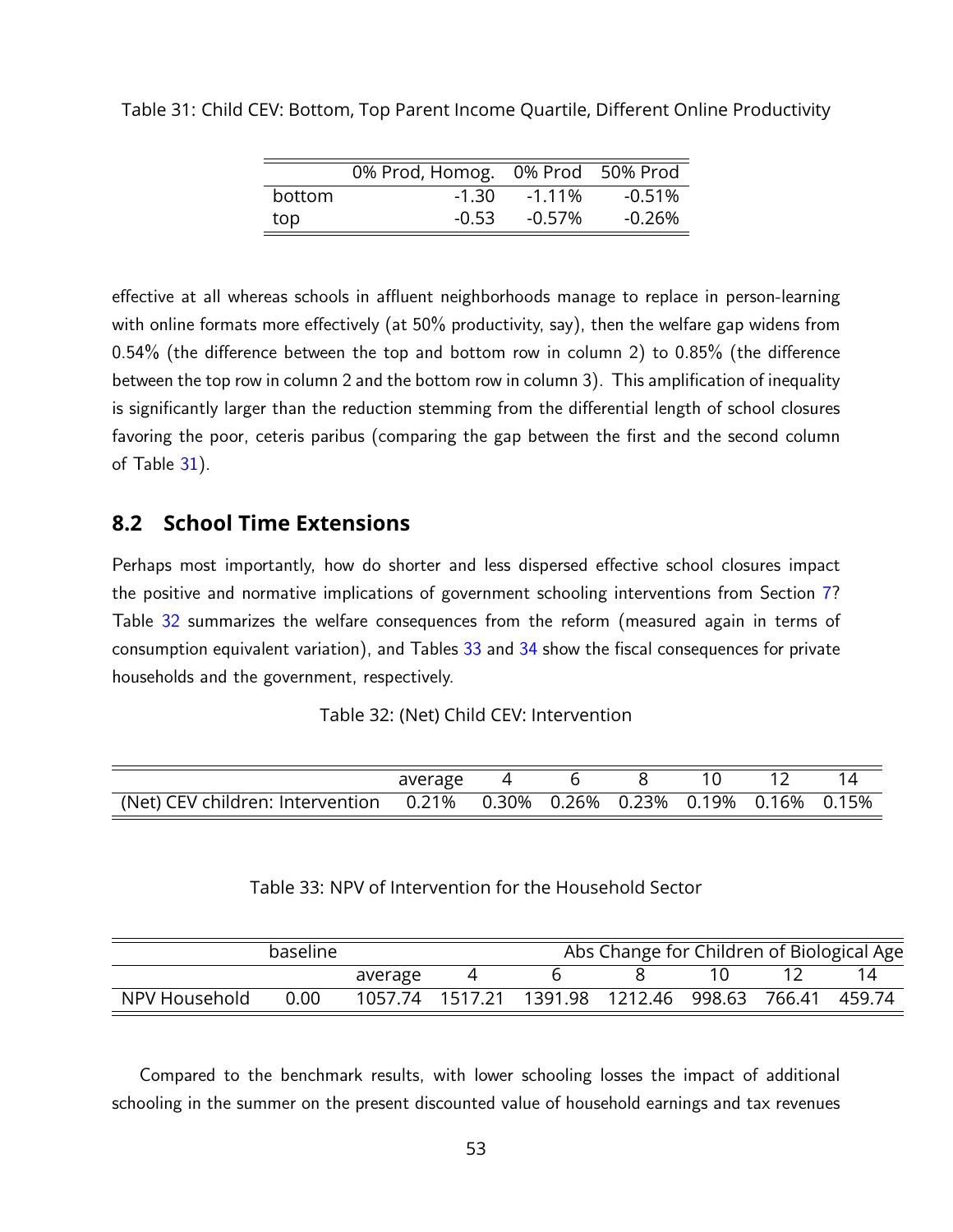Table 31: Child CEV: Bottom, Top Parent Income Quartile, Different Online Productivity

| | 0% Prod, Homog. | 0% Prod | 50% Prod |
|---|---|---|---|
| bottom | -1.30 | -1.11% | -0.51% |
| top | -0.53 | -0.57% | -0.26% |

effective at all whereas schools in affluent neighborhoods manage to replace in person-learning with online formats more effectively (at 50% productivity, say), then the welfare gap widens from 0.54% (the difference between the top and bottom row in column 2) to 0.85% (the difference between the top row in column 2 and the bottom row in column 3). This amplification of inequality is significantly larger than the reduction stemming from the differential length of school closures favoring the poor, ceteris paribus (comparing the gap between the first and the second column of Table 31).

## 8.2 School Time Extensions

Perhaps most importantly, how do shorter and less dispersed effective school closures impact the positive and normative implications of government schooling interventions from Section 7? Table 32 summarizes the welfare consequences from the reform (measured again in terms of consumption equivalent variation), and Tables 33 and 34 show the fiscal consequences for private households and the government, respectively.

Table 32: (Net) Child CEV: Intervention

| | average | 4 | 6 | 8 | 10 | 12 | 14 |
|---|---|---|---|---|---|---|---|
| (Net) CEV children: Intervention | 0.21% | 0.30% | 0.26% | 0.23% | 0.19% | 0.16% | 0.15% |

Table 33: NPV of Intervention for the Household Sector

| | baseline | Abs Change for Children of Biological Age | | | | | | |
|---|---|---|---|---|---|---|---|---|
| | | average | 4 | 6 | 8 | 10 | 12 | 14 |
| NPV Household | 0.00 | 1057.74 | 1517.21 | 1391.98 | 1212.46 | 998.63 | 766.41 | 459.74 |

Compared to the benchmark results, with lower schooling losses the impact of additional schooling in the summer on the present discounted value of household earnings and tax revenues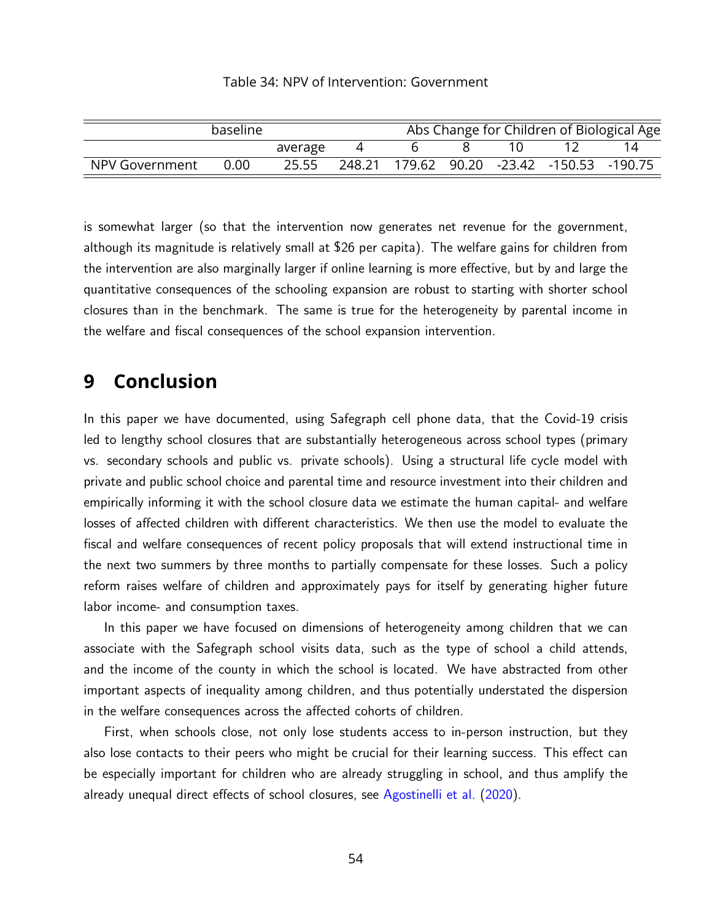Table 34: NPV of Intervention: Government

| | baseline | | Abs Change for Children of Biological Age | | | | | |
|---|---|---|---|---|---|---|---|---|
| | | average | 4 | 6 | 8 | 10 | 12 | 14 |
| NPV Government | 0.00 | 25.55 | 248.21 | 179.62 | 90.20 | -23.42 | -150.53 | -190.75 |

is somewhat larger (so that the intervention now generates net revenue for the government, although its magnitude is relatively small at $26 per capita). The welfare gains for children from the intervention are also marginally larger if online learning is more effective, but by and large the quantitative consequences of the schooling expansion are robust to starting with shorter school closures than in the benchmark. The same is true for the heterogeneity by parental income in the welfare and fiscal consequences of the school expansion intervention.

# 9 Conclusion

In this paper we have documented, using Safegraph cell phone data, that the Covid-19 crisis led to lengthy school closures that are substantially heterogeneous across school types (primary vs. secondary schools and public vs. private schools). Using a structural life cycle model with private and public school choice and parental time and resource investment into their children and empirically informing it with the school closure data we estimate the human capital- and welfare losses of affected children with different characteristics. We then use the model to evaluate the fiscal and welfare consequences of recent policy proposals that will extend instructional time in the next two summers by three months to partially compensate for these losses. Such a policy reform raises welfare of children and approximately pays for itself by generating higher future labor income- and consumption taxes.

In this paper we have focused on dimensions of heterogeneity among children that we can associate with the Safegraph school visits data, such as the type of school a child attends, and the income of the county in which the school is located. We have abstracted from other important aspects of inequality among children, and thus potentially understated the dispersion in the welfare consequences across the affected cohorts of children.

First, when schools close, not only lose students access to in-person instruction, but they also lose contacts to their peers who might be crucial for their learning success. This effect can be especially important for children who are already struggling in school, and thus amplify the already unequal direct effects of school closures, see Agostinelli et al. (2020).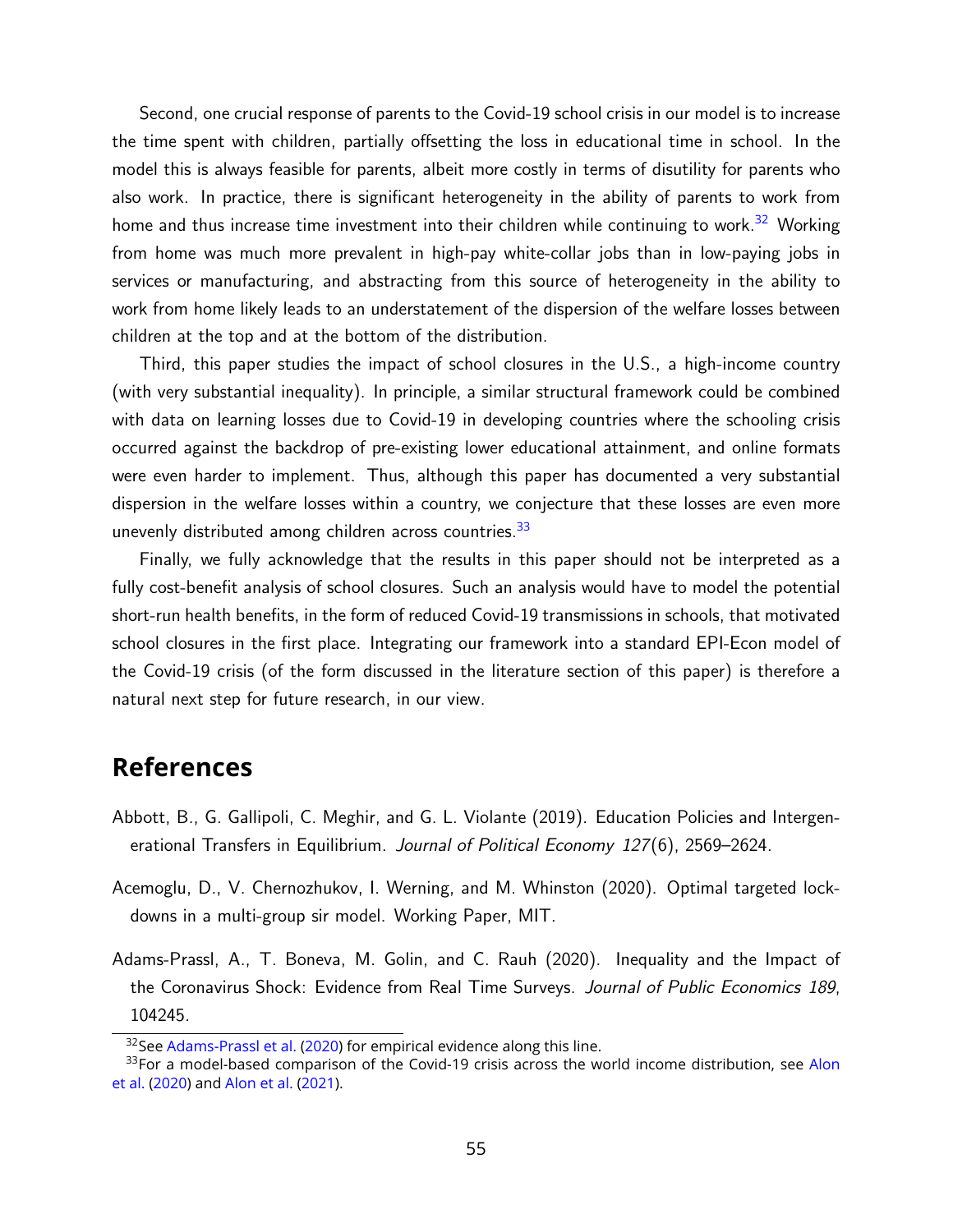Second, one crucial response of parents to the Covid-19 school crisis in our model is to increase the time spent with children, partially offsetting the loss in educational time in school. In the model this is always feasible for parents, albeit more costly in terms of disutility for parents who also work. In practice, there is significant heterogeneity in the ability of parents to work from home and thus increase time investment into their children while continuing to work.[32] Working from home was much more prevalent in high-pay white-collar jobs than in low-paying jobs in services or manufacturing, and abstracting from this source of heterogeneity in the ability to work from home likely leads to an understatement of the dispersion of the welfare losses between children at the top and at the bottom of the distribution.

Third, this paper studies the impact of school closures in the U.S., a high-income country (with very substantial inequality). In principle, a similar structural framework could be combined with data on learning losses due to Covid-19 in developing countries where the schooling crisis occurred against the backdrop of pre-existing lower educational attainment, and online formats were even harder to implement. Thus, although this paper has documented a very substantial dispersion in the welfare losses within a country, we conjecture that these losses are even more unevenly distributed among children across countries.[33]

Finally, we fully acknowledge that the results in this paper should not be interpreted as a fully cost-benefit analysis of school closures. Such an analysis would have to model the potential short-run health benefits, in the form of reduced Covid-19 transmissions in schools, that motivated school closures in the first place. Integrating our framework into a standard EPI-Econ model of the Covid-19 crisis (of the form discussed in the literature section of this paper) is therefore a natural next step for future research, in our view.

# References

Abbott, B., G. Gallipoli, C. Meghir, and G. L. Violante (2019). Education Policies and Intergenerational Transfers in Equilibrium. *Journal of Political Economy 127*(6), 2569–2624.

Acemoglu, D., V. Chernozhukov, I. Werning, and M. Whinston (2020). Optimal targeted lockdowns in a multi-group sir model. Working Paper, MIT.

Adams-Prassl, A., T. Boneva, M. Golin, and C. Rauh (2020). Inequality and the Impact of the Coronavirus Shock: Evidence from Real Time Surveys. *Journal of Public Economics 189*, 104245.

[32] See Adams-Prassl et al. (2020) for empirical evidence along this line.

[33] For a model-based comparison of the Covid-19 crisis across the world income distribution, see Alon et al. (2020) and Alon et al. (2021).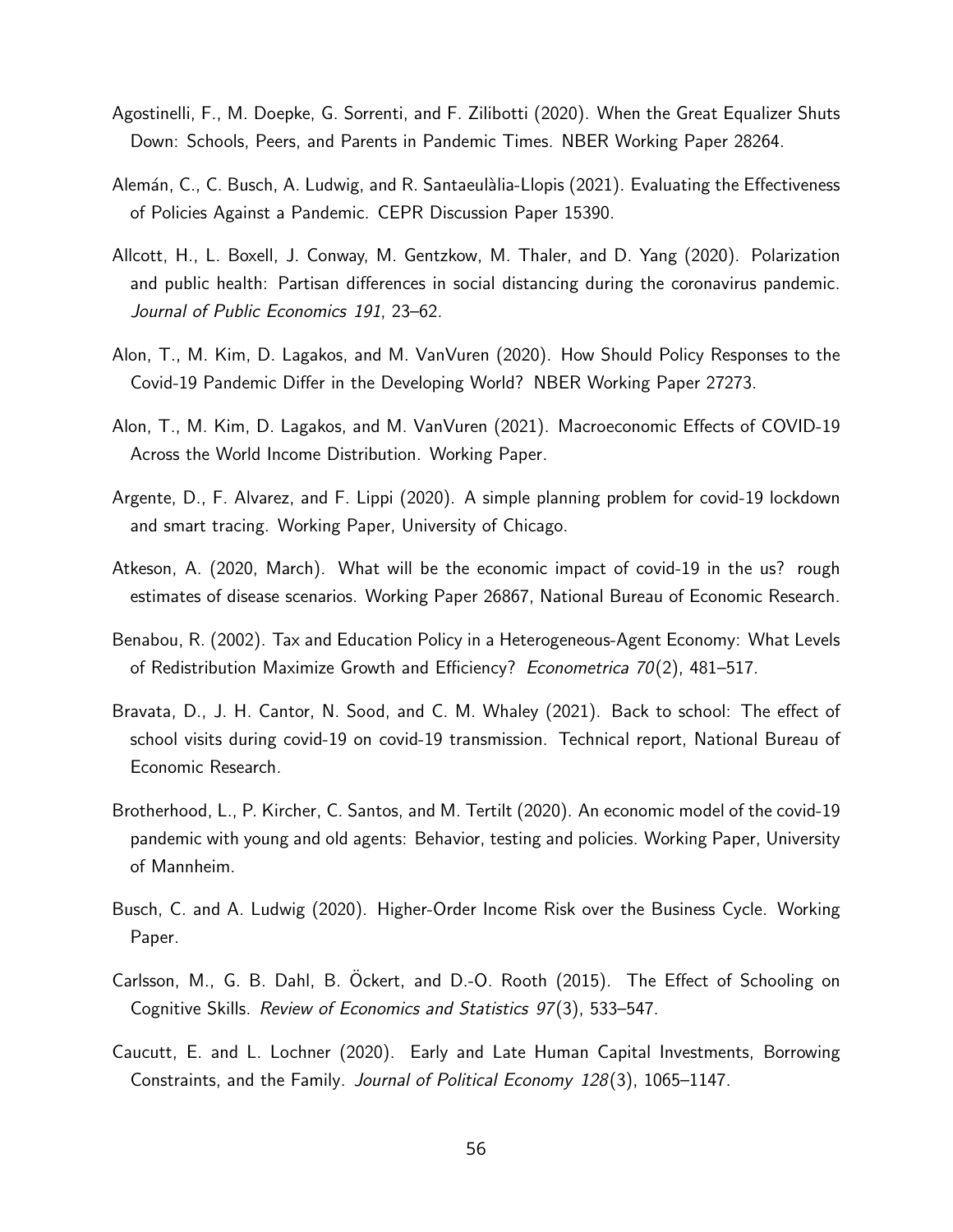Agostinelli, F., M. Doepke, G. Sorrenti, and F. Zilibotti (2020). When the Great Equalizer Shuts Down: Schools, Peers, and Parents in Pandemic Times. NBER Working Paper 28264.

Alemán, C., C. Busch, A. Ludwig, and R. Santaeulàlia-Llopis (2021). Evaluating the Effectiveness of Policies Against a Pandemic. CEPR Discussion Paper 15390.

Allcott, H., L. Boxell, J. Conway, M. Gentzkow, M. Thaler, and D. Yang (2020). Polarization and public health: Partisan differences in social distancing during the coronavirus pandemic. *Journal of Public Economics 191*, 23–62.

Alon, T., M. Kim, D. Lagakos, and M. VanVuren (2020). How Should Policy Responses to the Covid-19 Pandemic Differ in the Developing World? NBER Working Paper 27273.

Alon, T., M. Kim, D. Lagakos, and M. VanVuren (2021). Macroeconomic Effects of COVID-19 Across the World Income Distribution. Working Paper.

Argente, D., F. Alvarez, and F. Lippi (2020). A simple planning problem for covid-19 lockdown and smart tracing. Working Paper, University of Chicago.

Atkeson, A. (2020, March). What will be the economic impact of covid-19 in the us? rough estimates of disease scenarios. Working Paper 26867, National Bureau of Economic Research.

Benabou, R. (2002). Tax and Education Policy in a Heterogeneous-Agent Economy: What Levels of Redistribution Maximize Growth and Efficiency? *Econometrica 70*(2), 481–517.

Bravata, D., J. H. Cantor, N. Sood, and C. M. Whaley (2021). Back to school: The effect of school visits during covid-19 on covid-19 transmission. Technical report, National Bureau of Economic Research.

Brotherhood, L., P. Kircher, C. Santos, and M. Tertilt (2020). An economic model of the covid-19 pandemic with young and old agents: Behavior, testing and policies. Working Paper, University of Mannheim.

Busch, C. and A. Ludwig (2020). Higher-Order Income Risk over the Business Cycle. Working Paper.

Carlsson, M., G. B. Dahl, B. Öckert, and D.-O. Rooth (2015). The Effect of Schooling on Cognitive Skills. *Review of Economics and Statistics 97*(3), 533–547.

Caucutt, E. and L. Lochner (2020). Early and Late Human Capital Investments, Borrowing Constraints, and the Family. *Journal of Political Economy 128*(3), 1065–1147.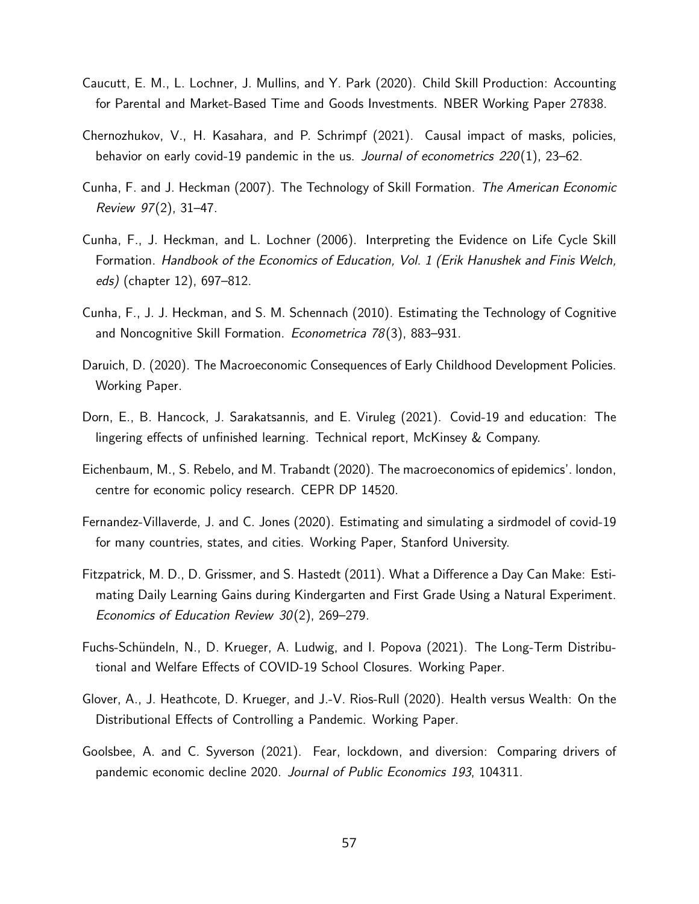Caucutt, E. M., L. Lochner, J. Mullins, and Y. Park (2020). Child Skill Production: Accounting for Parental and Market-Based Time and Goods Investments. NBER Working Paper 27838.

Chernozhukov, V., H. Kasahara, and P. Schrimpf (2021). Causal impact of masks, policies, behavior on early covid-19 pandemic in the us. *Journal of econometrics 220*(1), 23–62.

Cunha, F. and J. Heckman (2007). The Technology of Skill Formation. *The American Economic Review 97*(2), 31–47.

Cunha, F., J. Heckman, and L. Lochner (2006). Interpreting the Evidence on Life Cycle Skill Formation. *Handbook of the Economics of Education, Vol. 1 (Erik Hanushek and Finis Welch, eds)* (chapter 12), 697–812.

Cunha, F., J. J. Heckman, and S. M. Schennach (2010). Estimating the Technology of Cognitive and Noncognitive Skill Formation. *Econometrica 78*(3), 883–931.

Daruich, D. (2020). The Macroeconomic Consequences of Early Childhood Development Policies. Working Paper.

Dorn, E., B. Hancock, J. Sarakatsannis, and E. Viruleg (2021). Covid-19 and education: The lingering effects of unfinished learning. Technical report, McKinsey & Company.

Eichenbaum, M., S. Rebelo, and M. Trabandt (2020). The macroeconomics of epidemics'. london, centre for economic policy research. CEPR DP 14520.

Fernandez-Villaverde, J. and C. Jones (2020). Estimating and simulating a sirdmodel of covid-19 for many countries, states, and cities. Working Paper, Stanford University.

Fitzpatrick, M. D., D. Grissmer, and S. Hastedt (2011). What a Difference a Day Can Make: Estimating Daily Learning Gains during Kindergarten and First Grade Using a Natural Experiment. *Economics of Education Review 30*(2), 269–279.

Fuchs-Schündeln, N., D. Krueger, A. Ludwig, and I. Popova (2021). The Long-Term Distributional and Welfare Effects of COVID-19 School Closures. Working Paper.

Glover, A., J. Heathcote, D. Krueger, and J.-V. Rios-Rull (2020). Health versus Wealth: On the Distributional Effects of Controlling a Pandemic. Working Paper.

Goolsbee, A. and C. Syverson (2021). Fear, lockdown, and diversion: Comparing drivers of pandemic economic decline 2020. *Journal of Public Economics 193*, 104311.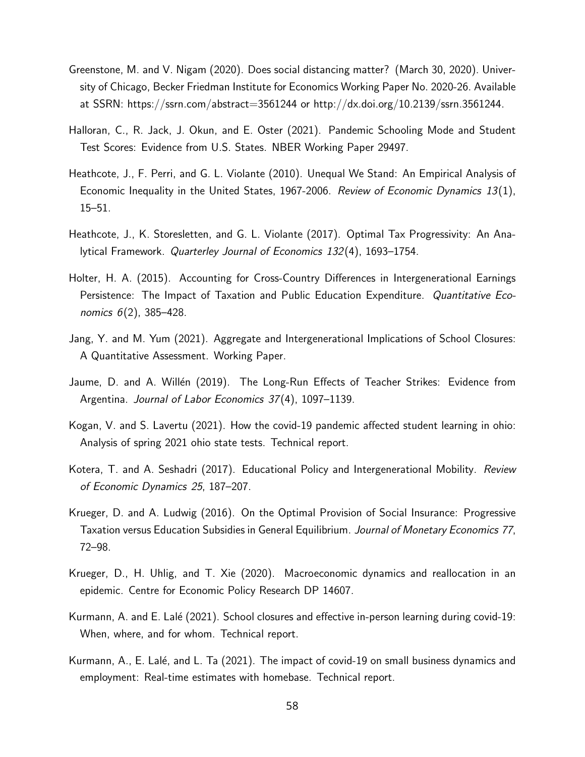Greenstone, M. and V. Nigam (2020). Does social distancing matter? (March 30, 2020). University of Chicago, Becker Friedman Institute for Economics Working Paper No. 2020-26. Available at SSRN: https://ssrn.com/abstract=3561244 or http://dx.doi.org/10.2139/ssrn.3561244.

Halloran, C., R. Jack, J. Okun, and E. Oster (2021). Pandemic Schooling Mode and Student Test Scores: Evidence from U.S. States. NBER Working Paper 29497.

Heathcote, J., F. Perri, and G. L. Violante (2010). Unequal We Stand: An Empirical Analysis of Economic Inequality in the United States, 1967-2006. *Review of Economic Dynamics 13*(1), 15–51.

Heathcote, J., K. Storesletten, and G. L. Violante (2017). Optimal Tax Progressivity: An Analytical Framework. *Quarterley Journal of Economics 132*(4), 1693–1754.

Holter, H. A. (2015). Accounting for Cross-Country Differences in Intergenerational Earnings Persistence: The Impact of Taxation and Public Education Expenditure. *Quantitative Economics 6*(2), 385–428.

Jang, Y. and M. Yum (2021). Aggregate and Intergenerational Implications of School Closures: A Quantitative Assessment. Working Paper.

Jaume, D. and A. Willén (2019). The Long-Run Effects of Teacher Strikes: Evidence from Argentina. *Journal of Labor Economics 37*(4), 1097–1139.

Kogan, V. and S. Lavertu (2021). How the covid-19 pandemic affected student learning in ohio: Analysis of spring 2021 ohio state tests. Technical report.

Kotera, T. and A. Seshadri (2017). Educational Policy and Intergenerational Mobility. *Review of Economic Dynamics 25*, 187–207.

Krueger, D. and A. Ludwig (2016). On the Optimal Provision of Social Insurance: Progressive Taxation versus Education Subsidies in General Equilibrium. *Journal of Monetary Economics 77*, 72–98.

Krueger, D., H. Uhlig, and T. Xie (2020). Macroeconomic dynamics and reallocation in an epidemic. Centre for Economic Policy Research DP 14607.

Kurmann, A. and E. Lalé (2021). School closures and effective in-person learning during covid-19: When, where, and for whom. Technical report.

Kurmann, A., E. Lalé, and L. Ta (2021). The impact of covid-19 on small business dynamics and employment: Real-time estimates with homebase. Technical report.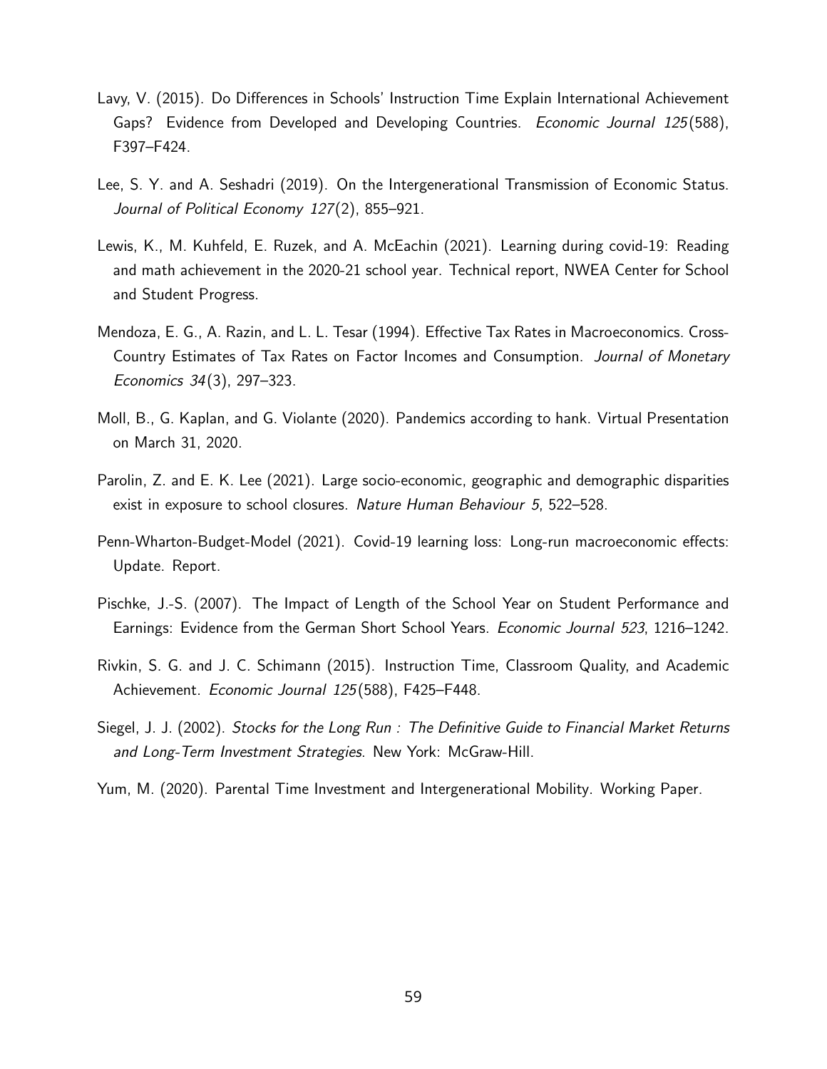Lavy, V. (2015). Do Differences in Schools' Instruction Time Explain International Achievement Gaps? Evidence from Developed and Developing Countries. *Economic Journal 125*(588), F397–F424.

Lee, S. Y. and A. Seshadri (2019). On the Intergenerational Transmission of Economic Status. *Journal of Political Economy 127*(2), 855–921.

Lewis, K., M. Kuhfeld, E. Ruzek, and A. McEachin (2021). Learning during covid-19: Reading and math achievement in the 2020-21 school year. Technical report, NWEA Center for School and Student Progress.

Mendoza, E. G., A. Razin, and L. L. Tesar (1994). Effective Tax Rates in Macroeconomics. Cross-Country Estimates of Tax Rates on Factor Incomes and Consumption. *Journal of Monetary Economics 34*(3), 297–323.

Moll, B., G. Kaplan, and G. Violante (2020). Pandemics according to hank. Virtual Presentation on March 31, 2020.

Parolin, Z. and E. K. Lee (2021). Large socio-economic, geographic and demographic disparities exist in exposure to school closures. *Nature Human Behaviour 5*, 522–528.

Penn-Wharton-Budget-Model (2021). Covid-19 learning loss: Long-run macroeconomic effects: Update. Report.

Pischke, J.-S. (2007). The Impact of Length of the School Year on Student Performance and Earnings: Evidence from the German Short School Years. *Economic Journal 523*, 1216–1242.

Rivkin, S. G. and J. C. Schimann (2015). Instruction Time, Classroom Quality, and Academic Achievement. *Economic Journal 125*(588), F425–F448.

Siegel, J. J. (2002). *Stocks for the Long Run : The Definitive Guide to Financial Market Returns and Long-Term Investment Strategies*. New York: McGraw-Hill.

Yum, M. (2020). Parental Time Investment and Intergenerational Mobility. Working Paper.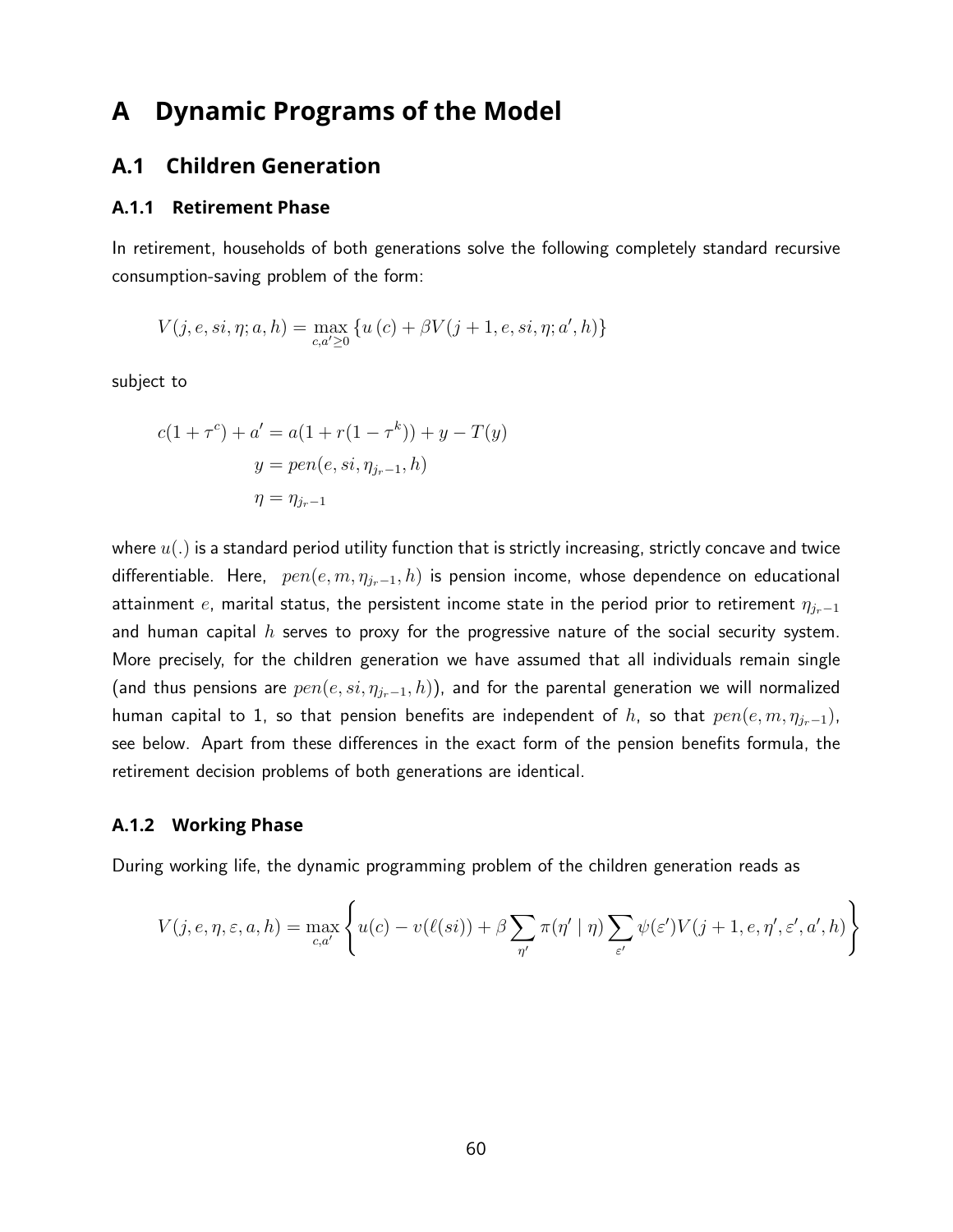# A Dynamic Programs of the Model

## A.1 Children Generation

### A.1.1 Retirement Phase

In retirement, households of both generations solve the following completely standard recursive consumption-saving problem of the form:

$$V(j, e, si, \eta; a, h) = \max_{c, a' \geq 0} \{u(c) + \beta V(j+1, e, si, \eta; a', h)\}$$

subject to

$$\begin{aligned} c(1+\tau^c) + a' &= a(1 + r(1-\tau^k)) + y - T(y) \\ y &= pen(e, si, \eta_{j_r-1}, h) \\ \eta &= \eta_{j_r-1} \end{aligned}$$

where $u(.)$ is a standard period utility function that is strictly increasing, strictly concave and twice differentiable. Here, $pen(e, m, \eta_{j_r-1}, h)$ is pension income, whose dependence on educational attainment $e$, marital status, the persistent income state in the period prior to retirement $\eta_{j_r-1}$ and human capital $h$ serves to proxy for the progressive nature of the social security system. More precisely, for the children generation we have assumed that all individuals remain single (and thus pensions are $pen(e, si, \eta_{j_r-1}, h)$), and for the parental generation we will normalized human capital to 1, so that pension benefits are independent of $h$, so that $pen(e, m, \eta_{j_r-1})$, see below. Apart from these differences in the exact form of the pension benefits formula, the retirement decision problems of both generations are identical.

### A.1.2 Working Phase

During working life, the dynamic programming problem of the children generation reads as

$$V(j, e, \eta, \varepsilon, a, h) = \max_{c, a'} \left\{ u(c) - v(\ell(si)) + \beta \sum_{\eta'} \pi(\eta' \mid \eta) \sum_{\varepsilon'} \psi(\varepsilon') V(j+1, e, \eta', \varepsilon', a', h) \right\}$$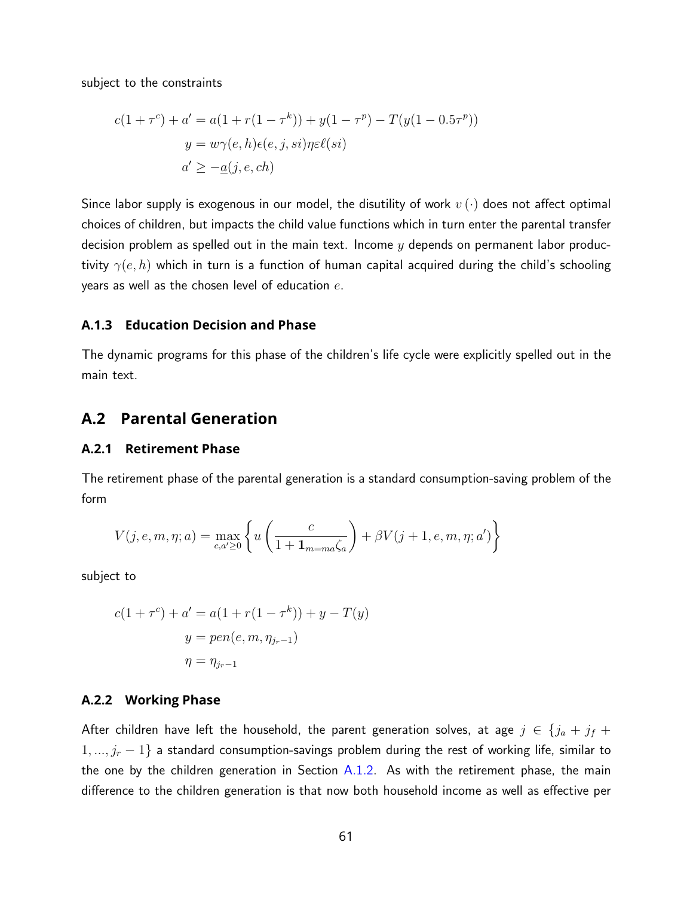subject to the constraints

$$
\begin{aligned}
c(1+\tau^c) + a' &= a(1 + r(1-\tau^k)) + y(1-\tau^p) - T(y(1-0.5\tau^p)) \\
y &= w\gamma(e,h)\epsilon(e,j,si)\eta\varepsilon\ell(si) \\
a' &\geq -\underline{a}(j,e,ch)
\end{aligned}
$$

Since labor supply is exogenous in our model, the disutility of work $v(\cdot)$ does not affect optimal choices of children, but impacts the child value functions which in turn enter the parental transfer decision problem as spelled out in the main text. Income $y$ depends on permanent labor productivity $\gamma(e,h)$ which in turn is a function of human capital acquired during the child's schooling years as well as the chosen level of education $e$.

### A.1.3 Education Decision and Phase

The dynamic programs for this phase of the children's life cycle were explicitly spelled out in the main text.

## A.2 Parental Generation

### A.2.1 Retirement Phase

The retirement phase of the parental generation is a standard consumption-saving problem of the form

$$
V(j,e,m,\eta;a) = \max_{c,a' \geq 0} \left\{ u\left(\frac{c}{1 + \mathbf{1}_{m=ma}\zeta_a}\right) + \beta V(j+1,e,m,\eta;a') \right\}
$$

subject to

$$
\begin{aligned}
c(1+\tau^c) + a' &= a(1 + r(1-\tau^k)) + y - T(y) \\
y &= pen(e,m,\eta_{j_r-1}) \\
\eta &= \eta_{j_r-1}
\end{aligned}
$$

### A.2.2 Working Phase

After children have left the household, the parent generation solves, at age $j \in \{j_a + j_f + 1, ..., j_r - 1\}$ a standard consumption-savings problem during the rest of working life, similar to the one by the children generation in Section A.1.2. As with the retirement phase, the main difference to the children generation is that now both household income as well as effective per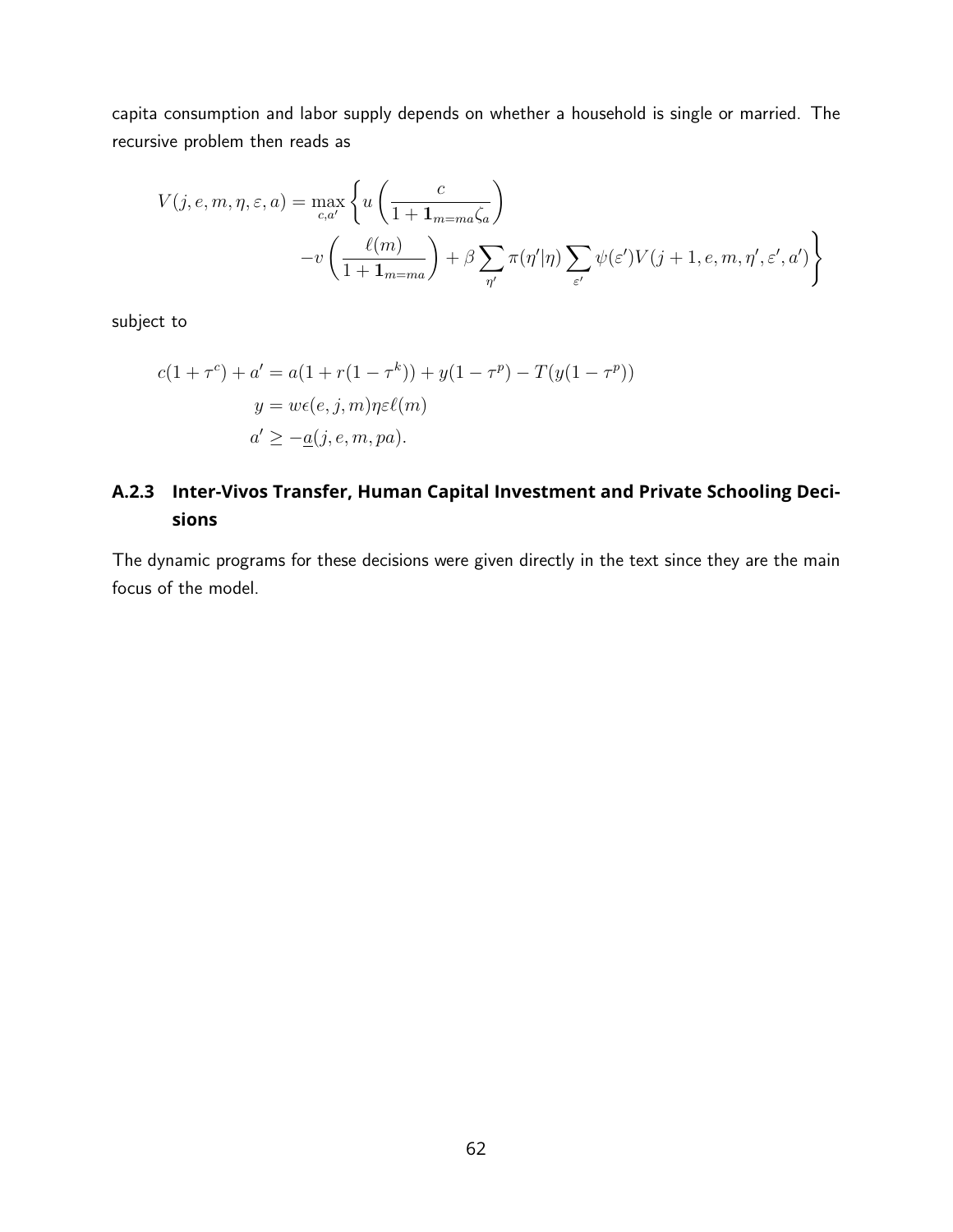capita consumption and labor supply depends on whether a household is single or married. The recursive problem then reads as

$$V(j,e,m,\eta,\varepsilon,a) = \max_{c,a'} \Bigg\{ u\left(\frac{c}{1+\mathbf{1}_{m=ma}\zeta_a}\right) - v\left(\frac{\ell(m)}{1+\mathbf{1}_{m=ma}}\right) + \beta \sum_{\eta'} \pi(\eta'|\eta) \sum_{\varepsilon'} \psi(\varepsilon') V(j+1,e,m,\eta',\varepsilon',a') \Bigg\}$$

subject to

$$c(1+\tau^c) + a' = a(1+r(1-\tau^k)) + y(1-\tau^p) - T(y(1-\tau^p))$$

$$y = w\epsilon(e,j,m)\eta\varepsilon\ell(m)$$

$$a' \geq -\underline{a}(j,e,m,pa).$$

### A.2.3 Inter-Vivos Transfer, Human Capital Investment and Private Schooling Decisions

The dynamic programs for these decisions were given directly in the text since they are the main focus of the model.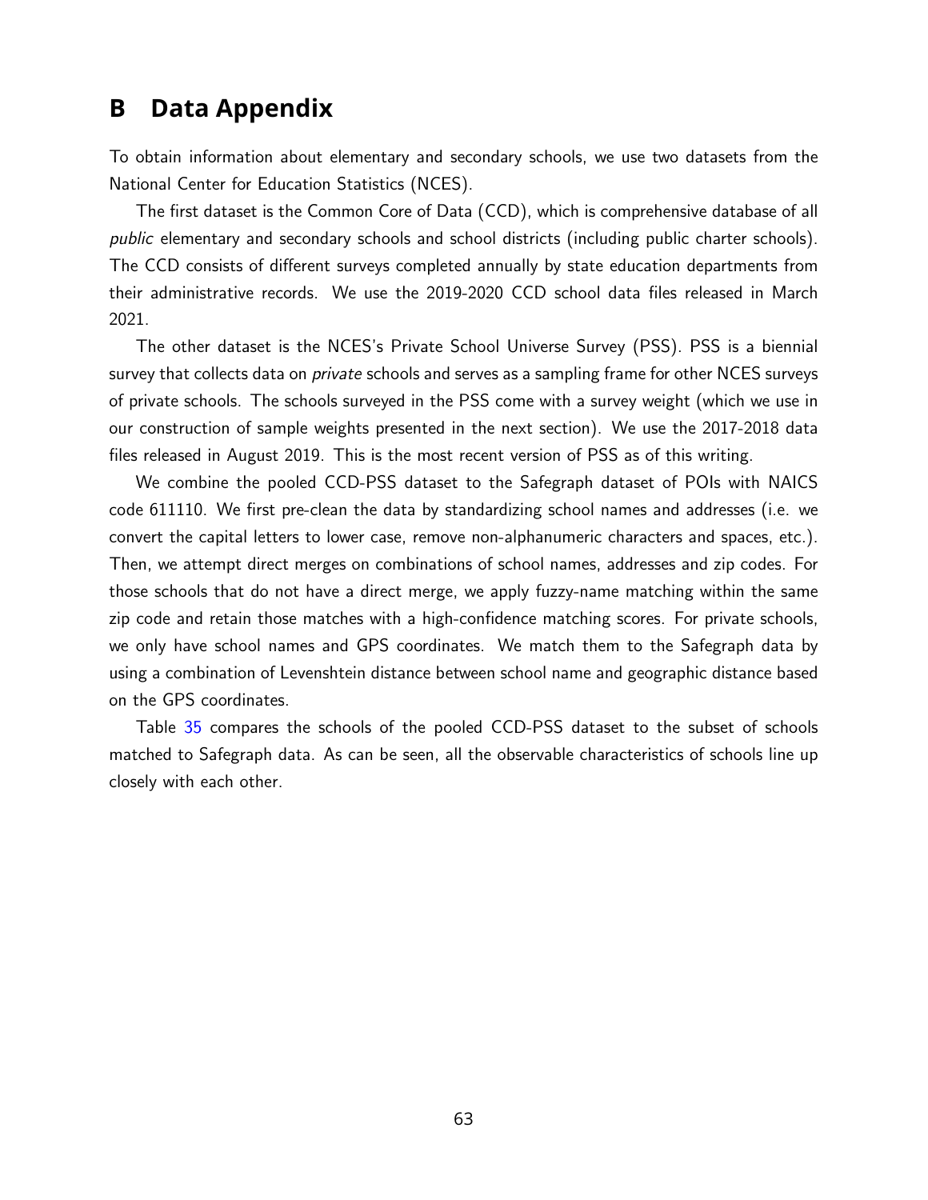# B Data Appendix

To obtain information about elementary and secondary schools, we use two datasets from the National Center for Education Statistics (NCES).

The first dataset is the Common Core of Data (CCD), which is comprehensive database of all *public* elementary and secondary schools and school districts (including public charter schools). The CCD consists of different surveys completed annually by state education departments from their administrative records. We use the 2019-2020 CCD school data files released in March 2021.

The other dataset is the NCES's Private School Universe Survey (PSS). PSS is a biennial survey that collects data on *private* schools and serves as a sampling frame for other NCES surveys of private schools. The schools surveyed in the PSS come with a survey weight (which we use in our construction of sample weights presented in the next section). We use the 2017-2018 data files released in August 2019. This is the most recent version of PSS as of this writing.

We combine the pooled CCD-PSS dataset to the Safegraph dataset of POIs with NAICS code 611110. We first pre-clean the data by standardizing school names and addresses (i.e. we convert the capital letters to lower case, remove non-alphanumeric characters and spaces, etc.). Then, we attempt direct merges on combinations of school names, addresses and zip codes. For those schools that do not have a direct merge, we apply fuzzy-name matching within the same zip code and retain those matches with a high-confidence matching scores. For private schools, we only have school names and GPS coordinates. We match them to the Safegraph data by using a combination of Levenshtein distance between school name and geographic distance based on the GPS coordinates.

Table 35 compares the schools of the pooled CCD-PSS dataset to the subset of schools matched to Safegraph data. As can be seen, all the observable characteristics of schools line up closely with each other.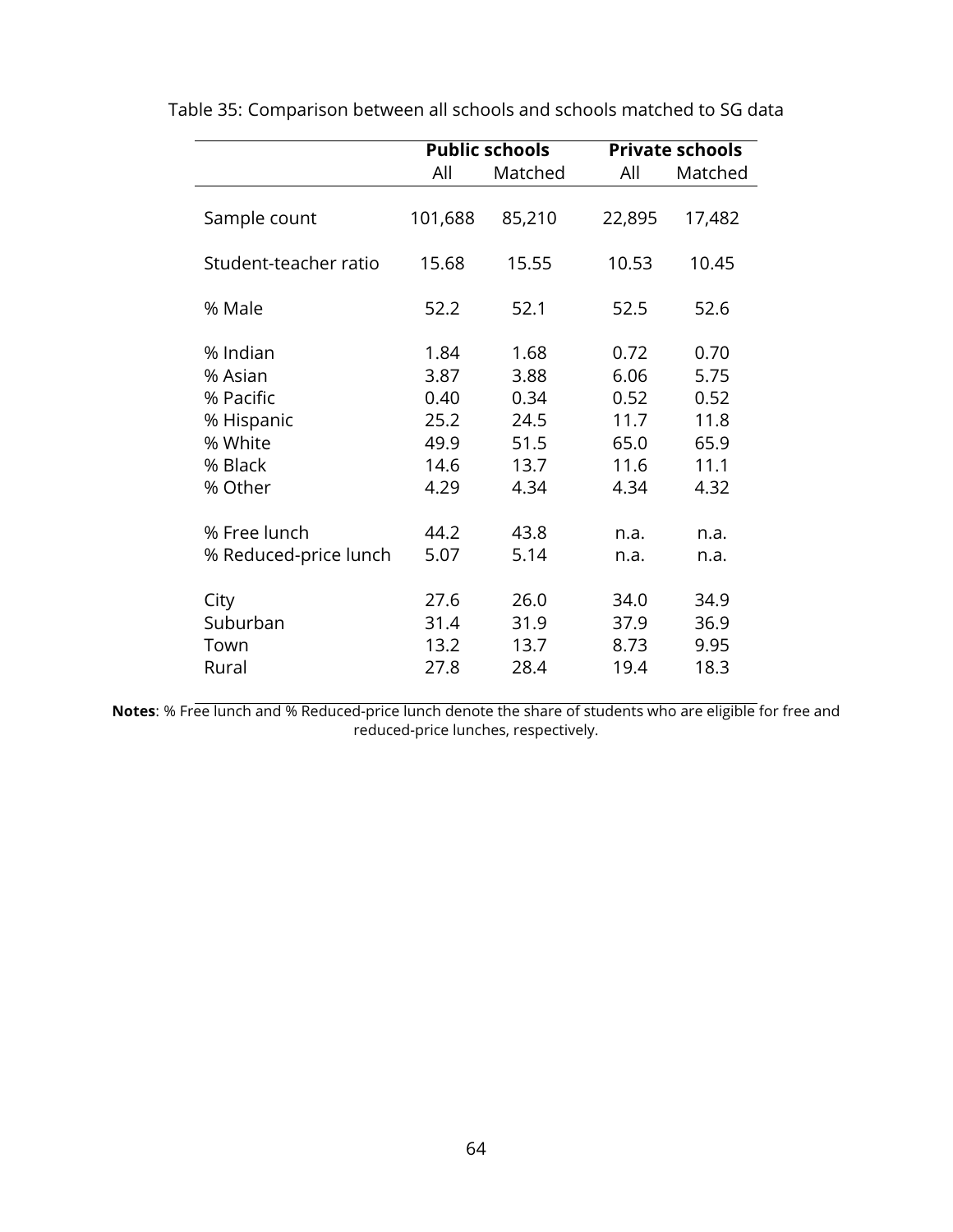Table 35: Comparison between all schools and schools matched to SG data

| | **Public schools** | | **Private schools** | |
|---|---|---|---|---|
| | All | Matched | All | Matched |
| Sample count | 101,688 | 85,210 | 22,895 | 17,482 |
| Student-teacher ratio | 15.68 | 15.55 | 10.53 | 10.45 |
| % Male | 52.2 | 52.1 | 52.5 | 52.6 |
| % Indian | 1.84 | 1.68 | 0.72 | 0.70 |
| % Asian | 3.87 | 3.88 | 6.06 | 5.75 |
| % Pacific | 0.40 | 0.34 | 0.52 | 0.52 |
| % Hispanic | 25.2 | 24.5 | 11.7 | 11.8 |
| % White | 49.9 | 51.5 | 65.0 | 65.9 |
| % Black | 14.6 | 13.7 | 11.6 | 11.1 |
| % Other | 4.29 | 4.34 | 4.34 | 4.32 |
| % Free lunch | 44.2 | 43.8 | n.a. | n.a. |
| % Reduced-price lunch | 5.07 | 5.14 | n.a. | n.a. |
| City | 27.6 | 26.0 | 34.0 | 34.9 |
| Suburban | 31.4 | 31.9 | 37.9 | 36.9 |
| Town | 13.2 | 13.7 | 8.73 | 9.95 |
| Rural | 27.8 | 28.4 | 19.4 | 18.3 |

**Notes**: % Free lunch and % Reduced-price lunch denote the share of students who are eligible for free and reduced-price lunches, respectively.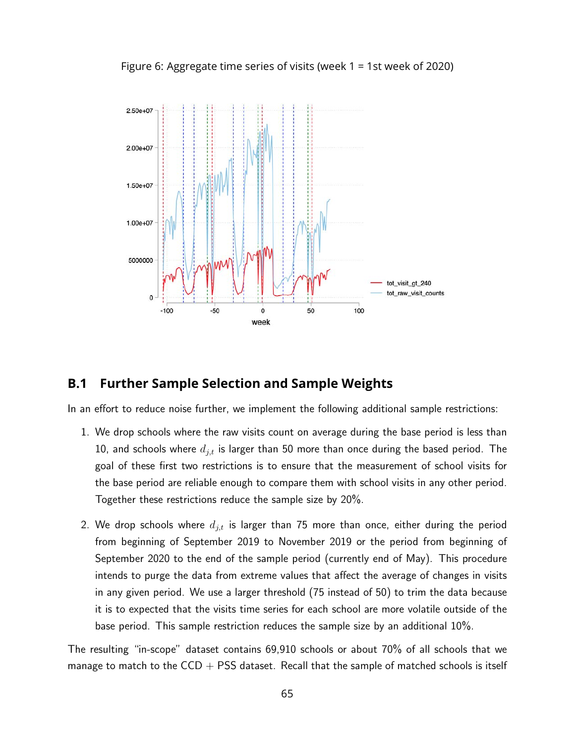Figure 6: Aggregate time series of visits (week 1 = 1st week of 2020)

## B.1 Further Sample Selection and Sample Weights

In an effort to reduce noise further, we implement the following additional sample restrictions:

1. We drop schools where the raw visits count on average during the base period is less than 10, and schools where $d_{j,t}$ is larger than 50 more than once during the based period. The goal of these first two restrictions is to ensure that the measurement of school visits for the base period are reliable enough to compare them with school visits in any other period. Together these restrictions reduce the sample size by 20%.

2. We drop schools where $d_{j,t}$ is larger than 75 more than once, either during the period from beginning of September 2019 to November 2019 or the period from beginning of September 2020 to the end of the sample period (currently end of May). This procedure intends to purge the data from extreme values that affect the average of changes in visits in any given period. We use a larger threshold (75 instead of 50) to trim the data because it is to expected that the visits time series for each school are more volatile outside of the base period. This sample restriction reduces the sample size by an additional 10%.

The resulting "in-scope" dataset contains 69,910 schools or about 70% of all schools that we manage to match to the CCD + PSS dataset. Recall that the sample of matched schools is itself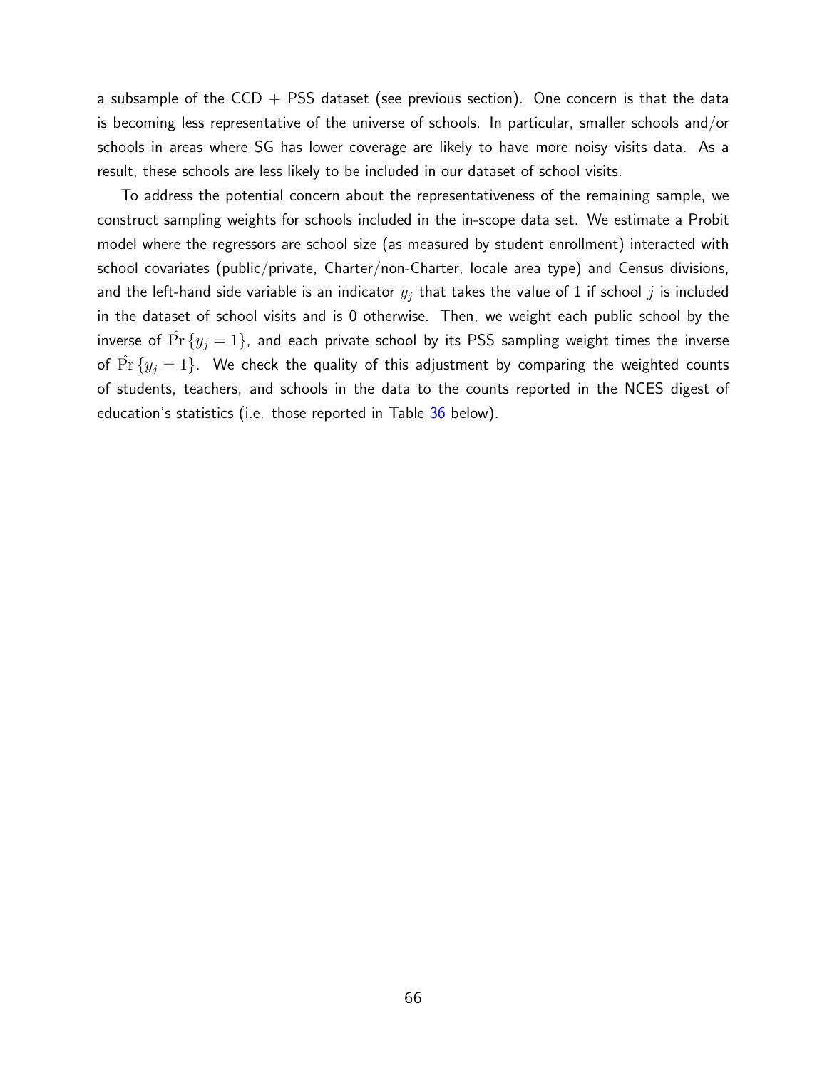a subsample of the CCD + PSS dataset (see previous section). One concern is that the data is becoming less representative of the universe of schools. In particular, smaller schools and/or schools in areas where SG has lower coverage are likely to have more noisy visits data. As a result, these schools are less likely to be included in our dataset of school visits.

To address the potential concern about the representativeness of the remaining sample, we construct sampling weights for schools included in the in-scope data set. We estimate a Probit model where the regressors are school size (as measured by student enrollment) interacted with school covariates (public/private, Charter/non-Charter, locale area type) and Census divisions, and the left-hand side variable is an indicator $y_j$ that takes the value of 1 if school $j$ is included in the dataset of school visits and is 0 otherwise. Then, we weight each public school by the inverse of $\hat{\Pr}\{y_j = 1\}$, and each private school by its PSS sampling weight times the inverse of $\hat{\Pr}\{y_j = 1\}$. We check the quality of this adjustment by comparing the weighted counts of students, teachers, and schools in the data to the counts reported in the NCES digest of education's statistics (i.e. those reported in Table 36 below).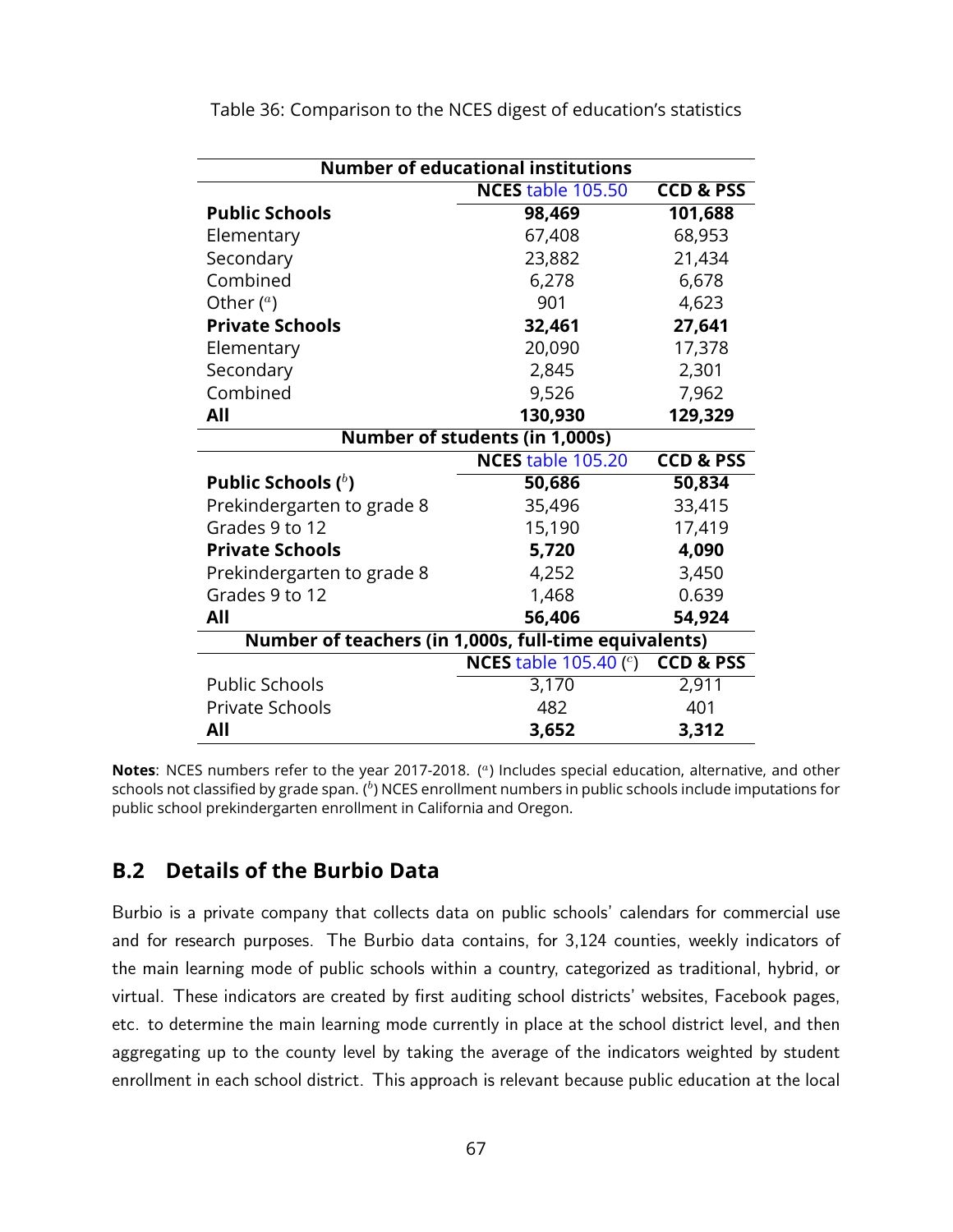Table 36: Comparison to the NCES digest of education's statistics

| **Number of educational institutions** | | |
|---|---|---|
| | **NCES** table 105.50 | **CCD & PSS** |
| **Public Schools** | **98,469** | **101,688** |
| Elementary | 67,408 | 68,953 |
| Secondary | 23,882 | 21,434 |
| Combined | 6,278 | 6,678 |
| Other ([a]) | 901 | 4,623 |
| **Private Schools** | **32,461** | **27,641** |
| Elementary | 20,090 | 17,378 |
| Secondary | 2,845 | 2,301 |
| Combined | 9,526 | 7,962 |
| **All** | **130,930** | **129,329** |
| **Number of students (in 1,000s)** | | |
| | **NCES** table 105.20 | **CCD & PSS** |
| **Public Schools ([b])** | **50,686** | **50,834** |
| Prekindergarten to grade 8 | 35,496 | 33,415 |
| Grades 9 to 12 | 15,190 | 17,419 |
| **Private Schools** | **5,720** | **4,090** |
| Prekindergarten to grade 8 | 4,252 | 3,450 |
| Grades 9 to 12 | 1,468 | 0.639 |
| **All** | **56,406** | **54,924** |
| **Number of teachers (in 1,000s, full-time equivalents)** | | |
| | **NCES** table 105.40 ([c]) | **CCD & PSS** |
| Public Schools | 3,170 | 2,911 |
| Private Schools | 482 | 401 |
| **All** | **3,652** | **3,312** |

**Notes**: NCES numbers refer to the year 2017-2018. ([a]) Includes special education, alternative, and other schools not classified by grade span. ([b]) NCES enrollment numbers in public schools include imputations for public school prekindergarten enrollment in California and Oregon.

## B.2 Details of the Burbio Data

Burbio is a private company that collects data on public schools' calendars for commercial use and for research purposes. The Burbio data contains, for 3,124 counties, weekly indicators of the main learning mode of public schools within a country, categorized as traditional, hybrid, or virtual. These indicators are created by first auditing school districts' websites, Facebook pages, etc. to determine the main learning mode currently in place at the school district level, and then aggregating up to the county level by taking the average of the indicators weighted by student enrollment in each school district. This approach is relevant because public education at the local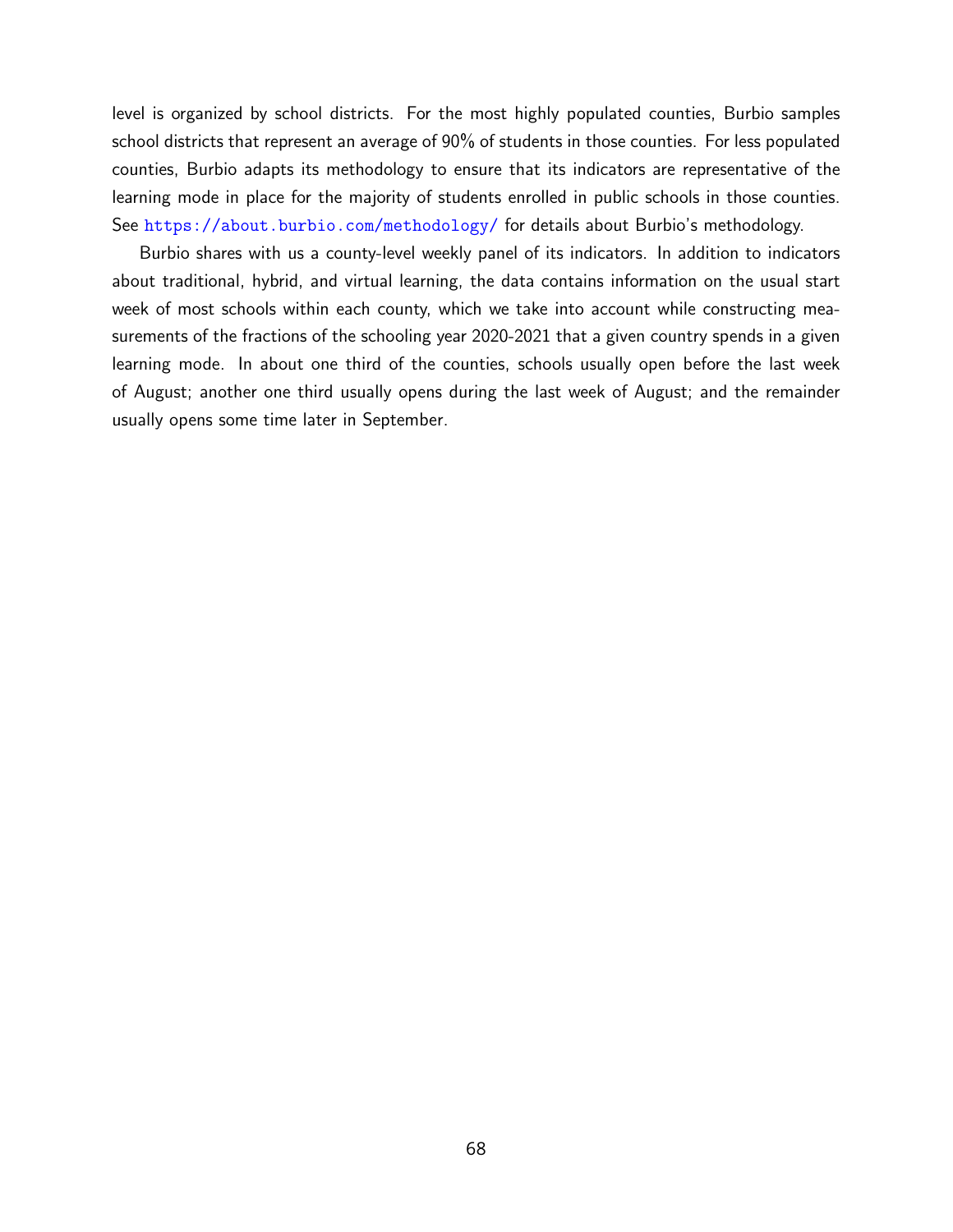level is organized by school districts. For the most highly populated counties, Burbio samples school districts that represent an average of 90% of students in those counties. For less populated counties, Burbio adapts its methodology to ensure that its indicators are representative of the learning mode in place for the majority of students enrolled in public schools in those counties. See https://about.burbio.com/methodology/ for details about Burbio's methodology.

Burbio shares with us a county-level weekly panel of its indicators. In addition to indicators about traditional, hybrid, and virtual learning, the data contains information on the usual start week of most schools within each county, which we take into account while constructing measurements of the fractions of the schooling year 2020-2021 that a given country spends in a given learning mode. In about one third of the counties, schools usually open before the last week of August; another one third usually opens during the last week of August; and the remainder usually opens some time later in September.